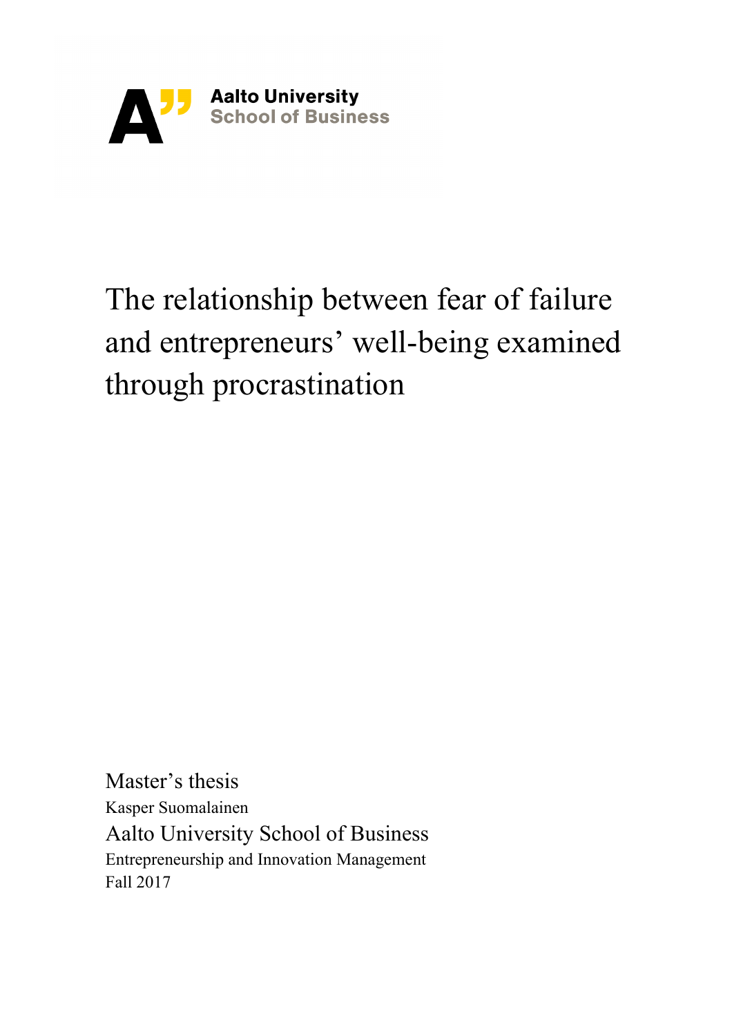Aalto University
School of Business

# The relationship between fear of failure and entrepreneurs' well-being examined through procrastination

Master's thesis
Kasper Suomalainen
Aalto University School of Business
Entrepreneurship and Innovation Management
Fall 2017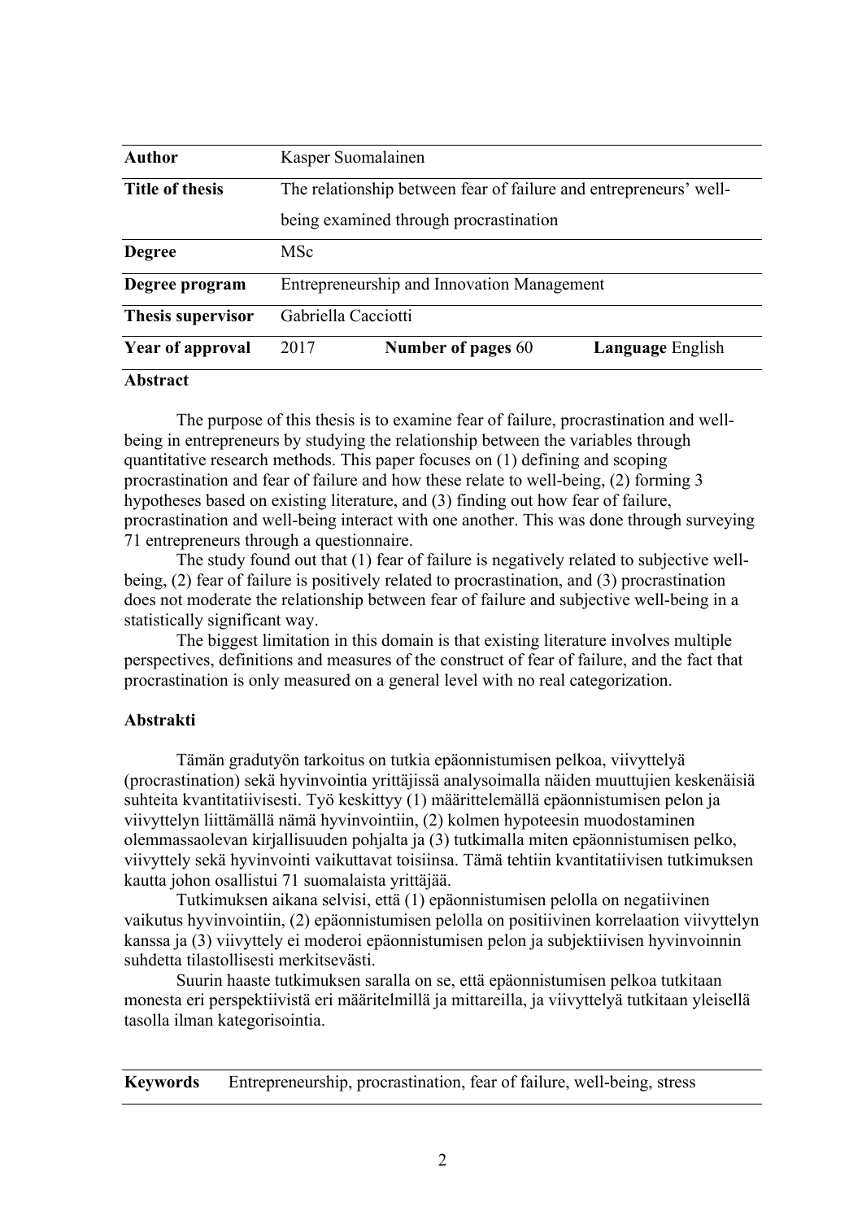| **Author** | Kasper Suomalainen | | |
|---|---|---|---|
| **Title of thesis** | The relationship between fear of failure and entrepreneurs' well-being examined through procrastination | | |
| **Degree** | MSc | | |
| **Degree program** | Entrepreneurship and Innovation Management | | |
| **Thesis supervisor** | Gabriella Cacciotti | | |
| **Year of approval** | 2017 | **Number of pages** 60 | **Language** English |

**Abstract**

The purpose of this thesis is to examine fear of failure, procrastination and well-being in entrepreneurs by studying the relationship between the variables through quantitative research methods. This paper focuses on (1) defining and scoping procrastination and fear of failure and how these relate to well-being, (2) forming 3 hypotheses based on existing literature, and (3) finding out how fear of failure, procrastination and well-being interact with one another. This was done through surveying 71 entrepreneurs through a questionnaire.

The study found out that (1) fear of failure is negatively related to subjective well-being, (2) fear of failure is positively related to procrastination, and (3) procrastination does not moderate the relationship between fear of failure and subjective well-being in a statistically significant way.

The biggest limitation in this domain is that existing literature involves multiple perspectives, definitions and measures of the construct of fear of failure, and the fact that procrastination is only measured on a general level with no real categorization.

**Abstrakti**

Tämän gradutyön tarkoitus on tutkia epäonnistumisen pelkoa, viivyttelyä (procrastination) sekä hyvinvointia yrittäjissä analysoimalla näiden muuttujien keskenäisiä suhteita kvantitatiivisesti. Työ keskittyy (1) määrittelemällä epäonnistumisen pelon ja viivyttelyn liittämällä nämä hyvinvointiin, (2) kolmen hypoteesin muodostaminen olemmassaolevan kirjallisuuden pohjalta ja (3) tutkimalla miten epäonnistumisen pelko, viivyttely sekä hyvinvointi vaikuttavat toisiinsa. Tämä tehtiin kvantitatiivisen tutkimuksen kautta johon osallistui 71 suomalaista yrittäjää.

Tutkimuksen aikana selvisi, että (1) epäonnistumisen pelolla on negatiivinen vaikutus hyvinvointiin, (2) epäonnistumisen pelolla on positiivinen korrelaation viivyttelyn kanssa ja (3) viivyttely ei moderoi epäonnistumisen pelon ja subjektiivisen hyvinvoinnin suhdetta tilastollisesti merkitsevästi.

Suurin haaste tutkimuksen saralla on se, että epäonnistumisen pelkoa tutkitaan monesta eri perspektiivistä eri määritelmillä ja mittareilla, ja viivyttelyä tutkitaan yleisellä tasolla ilman kategorisointia.

| **Keywords** | Entrepreneurship, procrastination, fear of failure, well-being, stress |
|---|---|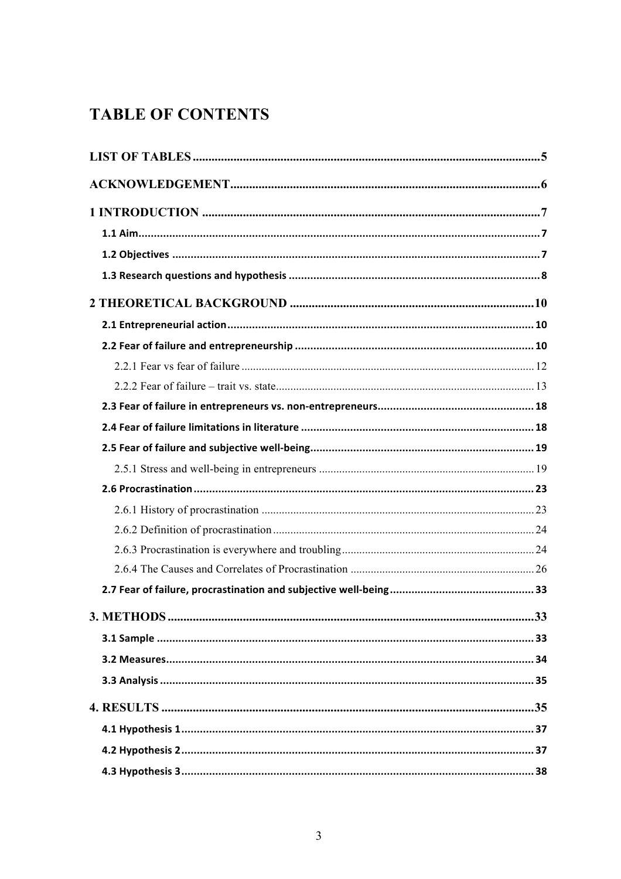# TABLE OF CONTENTS

**LIST OF TABLES** .......... 5

**ACKNOWLEDGEMENT** .......... 6

**1 INTRODUCTION** .......... 7

- **1.1 Aim** .......... 7
- **1.2 Objectives** .......... 7
- **1.3 Research questions and hypothesis** .......... 8

**2 THEORETICAL BACKGROUND** .......... 10

- **2.1 Entrepreneurial action** .......... 10
- **2.2 Fear of failure and entrepreneurship** .......... 10
  - 2.2.1 Fear vs fear of failure .......... 12
  - 2.2.2 Fear of failure – trait vs. state .......... 13
- **2.3 Fear of failure in entrepreneurs vs. non-entrepreneurs** .......... 18
- **2.4 Fear of failure limitations in literature** .......... 18
- **2.5 Fear of failure and subjective well-being** .......... 19
  - 2.5.1 Stress and well-being in entrepreneurs .......... 19
- **2.6 Procrastination** .......... 23
  - 2.6.1 History of procrastination .......... 23
  - 2.6.2 Definition of procrastination .......... 24
  - 2.6.3 Procrastination is everywhere and troubling .......... 24
  - 2.6.4 The Causes and Correlates of Procrastination .......... 26
- **2.7 Fear of failure, procrastination and subjective well-being** .......... 33

**3. METHODS** .......... 33

- **3.1 Sample** .......... 33
- **3.2 Measures** .......... 34
- **3.3 Analysis** .......... 35

**4. RESULTS** .......... 35

- **4.1 Hypothesis 1** .......... 37
- **4.2 Hypothesis 2** .......... 37
- **4.3 Hypothesis 3** .......... 38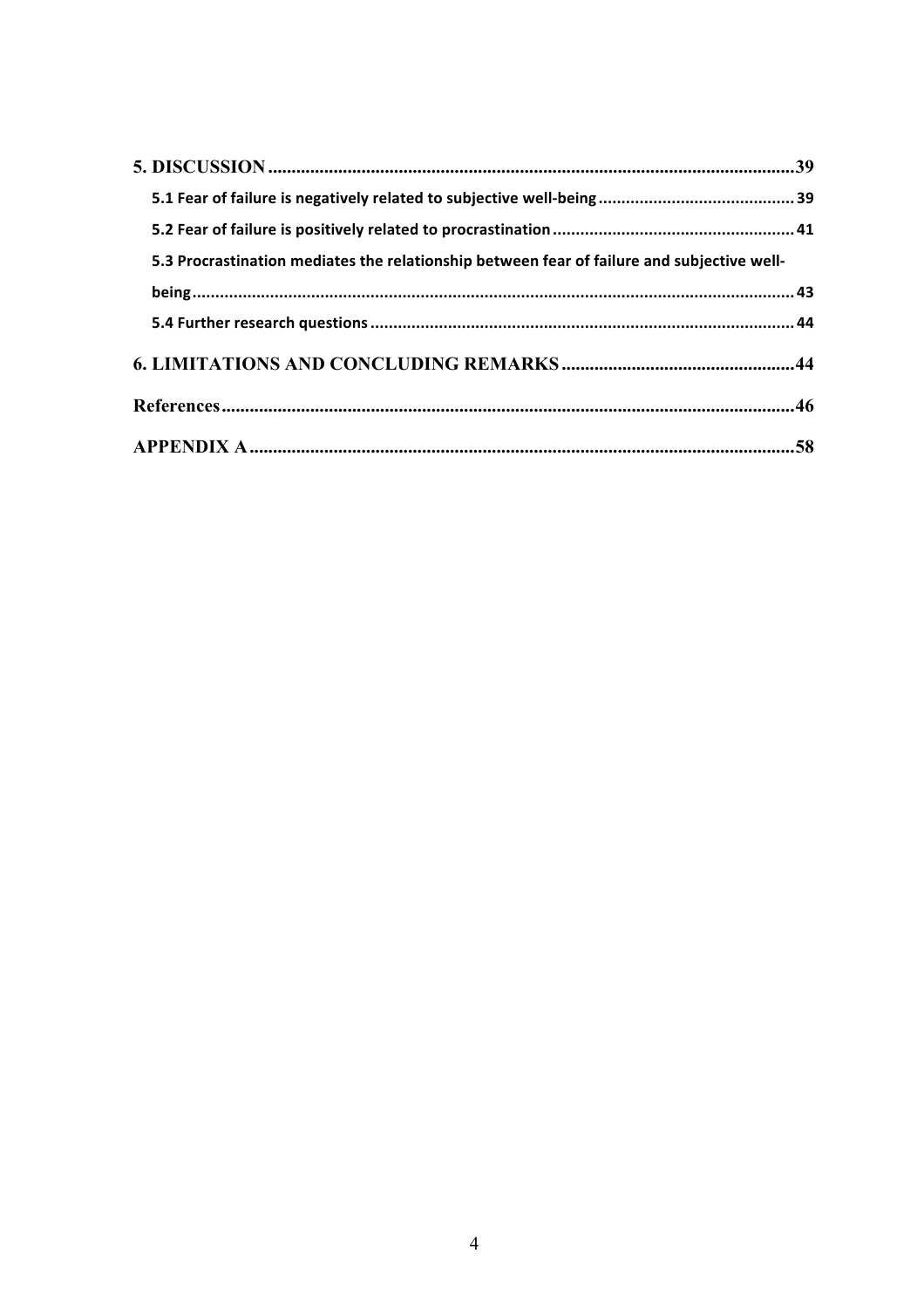**5. DISCUSSION** ..... **39**

5.1 Fear of failure is negatively related to subjective well-being ..... 39

5.2 Fear of failure is positively related to procrastination ..... 41

5.3 Procrastination mediates the relationship between fear of failure and subjective well-being ..... 43

5.4 Further research questions ..... 44

**6. LIMITATIONS AND CONCLUDING REMARKS** ..... **44**

**References** ..... **46**

**APPENDIX A** ..... **58**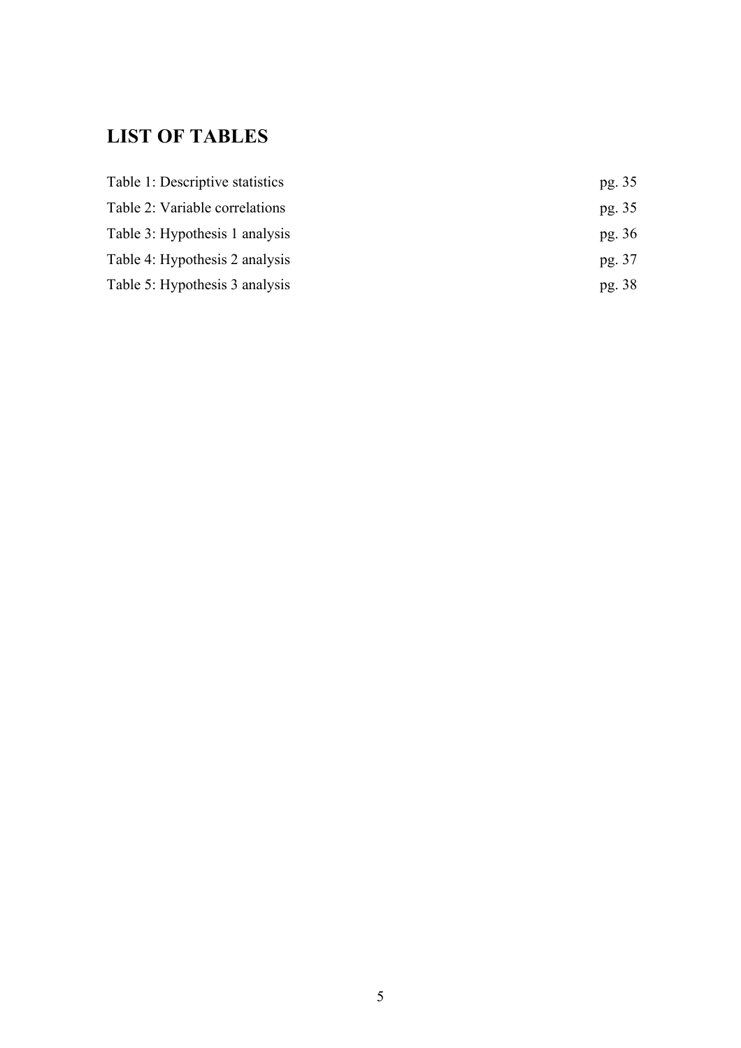## LIST OF TABLES

| | |
|---|---|
| Table 1: Descriptive statistics | pg. 35 |
| Table 2: Variable correlations | pg. 35 |
| Table 3: Hypothesis 1 analysis | pg. 36 |
| Table 4: Hypothesis 2 analysis | pg. 37 |
| Table 5: Hypothesis 3 analysis | pg. 38 |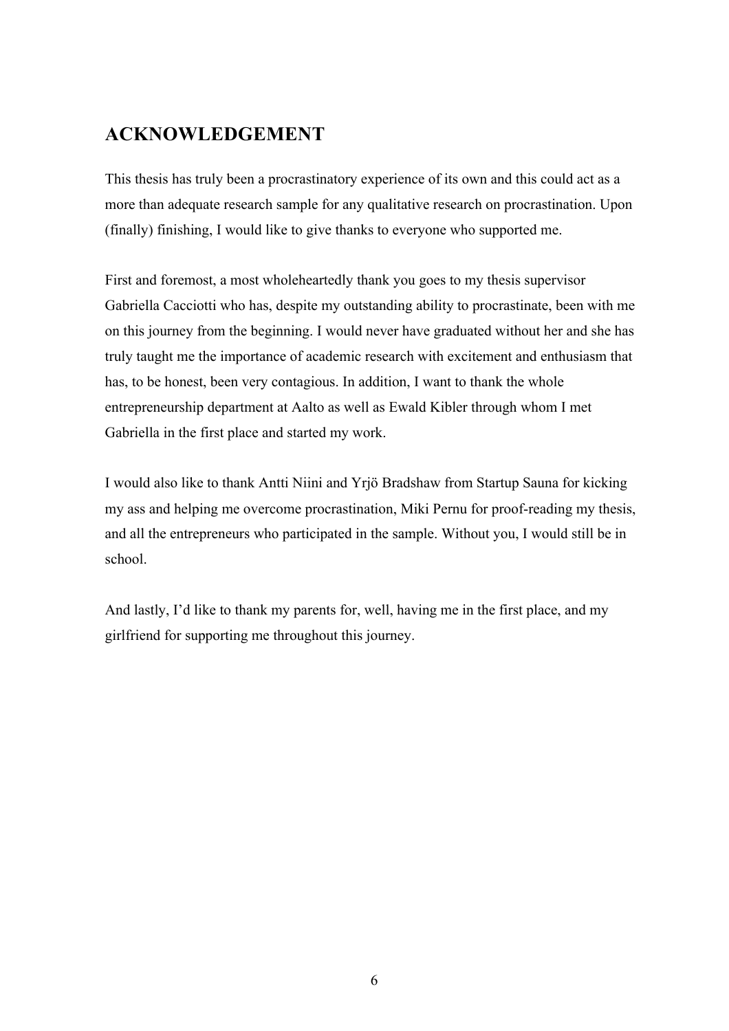## ACKNOWLEDGEMENT

This thesis has truly been a procrastinatory experience of its own and this could act as a more than adequate research sample for any qualitative research on procrastination. Upon (finally) finishing, I would like to give thanks to everyone who supported me.

First and foremost, a most wholeheartedly thank you goes to my thesis supervisor Gabriella Cacciotti who has, despite my outstanding ability to procrastinate, been with me on this journey from the beginning. I would never have graduated without her and she has truly taught me the importance of academic research with excitement and enthusiasm that has, to be honest, been very contagious. In addition, I want to thank the whole entrepreneurship department at Aalto as well as Ewald Kibler through whom I met Gabriella in the first place and started my work.

I would also like to thank Antti Niini and Yrjö Bradshaw from Startup Sauna for kicking my ass and helping me overcome procrastination, Miki Pernu for proof-reading my thesis, and all the entrepreneurs who participated in the sample. Without you, I would still be in school.

And lastly, I'd like to thank my parents for, well, having me in the first place, and my girlfriend for supporting me throughout this journey.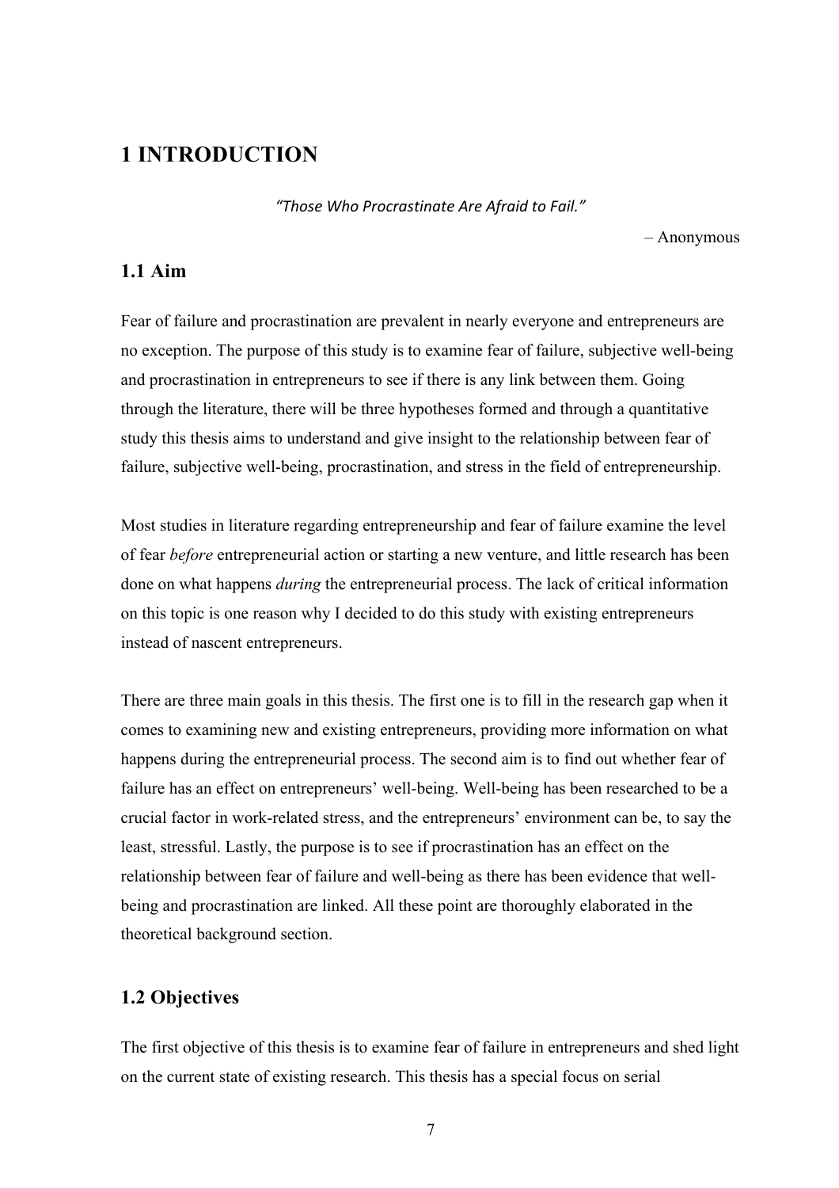# 1 INTRODUCTION

*"Those Who Procrastinate Are Afraid to Fail."*

– Anonymous

## 1.1 Aim

Fear of failure and procrastination are prevalent in nearly everyone and entrepreneurs are no exception. The purpose of this study is to examine fear of failure, subjective well-being and procrastination in entrepreneurs to see if there is any link between them. Going through the literature, there will be three hypotheses formed and through a quantitative study this thesis aims to understand and give insight to the relationship between fear of failure, subjective well-being, procrastination, and stress in the field of entrepreneurship.

Most studies in literature regarding entrepreneurship and fear of failure examine the level of fear *before* entrepreneurial action or starting a new venture, and little research has been done on what happens *during* the entrepreneurial process. The lack of critical information on this topic is one reason why I decided to do this study with existing entrepreneurs instead of nascent entrepreneurs.

There are three main goals in this thesis. The first one is to fill in the research gap when it comes to examining new and existing entrepreneurs, providing more information on what happens during the entrepreneurial process. The second aim is to find out whether fear of failure has an effect on entrepreneurs' well-being. Well-being has been researched to be a crucial factor in work-related stress, and the entrepreneurs' environment can be, to say the least, stressful. Lastly, the purpose is to see if procrastination has an effect on the relationship between fear of failure and well-being as there has been evidence that well-being and procrastination are linked. All these point are thoroughly elaborated in the theoretical background section.

## 1.2 Objectives

The first objective of this thesis is to examine fear of failure in entrepreneurs and shed light on the current state of existing research. This thesis has a special focus on serial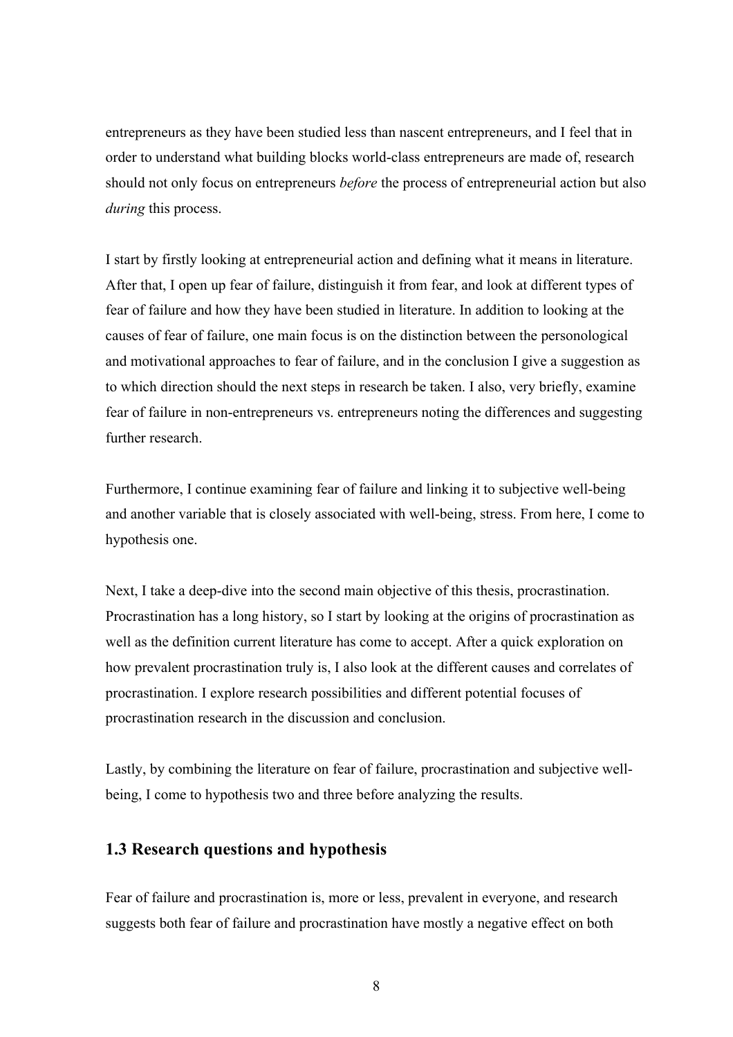entrepreneurs as they have been studied less than nascent entrepreneurs, and I feel that in order to understand what building blocks world-class entrepreneurs are made of, research should not only focus on entrepreneurs *before* the process of entrepreneurial action but also *during* this process.

I start by firstly looking at entrepreneurial action and defining what it means in literature. After that, I open up fear of failure, distinguish it from fear, and look at different types of fear of failure and how they have been studied in literature. In addition to looking at the causes of fear of failure, one main focus is on the distinction between the personological and motivational approaches to fear of failure, and in the conclusion I give a suggestion as to which direction should the next steps in research be taken. I also, very briefly, examine fear of failure in non-entrepreneurs vs. entrepreneurs noting the differences and suggesting further research.

Furthermore, I continue examining fear of failure and linking it to subjective well-being and another variable that is closely associated with well-being, stress. From here, I come to hypothesis one.

Next, I take a deep-dive into the second main objective of this thesis, procrastination. Procrastination has a long history, so I start by looking at the origins of procrastination as well as the definition current literature has come to accept. After a quick exploration on how prevalent procrastination truly is, I also look at the different causes and correlates of procrastination. I explore research possibilities and different potential focuses of procrastination research in the discussion and conclusion.

Lastly, by combining the literature on fear of failure, procrastination and subjective well-being, I come to hypothesis two and three before analyzing the results.

## 1.3 Research questions and hypothesis

Fear of failure and procrastination is, more or less, prevalent in everyone, and research suggests both fear of failure and procrastination have mostly a negative effect on both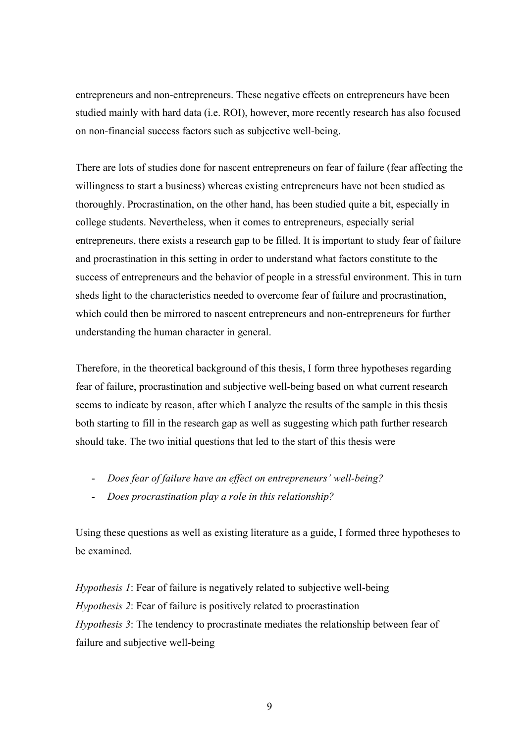entrepreneurs and non-entrepreneurs. These negative effects on entrepreneurs have been studied mainly with hard data (i.e. ROI), however, more recently research has also focused on non-financial success factors such as subjective well-being.

There are lots of studies done for nascent entrepreneurs on fear of failure (fear affecting the willingness to start a business) whereas existing entrepreneurs have not been studied as thoroughly. Procrastination, on the other hand, has been studied quite a bit, especially in college students. Nevertheless, when it comes to entrepreneurs, especially serial entrepreneurs, there exists a research gap to be filled. It is important to study fear of failure and procrastination in this setting in order to understand what factors constitute to the success of entrepreneurs and the behavior of people in a stressful environment. This in turn sheds light to the characteristics needed to overcome fear of failure and procrastination, which could then be mirrored to nascent entrepreneurs and non-entrepreneurs for further understanding the human character in general.

Therefore, in the theoretical background of this thesis, I form three hypotheses regarding fear of failure, procrastination and subjective well-being based on what current research seems to indicate by reason, after which I analyze the results of the sample in this thesis both starting to fill in the research gap as well as suggesting which path further research should take. The two initial questions that led to the start of this thesis were

- *Does fear of failure have an effect on entrepreneurs' well-being?*
- *Does procrastination play a role in this relationship?*

Using these questions as well as existing literature as a guide, I formed three hypotheses to be examined.

*Hypothesis 1*: Fear of failure is negatively related to subjective well-being
*Hypothesis 2*: Fear of failure is positively related to procrastination
*Hypothesis 3*: The tendency to procrastinate mediates the relationship between fear of failure and subjective well-being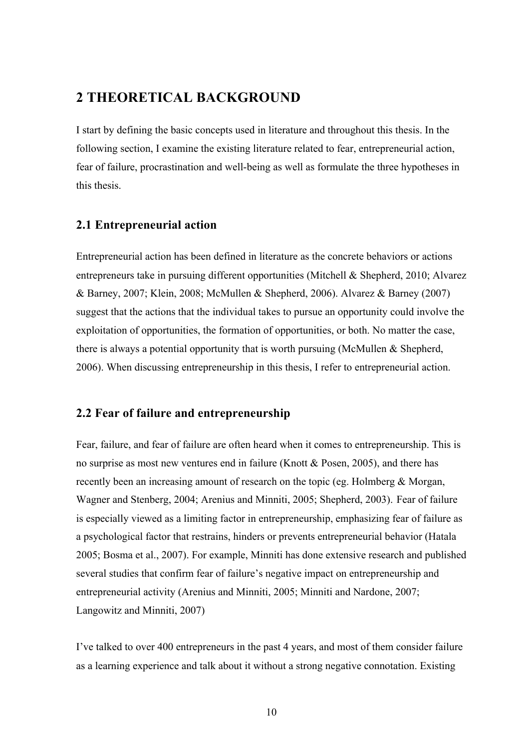## 2 THEORETICAL BACKGROUND

I start by defining the basic concepts used in literature and throughout this thesis. In the following section, I examine the existing literature related to fear, entrepreneurial action, fear of failure, procrastination and well-being as well as formulate the three hypotheses in this thesis.

### 2.1 Entrepreneurial action

Entrepreneurial action has been defined in literature as the concrete behaviors or actions entrepreneurs take in pursuing different opportunities (Mitchell & Shepherd, 2010; Alvarez & Barney, 2007; Klein, 2008; McMullen & Shepherd, 2006). Alvarez & Barney (2007) suggest that the actions that the individual takes to pursue an opportunity could involve the exploitation of opportunities, the formation of opportunities, or both. No matter the case, there is always a potential opportunity that is worth pursuing (McMullen & Shepherd, 2006). When discussing entrepreneurship in this thesis, I refer to entrepreneurial action.

### 2.2 Fear of failure and entrepreneurship

Fear, failure, and fear of failure are often heard when it comes to entrepreneurship. This is no surprise as most new ventures end in failure (Knott & Posen, 2005), and there has recently been an increasing amount of research on the topic (eg. Holmberg & Morgan, Wagner and Stenberg, 2004; Arenius and Minniti, 2005; Shepherd, 2003). Fear of failure is especially viewed as a limiting factor in entrepreneurship, emphasizing fear of failure as a psychological factor that restrains, hinders or prevents entrepreneurial behavior (Hatala 2005; Bosma et al., 2007). For example, Minniti has done extensive research and published several studies that confirm fear of failure's negative impact on entrepreneurship and entrepreneurial activity (Arenius and Minniti, 2005; Minniti and Nardone, 2007; Langowitz and Minniti, 2007)

I've talked to over 400 entrepreneurs in the past 4 years, and most of them consider failure as a learning experience and talk about it without a strong negative connotation. Existing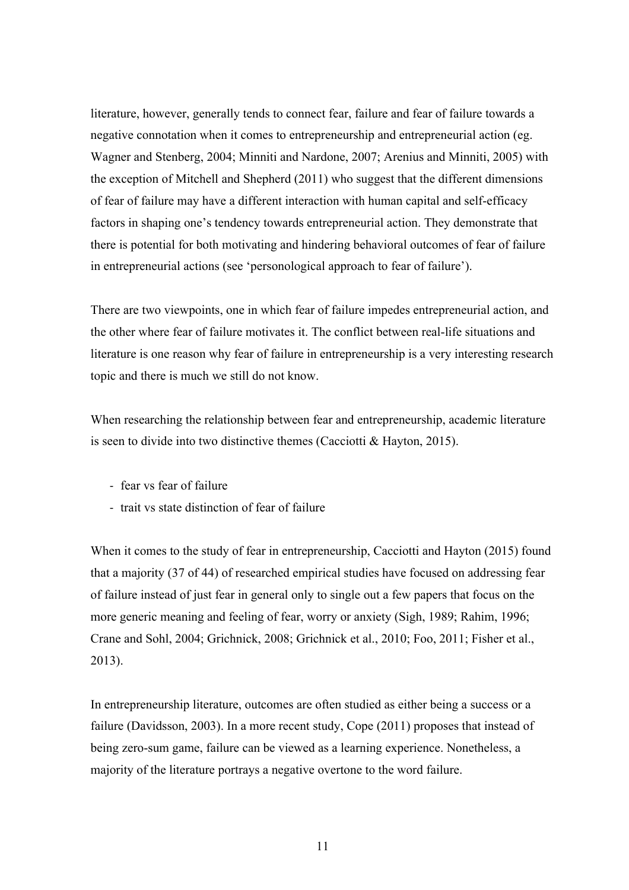literature, however, generally tends to connect fear, failure and fear of failure towards a negative connotation when it comes to entrepreneurship and entrepreneurial action (eg. Wagner and Stenberg, 2004; Minniti and Nardone, 2007; Arenius and Minniti, 2005) with the exception of Mitchell and Shepherd (2011) who suggest that the different dimensions of fear of failure may have a different interaction with human capital and self-efficacy factors in shaping one's tendency towards entrepreneurial action. They demonstrate that there is potential for both motivating and hindering behavioral outcomes of fear of failure in entrepreneurial actions (see 'personological approach to fear of failure').

There are two viewpoints, one in which fear of failure impedes entrepreneurial action, and the other where fear of failure motivates it. The conflict between real-life situations and literature is one reason why fear of failure in entrepreneurship is a very interesting research topic and there is much we still do not know.

When researching the relationship between fear and entrepreneurship, academic literature is seen to divide into two distinctive themes (Cacciotti & Hayton, 2015).

- fear vs fear of failure
- trait vs state distinction of fear of failure

When it comes to the study of fear in entrepreneurship, Cacciotti and Hayton (2015) found that a majority (37 of 44) of researched empirical studies have focused on addressing fear of failure instead of just fear in general only to single out a few papers that focus on the more generic meaning and feeling of fear, worry or anxiety (Sigh, 1989; Rahim, 1996; Crane and Sohl, 2004; Grichnick, 2008; Grichnick et al., 2010; Foo, 2011; Fisher et al., 2013).

In entrepreneurship literature, outcomes are often studied as either being a success or a failure (Davidsson, 2003). In a more recent study, Cope (2011) proposes that instead of being zero-sum game, failure can be viewed as a learning experience. Nonetheless, a majority of the literature portrays a negative overtone to the word failure.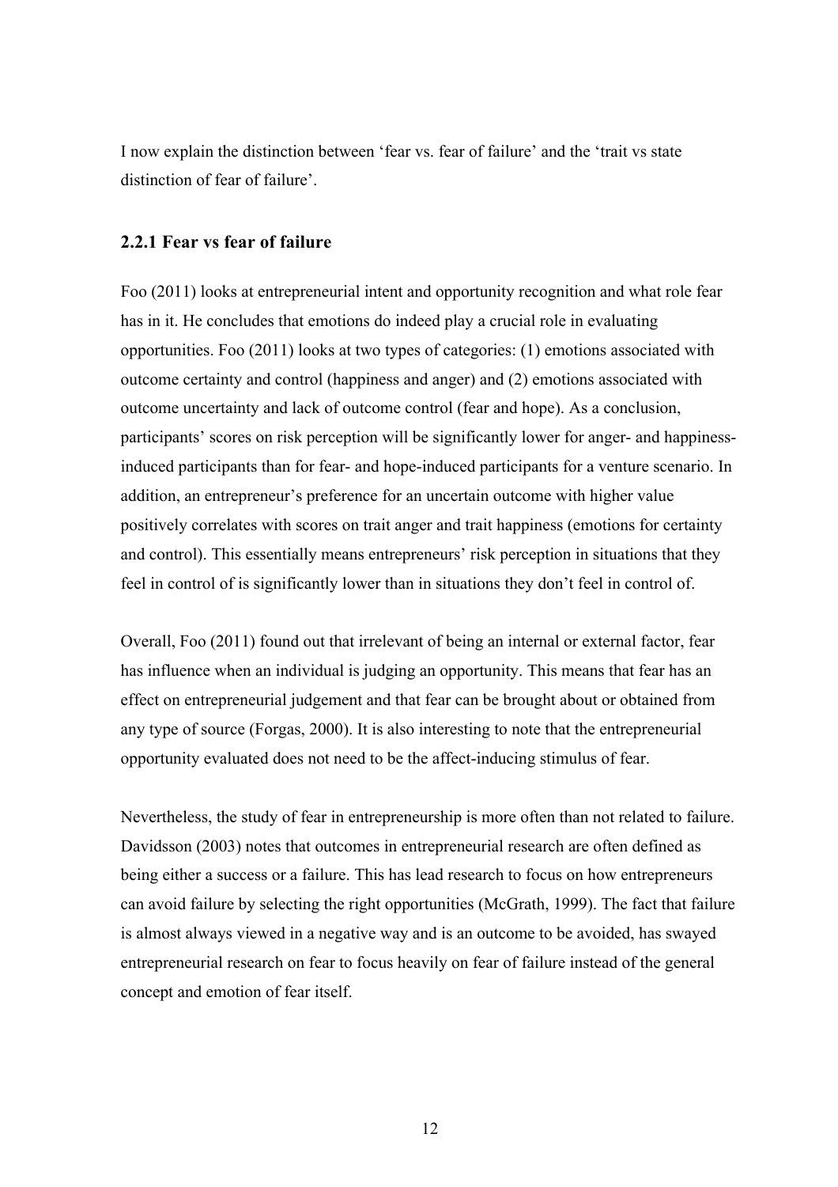I now explain the distinction between 'fear vs. fear of failure' and the 'trait vs state distinction of fear of failure'.

### 2.2.1 Fear vs fear of failure

Foo (2011) looks at entrepreneurial intent and opportunity recognition and what role fear has in it. He concludes that emotions do indeed play a crucial role in evaluating opportunities. Foo (2011) looks at two types of categories: (1) emotions associated with outcome certainty and control (happiness and anger) and (2) emotions associated with outcome uncertainty and lack of outcome control (fear and hope). As a conclusion, participants' scores on risk perception will be significantly lower for anger- and happiness-induced participants than for fear- and hope-induced participants for a venture scenario. In addition, an entrepreneur's preference for an uncertain outcome with higher value positively correlates with scores on trait anger and trait happiness (emotions for certainty and control). This essentially means entrepreneurs' risk perception in situations that they feel in control of is significantly lower than in situations they don't feel in control of.

Overall, Foo (2011) found out that irrelevant of being an internal or external factor, fear has influence when an individual is judging an opportunity. This means that fear has an effect on entrepreneurial judgement and that fear can be brought about or obtained from any type of source (Forgas, 2000). It is also interesting to note that the entrepreneurial opportunity evaluated does not need to be the affect-inducing stimulus of fear.

Nevertheless, the study of fear in entrepreneurship is more often than not related to failure. Davidsson (2003) notes that outcomes in entrepreneurial research are often defined as being either a success or a failure. This has lead research to focus on how entrepreneurs can avoid failure by selecting the right opportunities (McGrath, 1999). The fact that failure is almost always viewed in a negative way and is an outcome to be avoided, has swayed entrepreneurial research on fear to focus heavily on fear of failure instead of the general concept and emotion of fear itself.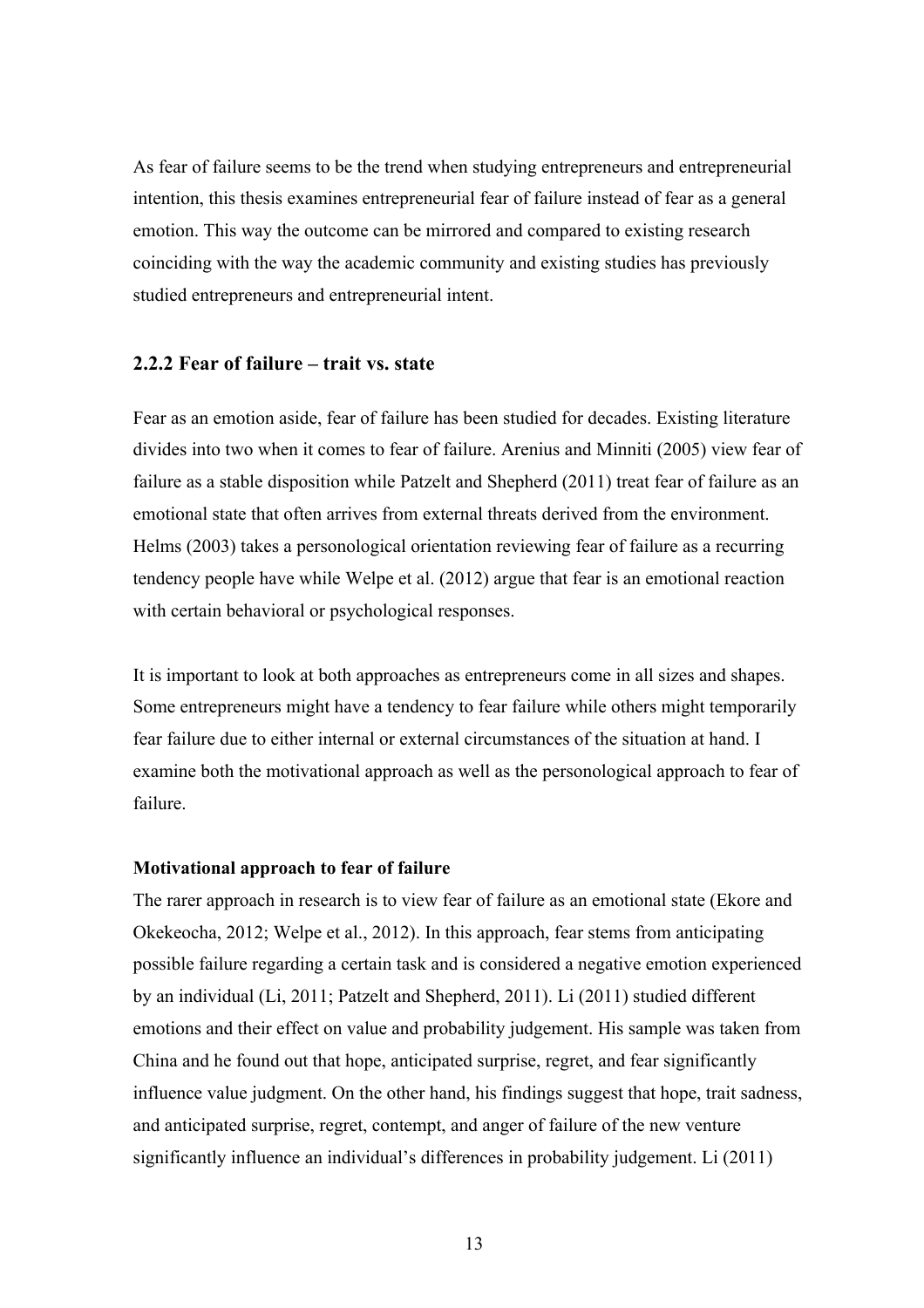As fear of failure seems to be the trend when studying entrepreneurs and entrepreneurial intention, this thesis examines entrepreneurial fear of failure instead of fear as a general emotion. This way the outcome can be mirrored and compared to existing research coinciding with the way the academic community and existing studies has previously studied entrepreneurs and entrepreneurial intent.

### 2.2.2 Fear of failure – trait vs. state

Fear as an emotion aside, fear of failure has been studied for decades. Existing literature divides into two when it comes to fear of failure. Arenius and Minniti (2005) view fear of failure as a stable disposition while Patzelt and Shepherd (2011) treat fear of failure as an emotional state that often arrives from external threats derived from the environment. Helms (2003) takes a personological orientation reviewing fear of failure as a recurring tendency people have while Welpe et al. (2012) argue that fear is an emotional reaction with certain behavioral or psychological responses.

It is important to look at both approaches as entrepreneurs come in all sizes and shapes. Some entrepreneurs might have a tendency to fear failure while others might temporarily fear failure due to either internal or external circumstances of the situation at hand. I examine both the motivational approach as well as the personological approach to fear of failure.

**Motivational approach to fear of failure**

The rarer approach in research is to view fear of failure as an emotional state (Ekore and Okekeocha, 2012; Welpe et al., 2012). In this approach, fear stems from anticipating possible failure regarding a certain task and is considered a negative emotion experienced by an individual (Li, 2011; Patzelt and Shepherd, 2011). Li (2011) studied different emotions and their effect on value and probability judgement. His sample was taken from China and he found out that hope, anticipated surprise, regret, and fear significantly influence value judgment. On the other hand, his findings suggest that hope, trait sadness, and anticipated surprise, regret, contempt, and anger of failure of the new venture significantly influence an individual's differences in probability judgement. Li (2011)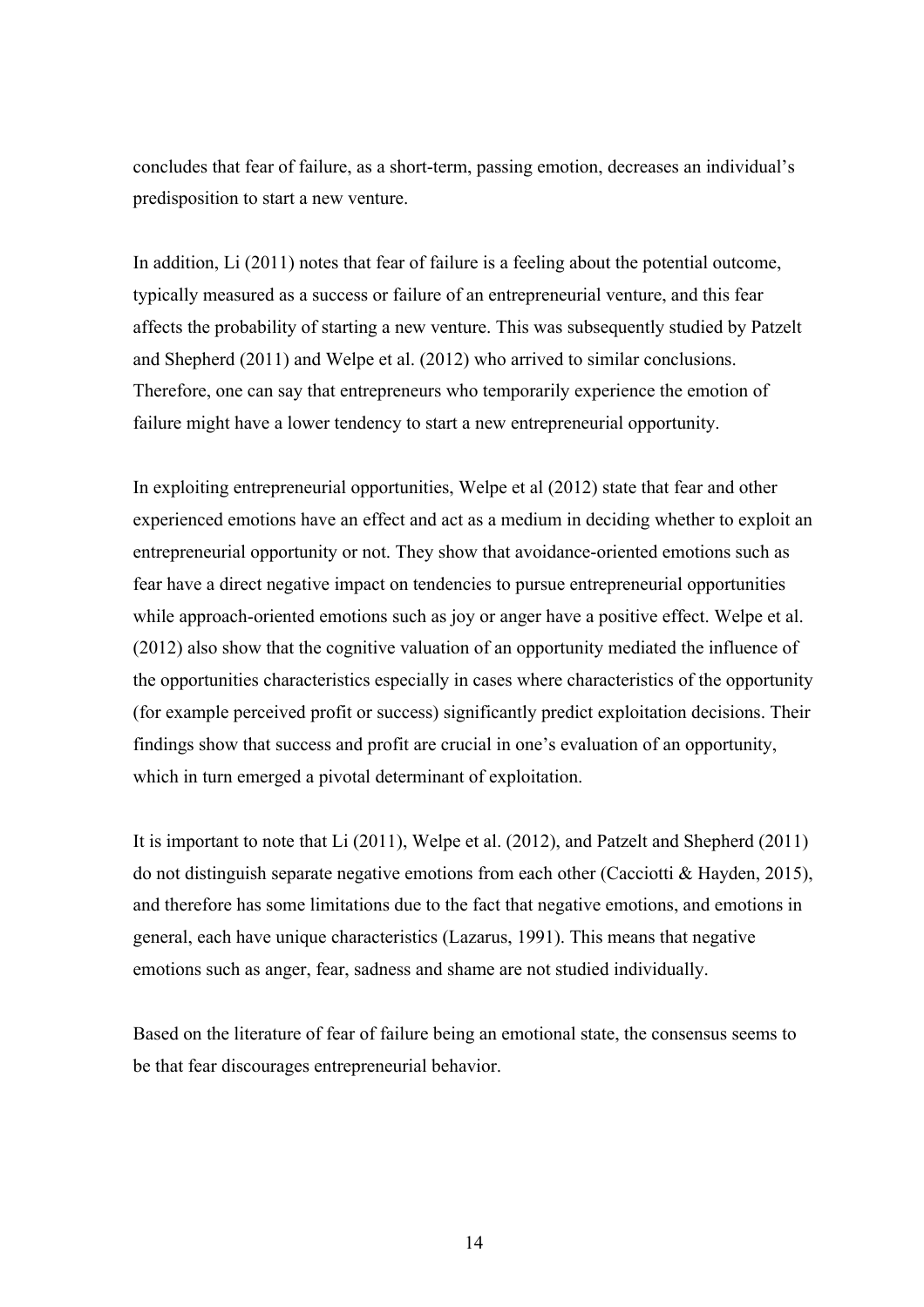concludes that fear of failure, as a short-term, passing emotion, decreases an individual's predisposition to start a new venture.

In addition, Li (2011) notes that fear of failure is a feeling about the potential outcome, typically measured as a success or failure of an entrepreneurial venture, and this fear affects the probability of starting a new venture. This was subsequently studied by Patzelt and Shepherd (2011) and Welpe et al. (2012) who arrived to similar conclusions. Therefore, one can say that entrepreneurs who temporarily experience the emotion of failure might have a lower tendency to start a new entrepreneurial opportunity.

In exploiting entrepreneurial opportunities, Welpe et al (2012) state that fear and other experienced emotions have an effect and act as a medium in deciding whether to exploit an entrepreneurial opportunity or not. They show that avoidance-oriented emotions such as fear have a direct negative impact on tendencies to pursue entrepreneurial opportunities while approach-oriented emotions such as joy or anger have a positive effect. Welpe et al. (2012) also show that the cognitive valuation of an opportunity mediated the influence of the opportunities characteristics especially in cases where characteristics of the opportunity (for example perceived profit or success) significantly predict exploitation decisions. Their findings show that success and profit are crucial in one's evaluation of an opportunity, which in turn emerged a pivotal determinant of exploitation.

It is important to note that Li (2011), Welpe et al. (2012), and Patzelt and Shepherd (2011) do not distinguish separate negative emotions from each other (Cacciotti & Hayden, 2015), and therefore has some limitations due to the fact that negative emotions, and emotions in general, each have unique characteristics (Lazarus, 1991). This means that negative emotions such as anger, fear, sadness and shame are not studied individually.

Based on the literature of fear of failure being an emotional state, the consensus seems to be that fear discourages entrepreneurial behavior.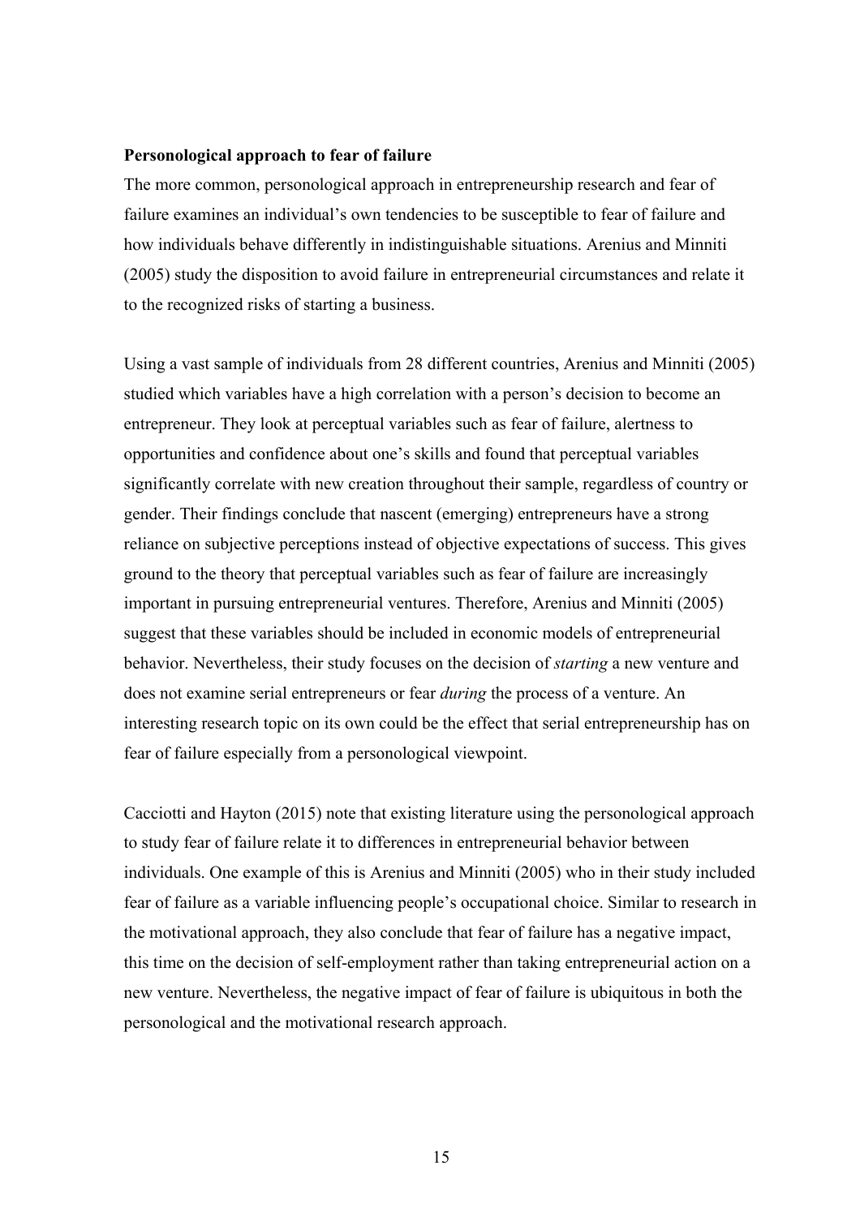**Personological approach to fear of failure**

The more common, personological approach in entrepreneurship research and fear of failure examines an individual's own tendencies to be susceptible to fear of failure and how individuals behave differently in indistinguishable situations. Arenius and Minniti (2005) study the disposition to avoid failure in entrepreneurial circumstances and relate it to the recognized risks of starting a business.

Using a vast sample of individuals from 28 different countries, Arenius and Minniti (2005) studied which variables have a high correlation with a person's decision to become an entrepreneur. They look at perceptual variables such as fear of failure, alertness to opportunities and confidence about one's skills and found that perceptual variables significantly correlate with new creation throughout their sample, regardless of country or gender. Their findings conclude that nascent (emerging) entrepreneurs have a strong reliance on subjective perceptions instead of objective expectations of success. This gives ground to the theory that perceptual variables such as fear of failure are increasingly important in pursuing entrepreneurial ventures. Therefore, Arenius and Minniti (2005) suggest that these variables should be included in economic models of entrepreneurial behavior. Nevertheless, their study focuses on the decision of *starting* a new venture and does not examine serial entrepreneurs or fear *during* the process of a venture. An interesting research topic on its own could be the effect that serial entrepreneurship has on fear of failure especially from a personological viewpoint.

Cacciotti and Hayton (2015) note that existing literature using the personological approach to study fear of failure relate it to differences in entrepreneurial behavior between individuals. One example of this is Arenius and Minniti (2005) who in their study included fear of failure as a variable influencing people's occupational choice. Similar to research in the motivational approach, they also conclude that fear of failure has a negative impact, this time on the decision of self-employment rather than taking entrepreneurial action on a new venture. Nevertheless, the negative impact of fear of failure is ubiquitous in both the personological and the motivational research approach.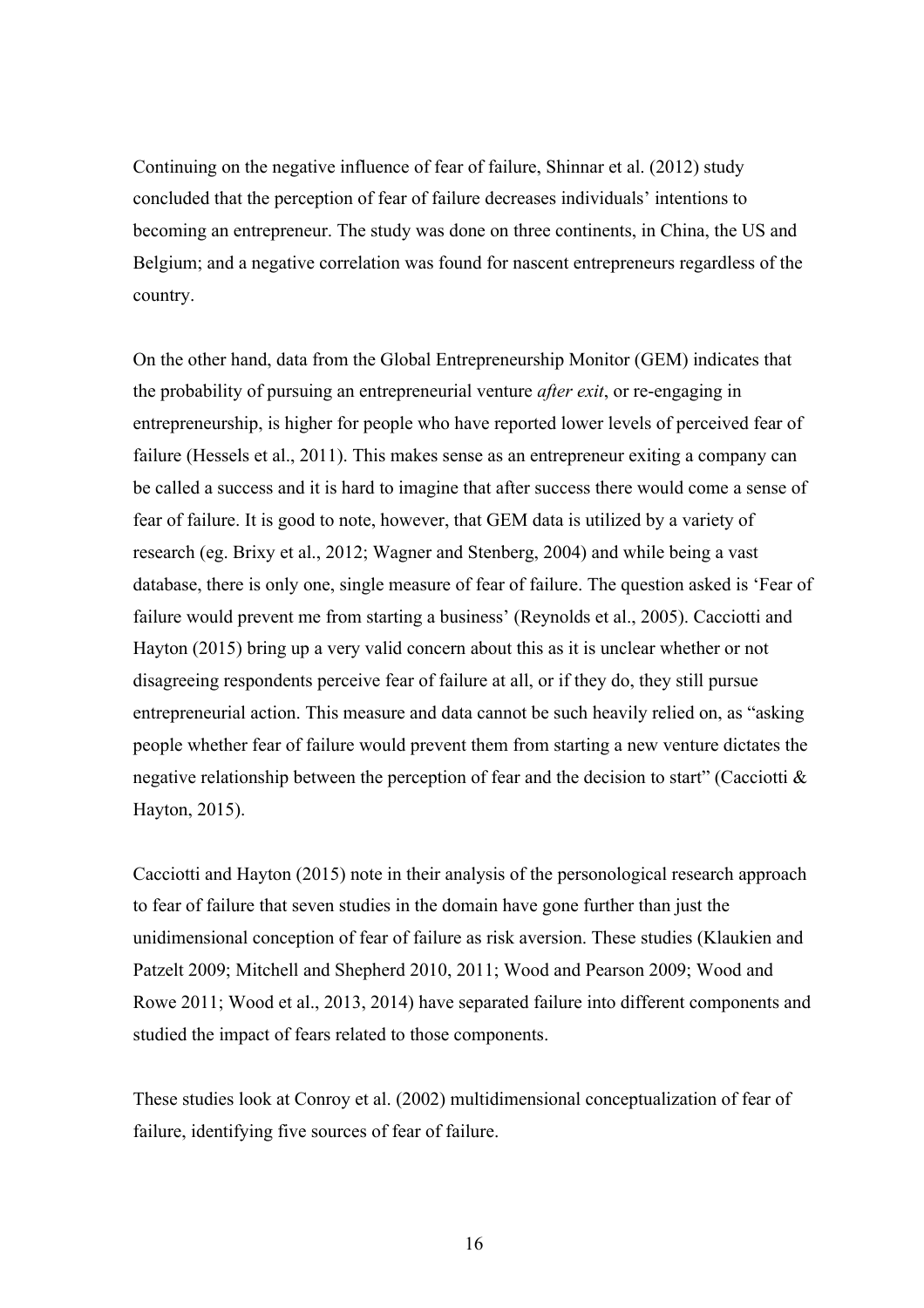Continuing on the negative influence of fear of failure, Shinnar et al. (2012) study concluded that the perception of fear of failure decreases individuals' intentions to becoming an entrepreneur. The study was done on three continents, in China, the US and Belgium; and a negative correlation was found for nascent entrepreneurs regardless of the country.

On the other hand, data from the Global Entrepreneurship Monitor (GEM) indicates that the probability of pursuing an entrepreneurial venture *after exit*, or re-engaging in entrepreneurship, is higher for people who have reported lower levels of perceived fear of failure (Hessels et al., 2011). This makes sense as an entrepreneur exiting a company can be called a success and it is hard to imagine that after success there would come a sense of fear of failure. It is good to note, however, that GEM data is utilized by a variety of research (eg. Brixy et al., 2012; Wagner and Stenberg, 2004) and while being a vast database, there is only one, single measure of fear of failure. The question asked is 'Fear of failure would prevent me from starting a business' (Reynolds et al., 2005). Cacciotti and Hayton (2015) bring up a very valid concern about this as it is unclear whether or not disagreeing respondents perceive fear of failure at all, or if they do, they still pursue entrepreneurial action. This measure and data cannot be such heavily relied on, as "asking people whether fear of failure would prevent them from starting a new venture dictates the negative relationship between the perception of fear and the decision to start" (Cacciotti & Hayton, 2015).

Cacciotti and Hayton (2015) note in their analysis of the personological research approach to fear of failure that seven studies in the domain have gone further than just the unidimensional conception of fear of failure as risk aversion. These studies (Klaukien and Patzelt 2009; Mitchell and Shepherd 2010, 2011; Wood and Pearson 2009; Wood and Rowe 2011; Wood et al., 2013, 2014) have separated failure into different components and studied the impact of fears related to those components.

These studies look at Conroy et al. (2002) multidimensional conceptualization of fear of failure, identifying five sources of fear of failure.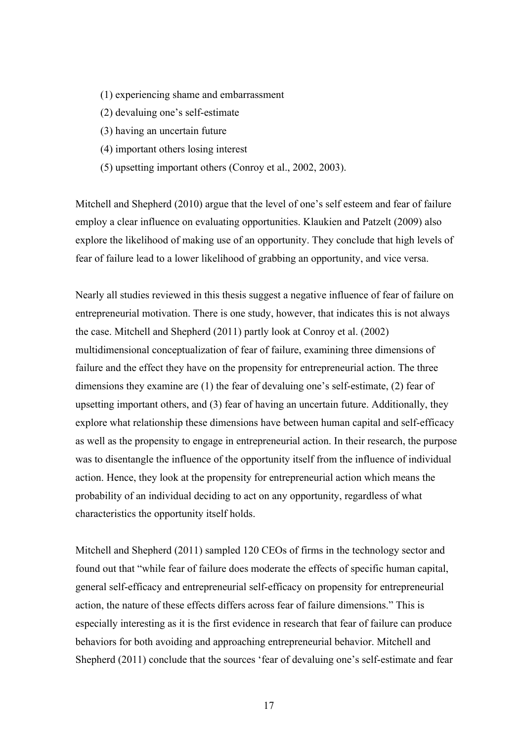(1) experiencing shame and embarrassment
(2) devaluing one's self-estimate
(3) having an uncertain future
(4) important others losing interest
(5) upsetting important others (Conroy et al., 2002, 2003).

Mitchell and Shepherd (2010) argue that the level of one's self esteem and fear of failure employ a clear influence on evaluating opportunities. Klaukien and Patzelt (2009) also explore the likelihood of making use of an opportunity. They conclude that high levels of fear of failure lead to a lower likelihood of grabbing an opportunity, and vice versa.

Nearly all studies reviewed in this thesis suggest a negative influence of fear of failure on entrepreneurial motivation. There is one study, however, that indicates this is not always the case. Mitchell and Shepherd (2011) partly look at Conroy et al. (2002) multidimensional conceptualization of fear of failure, examining three dimensions of failure and the effect they have on the propensity for entrepreneurial action. The three dimensions they examine are (1) the fear of devaluing one's self-estimate, (2) fear of upsetting important others, and (3) fear of having an uncertain future. Additionally, they explore what relationship these dimensions have between human capital and self-efficacy as well as the propensity to engage in entrepreneurial action. In their research, the purpose was to disentangle the influence of the opportunity itself from the influence of individual action. Hence, they look at the propensity for entrepreneurial action which means the probability of an individual deciding to act on any opportunity, regardless of what characteristics the opportunity itself holds.

Mitchell and Shepherd (2011) sampled 120 CEOs of firms in the technology sector and found out that "while fear of failure does moderate the effects of specific human capital, general self-efficacy and entrepreneurial self-efficacy on propensity for entrepreneurial action, the nature of these effects differs across fear of failure dimensions." This is especially interesting as it is the first evidence in research that fear of failure can produce behaviors for both avoiding and approaching entrepreneurial behavior. Mitchell and Shepherd (2011) conclude that the sources 'fear of devaluing one's self-estimate and fear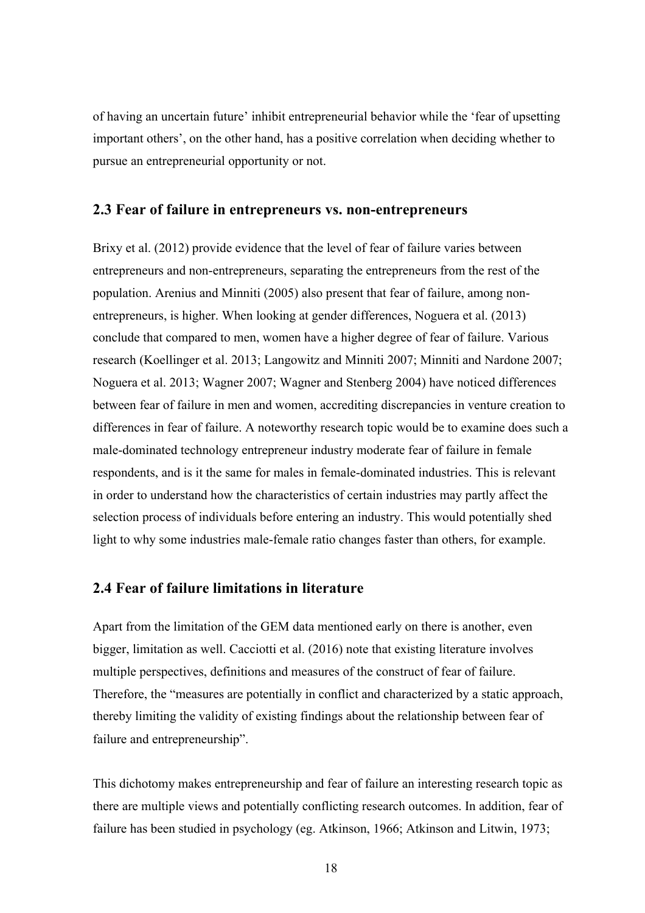of having an uncertain future' inhibit entrepreneurial behavior while the 'fear of upsetting important others', on the other hand, has a positive correlation when deciding whether to pursue an entrepreneurial opportunity or not.

## 2.3 Fear of failure in entrepreneurs vs. non-entrepreneurs

Brixy et al. (2012) provide evidence that the level of fear of failure varies between entrepreneurs and non-entrepreneurs, separating the entrepreneurs from the rest of the population. Arenius and Minniti (2005) also present that fear of failure, among non-entrepreneurs, is higher. When looking at gender differences, Noguera et al. (2013) conclude that compared to men, women have a higher degree of fear of failure. Various research (Koellinger et al. 2013; Langowitz and Minniti 2007; Minniti and Nardone 2007; Noguera et al. 2013; Wagner 2007; Wagner and Stenberg 2004) have noticed differences between fear of failure in men and women, accrediting discrepancies in venture creation to differences in fear of failure. A noteworthy research topic would be to examine does such a male-dominated technology entrepreneur industry moderate fear of failure in female respondents, and is it the same for males in female-dominated industries. This is relevant in order to understand how the characteristics of certain industries may partly affect the selection process of individuals before entering an industry. This would potentially shed light to why some industries male-female ratio changes faster than others, for example.

## 2.4 Fear of failure limitations in literature

Apart from the limitation of the GEM data mentioned early on there is another, even bigger, limitation as well. Cacciotti et al. (2016) note that existing literature involves multiple perspectives, definitions and measures of the construct of fear of failure. Therefore, the "measures are potentially in conflict and characterized by a static approach, thereby limiting the validity of existing findings about the relationship between fear of failure and entrepreneurship".

This dichotomy makes entrepreneurship and fear of failure an interesting research topic as there are multiple views and potentially conflicting research outcomes. In addition, fear of failure has been studied in psychology (eg. Atkinson, 1966; Atkinson and Litwin, 1973;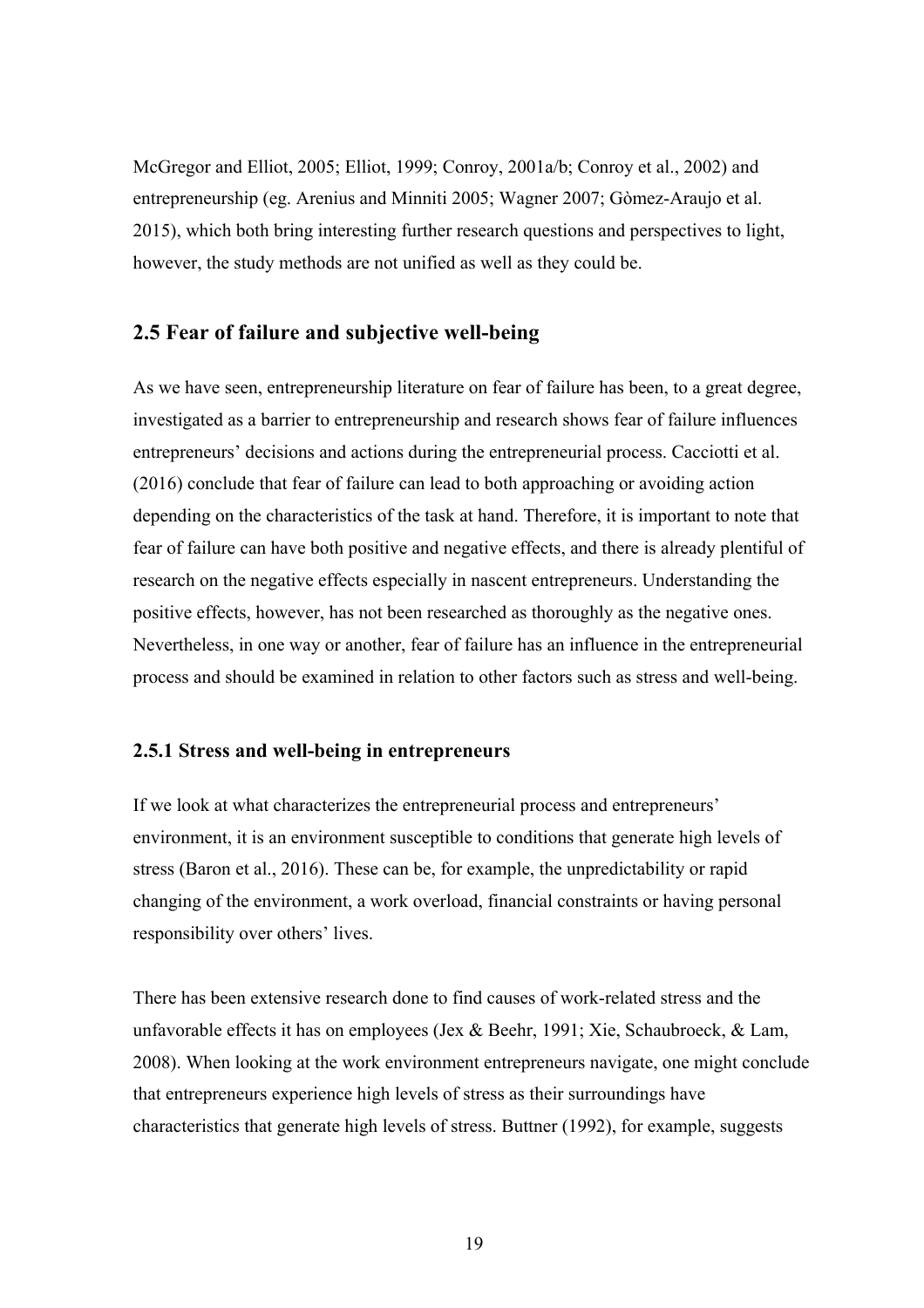McGregor and Elliot, 2005; Elliot, 1999; Conroy, 2001a/b; Conroy et al., 2002) and entrepreneurship (eg. Arenius and Minniti 2005; Wagner 2007; Gòmez-Araujo et al. 2015), which both bring interesting further research questions and perspectives to light, however, the study methods are not unified as well as they could be.

## 2.5 Fear of failure and subjective well-being

As we have seen, entrepreneurship literature on fear of failure has been, to a great degree, investigated as a barrier to entrepreneurship and research shows fear of failure influences entrepreneurs' decisions and actions during the entrepreneurial process. Cacciotti et al. (2016) conclude that fear of failure can lead to both approaching or avoiding action depending on the characteristics of the task at hand. Therefore, it is important to note that fear of failure can have both positive and negative effects, and there is already plentiful of research on the negative effects especially in nascent entrepreneurs. Understanding the positive effects, however, has not been researched as thoroughly as the negative ones. Nevertheless, in one way or another, fear of failure has an influence in the entrepreneurial process and should be examined in relation to other factors such as stress and well-being.

### 2.5.1 Stress and well-being in entrepreneurs

If we look at what characterizes the entrepreneurial process and entrepreneurs' environment, it is an environment susceptible to conditions that generate high levels of stress (Baron et al., 2016). These can be, for example, the unpredictability or rapid changing of the environment, a work overload, financial constraints or having personal responsibility over others' lives.

There has been extensive research done to find causes of work-related stress and the unfavorable effects it has on employees (Jex & Beehr, 1991; Xie, Schaubroeck, & Lam, 2008). When looking at the work environment entrepreneurs navigate, one might conclude that entrepreneurs experience high levels of stress as their surroundings have characteristics that generate high levels of stress. Buttner (1992), for example, suggests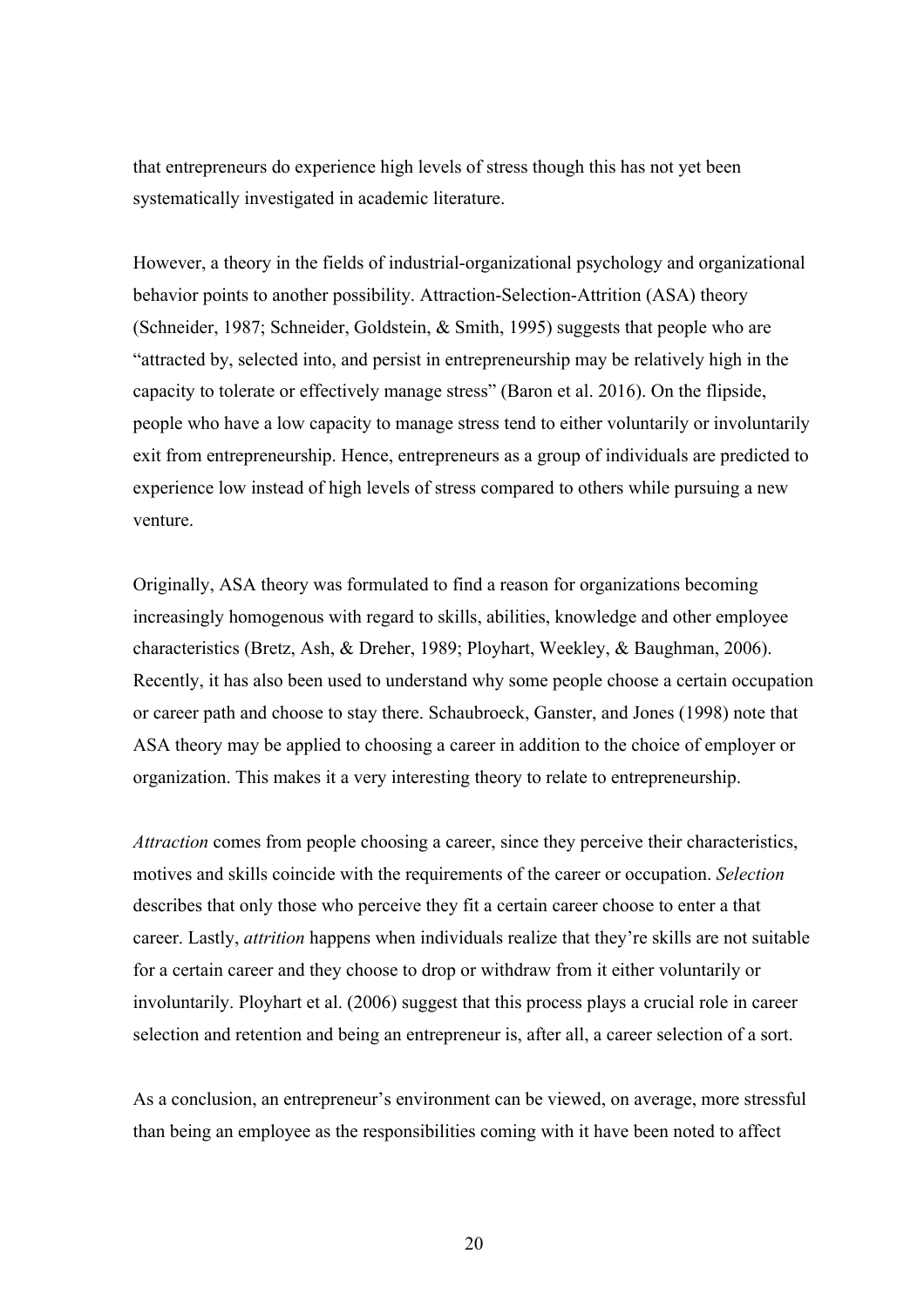that entrepreneurs do experience high levels of stress though this has not yet been systematically investigated in academic literature.

However, a theory in the fields of industrial-organizational psychology and organizational behavior points to another possibility. Attraction-Selection-Attrition (ASA) theory (Schneider, 1987; Schneider, Goldstein, & Smith, 1995) suggests that people who are "attracted by, selected into, and persist in entrepreneurship may be relatively high in the capacity to tolerate or effectively manage stress" (Baron et al. 2016). On the flipside, people who have a low capacity to manage stress tend to either voluntarily or involuntarily exit from entrepreneurship. Hence, entrepreneurs as a group of individuals are predicted to experience low instead of high levels of stress compared to others while pursuing a new venture.

Originally, ASA theory was formulated to find a reason for organizations becoming increasingly homogenous with regard to skills, abilities, knowledge and other employee characteristics (Bretz, Ash, & Dreher, 1989; Ployhart, Weekley, & Baughman, 2006). Recently, it has also been used to understand why some people choose a certain occupation or career path and choose to stay there. Schaubroeck, Ganster, and Jones (1998) note that ASA theory may be applied to choosing a career in addition to the choice of employer or organization. This makes it a very interesting theory to relate to entrepreneurship.

*Attraction* comes from people choosing a career, since they perceive their characteristics, motives and skills coincide with the requirements of the career or occupation. *Selection* describes that only those who perceive they fit a certain career choose to enter a that career. Lastly, *attrition* happens when individuals realize that they're skills are not suitable for a certain career and they choose to drop or withdraw from it either voluntarily or involuntarily. Ployhart et al. (2006) suggest that this process plays a crucial role in career selection and retention and being an entrepreneur is, after all, a career selection of a sort.

As a conclusion, an entrepreneur's environment can be viewed, on average, more stressful than being an employee as the responsibilities coming with it have been noted to affect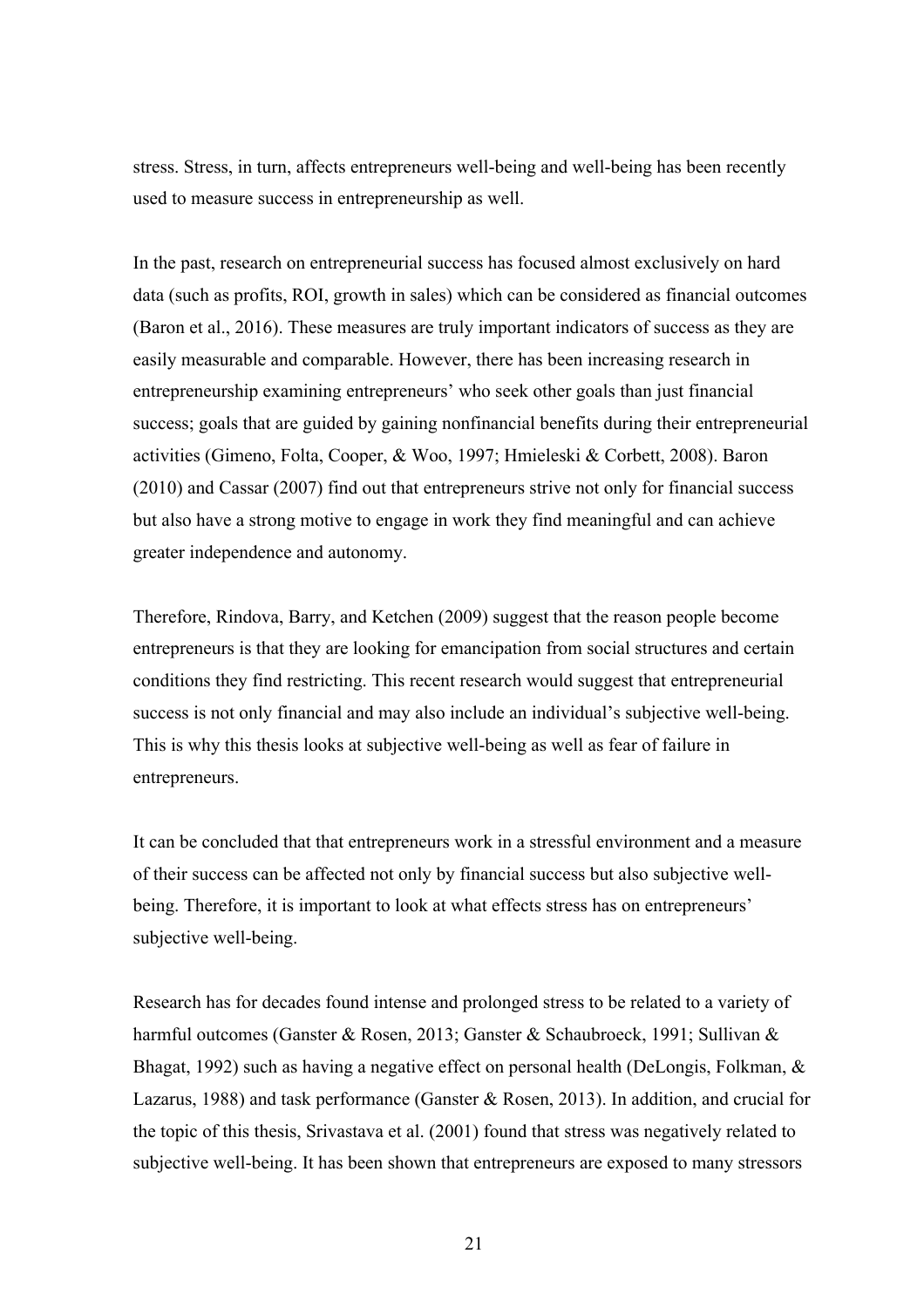stress. Stress, in turn, affects entrepreneurs well-being and well-being has been recently used to measure success in entrepreneurship as well.

In the past, research on entrepreneurial success has focused almost exclusively on hard data (such as profits, ROI, growth in sales) which can be considered as financial outcomes (Baron et al., 2016). These measures are truly important indicators of success as they are easily measurable and comparable. However, there has been increasing research in entrepreneurship examining entrepreneurs' who seek other goals than just financial success; goals that are guided by gaining nonfinancial benefits during their entrepreneurial activities (Gimeno, Folta, Cooper, & Woo, 1997; Hmieleski & Corbett, 2008). Baron (2010) and Cassar (2007) find out that entrepreneurs strive not only for financial success but also have a strong motive to engage in work they find meaningful and can achieve greater independence and autonomy.

Therefore, Rindova, Barry, and Ketchen (2009) suggest that the reason people become entrepreneurs is that they are looking for emancipation from social structures and certain conditions they find restricting. This recent research would suggest that entrepreneurial success is not only financial and may also include an individual's subjective well-being. This is why this thesis looks at subjective well-being as well as fear of failure in entrepreneurs.

It can be concluded that that entrepreneurs work in a stressful environment and a measure of their success can be affected not only by financial success but also subjective well-being. Therefore, it is important to look at what effects stress has on entrepreneurs' subjective well-being.

Research has for decades found intense and prolonged stress to be related to a variety of harmful outcomes (Ganster & Rosen, 2013; Ganster & Schaubroeck, 1991; Sullivan & Bhagat, 1992) such as having a negative effect on personal health (DeLongis, Folkman, & Lazarus, 1988) and task performance (Ganster & Rosen, 2013). In addition, and crucial for the topic of this thesis, Srivastava et al. (2001) found that stress was negatively related to subjective well-being. It has been shown that entrepreneurs are exposed to many stressors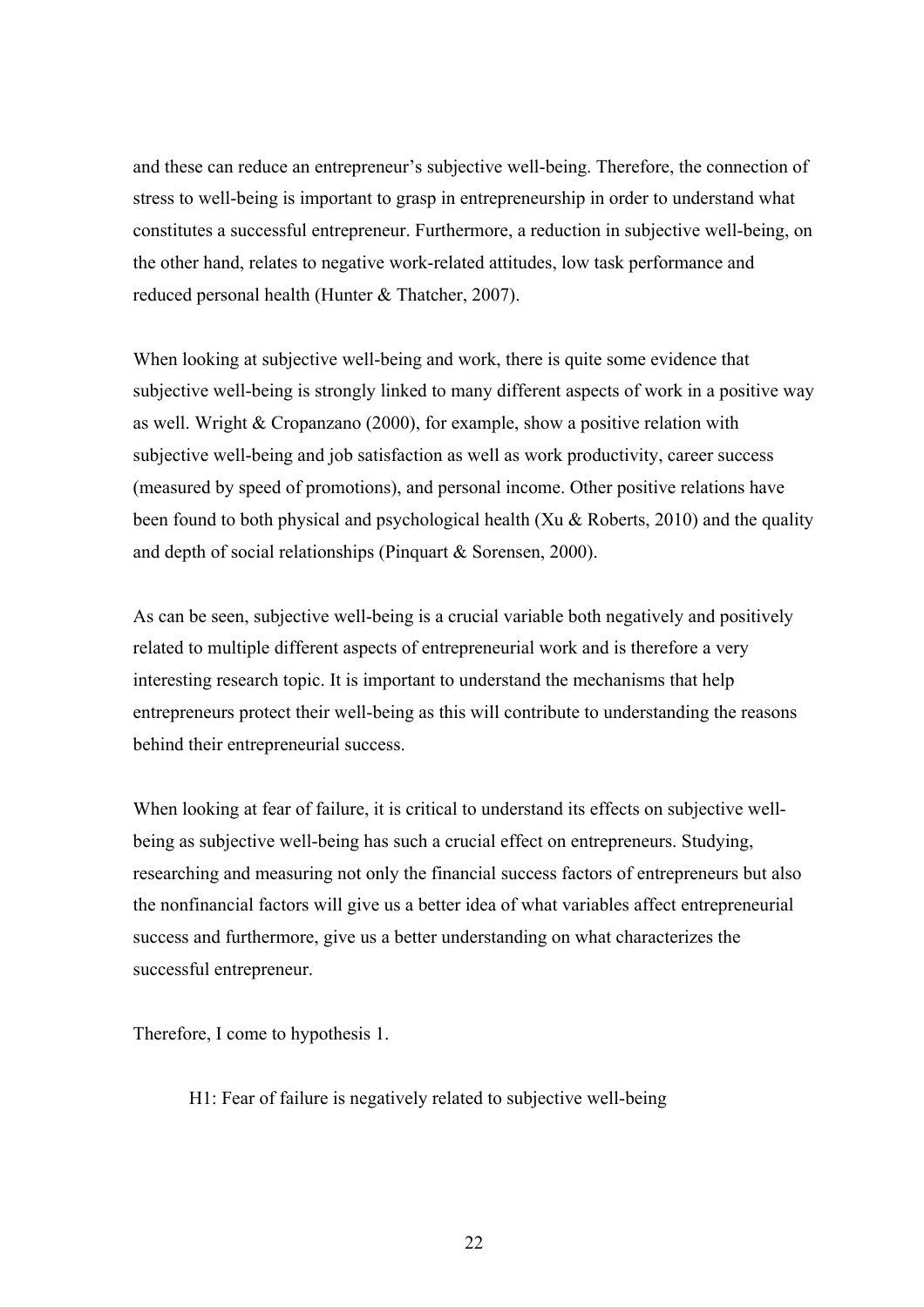and these can reduce an entrepreneur's subjective well-being. Therefore, the connection of stress to well-being is important to grasp in entrepreneurship in order to understand what constitutes a successful entrepreneur. Furthermore, a reduction in subjective well-being, on the other hand, relates to negative work-related attitudes, low task performance and reduced personal health (Hunter & Thatcher, 2007).

When looking at subjective well-being and work, there is quite some evidence that subjective well-being is strongly linked to many different aspects of work in a positive way as well. Wright & Cropanzano (2000), for example, show a positive relation with subjective well-being and job satisfaction as well as work productivity, career success (measured by speed of promotions), and personal income. Other positive relations have been found to both physical and psychological health (Xu & Roberts, 2010) and the quality and depth of social relationships (Pinquart & Sorensen, 2000).

As can be seen, subjective well-being is a crucial variable both negatively and positively related to multiple different aspects of entrepreneurial work and is therefore a very interesting research topic. It is important to understand the mechanisms that help entrepreneurs protect their well-being as this will contribute to understanding the reasons behind their entrepreneurial success.

When looking at fear of failure, it is critical to understand its effects on subjective well-being as subjective well-being has such a crucial effect on entrepreneurs. Studying, researching and measuring not only the financial success factors of entrepreneurs but also the nonfinancial factors will give us a better idea of what variables affect entrepreneurial success and furthermore, give us a better understanding on what characterizes the successful entrepreneur.

Therefore, I come to hypothesis 1.

> H1: Fear of failure is negatively related to subjective well-being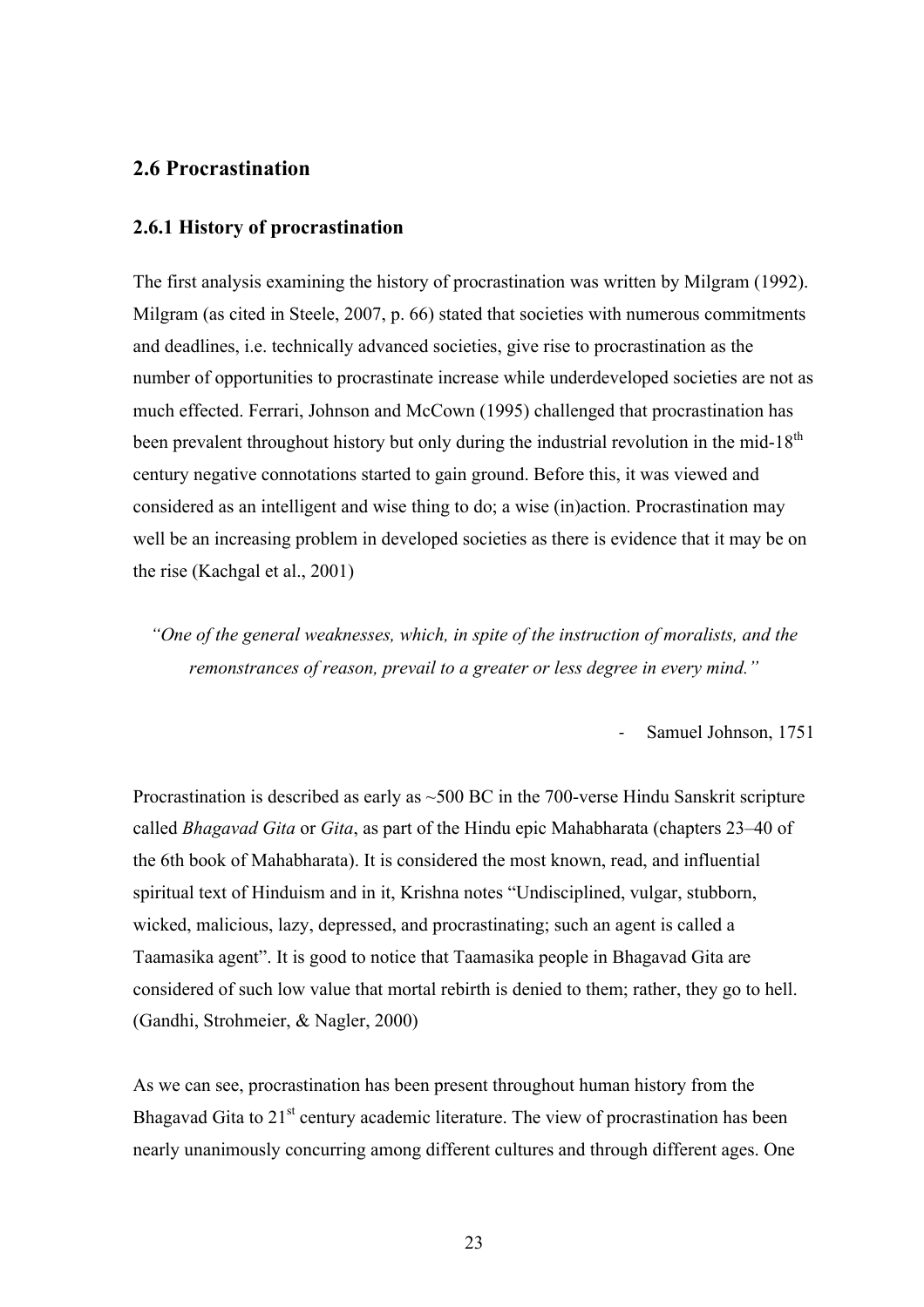## 2.6 Procrastination

### 2.6.1 History of procrastination

The first analysis examining the history of procrastination was written by Milgram (1992). Milgram (as cited in Steele, 2007, p. 66) stated that societies with numerous commitments and deadlines, i.e. technically advanced societies, give rise to procrastination as the number of opportunities to procrastinate increase while underdeveloped societies are not as much effected. Ferrari, Johnson and McCown (1995) challenged that procrastination has been prevalent throughout history but only during the industrial revolution in the mid-18$^{th}$ century negative connotations started to gain ground. Before this, it was viewed and considered as an intelligent and wise thing to do; a wise (in)action. Procrastination may well be an increasing problem in developed societies as there is evidence that it may be on the rise (Kachgal et al., 2001)

*"One of the general weaknesses, which, in spite of the instruction of moralists, and the remonstrances of reason, prevail to a greater or less degree in every mind."*

- Samuel Johnson, 1751

Procrastination is described as early as ~500 BC in the 700-verse Hindu Sanskrit scripture called *Bhagavad Gita* or *Gita*, as part of the Hindu epic Mahabharata (chapters 23–40 of the 6th book of Mahabharata). It is considered the most known, read, and influential spiritual text of Hinduism and in it, Krishna notes "Undisciplined, vulgar, stubborn, wicked, malicious, lazy, depressed, and procrastinating; such an agent is called a Taamasika agent". It is good to notice that Taamasika people in Bhagavad Gita are considered of such low value that mortal rebirth is denied to them; rather, they go to hell. (Gandhi, Strohmeier, & Nagler, 2000)

As we can see, procrastination has been present throughout human history from the Bhagavad Gita to 21$^{st}$ century academic literature. The view of procrastination has been nearly unanimously concurring among different cultures and through different ages. One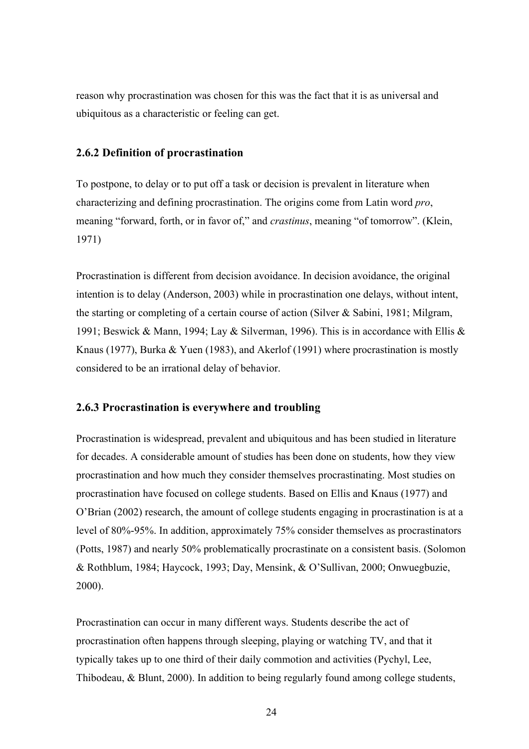reason why procrastination was chosen for this was the fact that it is as universal and ubiquitous as a characteristic or feeling can get.

### 2.6.2 Definition of procrastination

To postpone, to delay or to put off a task or decision is prevalent in literature when characterizing and defining procrastination. The origins come from Latin word *pro*, meaning "forward, forth, or in favor of," and *crastinus*, meaning "of tomorrow". (Klein, 1971)

Procrastination is different from decision avoidance. In decision avoidance, the original intention is to delay (Anderson, 2003) while in procrastination one delays, without intent, the starting or completing of a certain course of action (Silver & Sabini, 1981; Milgram, 1991; Beswick & Mann, 1994; Lay & Silverman, 1996). This is in accordance with Ellis & Knaus (1977), Burka & Yuen (1983), and Akerlof (1991) where procrastination is mostly considered to be an irrational delay of behavior.

### 2.6.3 Procrastination is everywhere and troubling

Procrastination is widespread, prevalent and ubiquitous and has been studied in literature for decades. A considerable amount of studies has been done on students, how they view procrastination and how much they consider themselves procrastinating. Most studies on procrastination have focused on college students. Based on Ellis and Knaus (1977) and O'Brian (2002) research, the amount of college students engaging in procrastination is at a level of 80%-95%. In addition, approximately 75% consider themselves as procrastinators (Potts, 1987) and nearly 50% problematically procrastinate on a consistent basis. (Solomon & Rothblum, 1984; Haycock, 1993; Day, Mensink, & O'Sullivan, 2000; Onwuegbuzie, 2000).

Procrastination can occur in many different ways. Students describe the act of procrastination often happens through sleeping, playing or watching TV, and that it typically takes up to one third of their daily commotion and activities (Pychyl, Lee, Thibodeau, & Blunt, 2000). In addition to being regularly found among college students,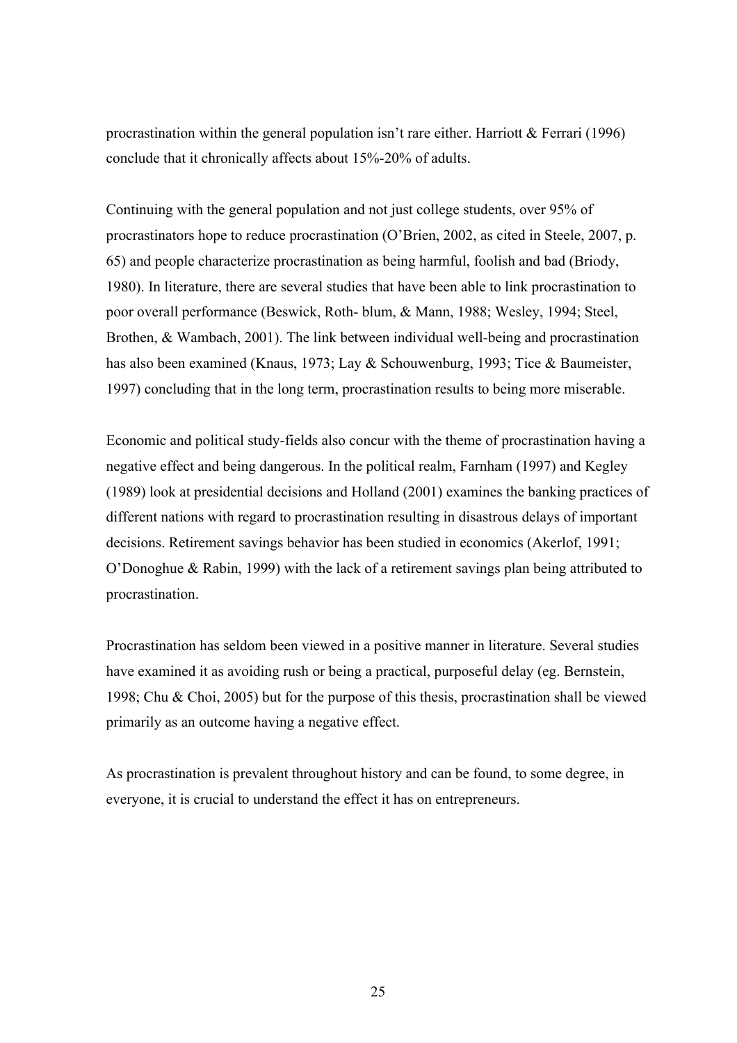procrastination within the general population isn't rare either. Harriott & Ferrari (1996) conclude that it chronically affects about 15%-20% of adults.

Continuing with the general population and not just college students, over 95% of procrastinators hope to reduce procrastination (O'Brien, 2002, as cited in Steele, 2007, p. 65) and people characterize procrastination as being harmful, foolish and bad (Briody, 1980). In literature, there are several studies that have been able to link procrastination to poor overall performance (Beswick, Roth- blum, & Mann, 1988; Wesley, 1994; Steel, Brothen, & Wambach, 2001). The link between individual well-being and procrastination has also been examined (Knaus, 1973; Lay & Schouwenburg, 1993; Tice & Baumeister, 1997) concluding that in the long term, procrastination results to being more miserable.

Economic and political study-fields also concur with the theme of procrastination having a negative effect and being dangerous. In the political realm, Farnham (1997) and Kegley (1989) look at presidential decisions and Holland (2001) examines the banking practices of different nations with regard to procrastination resulting in disastrous delays of important decisions. Retirement savings behavior has been studied in economics (Akerlof, 1991; O'Donoghue & Rabin, 1999) with the lack of a retirement savings plan being attributed to procrastination.

Procrastination has seldom been viewed in a positive manner in literature. Several studies have examined it as avoiding rush or being a practical, purposeful delay (eg. Bernstein, 1998; Chu & Choi, 2005) but for the purpose of this thesis, procrastination shall be viewed primarily as an outcome having a negative effect.

As procrastination is prevalent throughout history and can be found, to some degree, in everyone, it is crucial to understand the effect it has on entrepreneurs.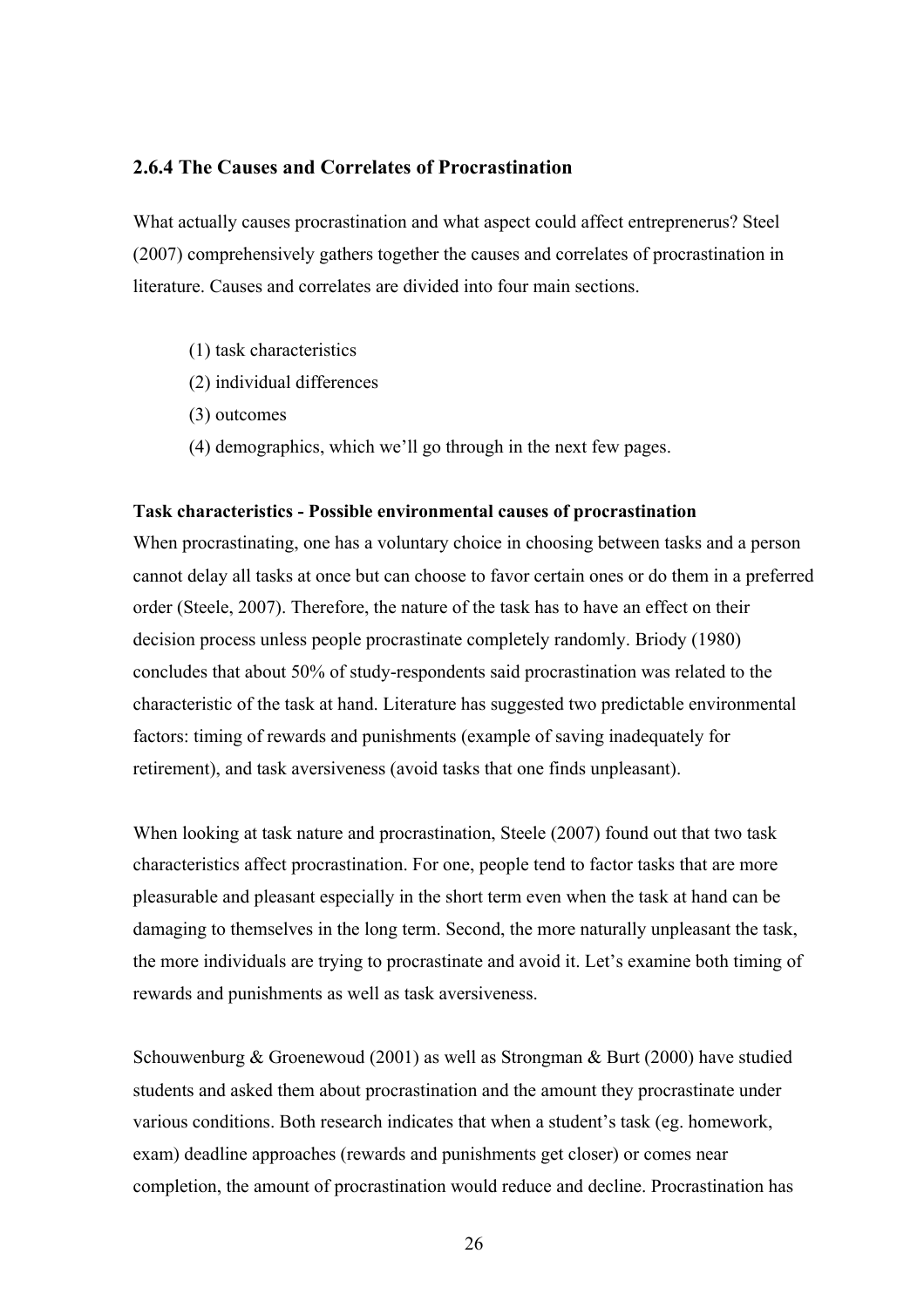### 2.6.4 The Causes and Correlates of Procrastination

What actually causes procrastination and what aspect could affect entreprenerus? Steel (2007) comprehensively gathers together the causes and correlates of procrastination in literature. Causes and correlates are divided into four main sections.

(1) task characteristics
(2) individual differences
(3) outcomes
(4) demographics, which we'll go through in the next few pages.

**Task characteristics - Possible environmental causes of procrastination**

When procrastinating, one has a voluntary choice in choosing between tasks and a person cannot delay all tasks at once but can choose to favor certain ones or do them in a preferred order (Steele, 2007). Therefore, the nature of the task has to have an effect on their decision process unless people procrastinate completely randomly. Briody (1980) concludes that about 50% of study-respondents said procrastination was related to the characteristic of the task at hand. Literature has suggested two predictable environmental factors: timing of rewards and punishments (example of saving inadequately for retirement), and task aversiveness (avoid tasks that one finds unpleasant).

When looking at task nature and procrastination, Steele (2007) found out that two task characteristics affect procrastination. For one, people tend to factor tasks that are more pleasurable and pleasant especially in the short term even when the task at hand can be damaging to themselves in the long term. Second, the more naturally unpleasant the task, the more individuals are trying to procrastinate and avoid it. Let's examine both timing of rewards and punishments as well as task aversiveness.

Schouwenburg & Groenewoud (2001) as well as Strongman & Burt (2000) have studied students and asked them about procrastination and the amount they procrastinate under various conditions. Both research indicates that when a student's task (eg. homework, exam) deadline approaches (rewards and punishments get closer) or comes near completion, the amount of procrastination would reduce and decline. Procrastination has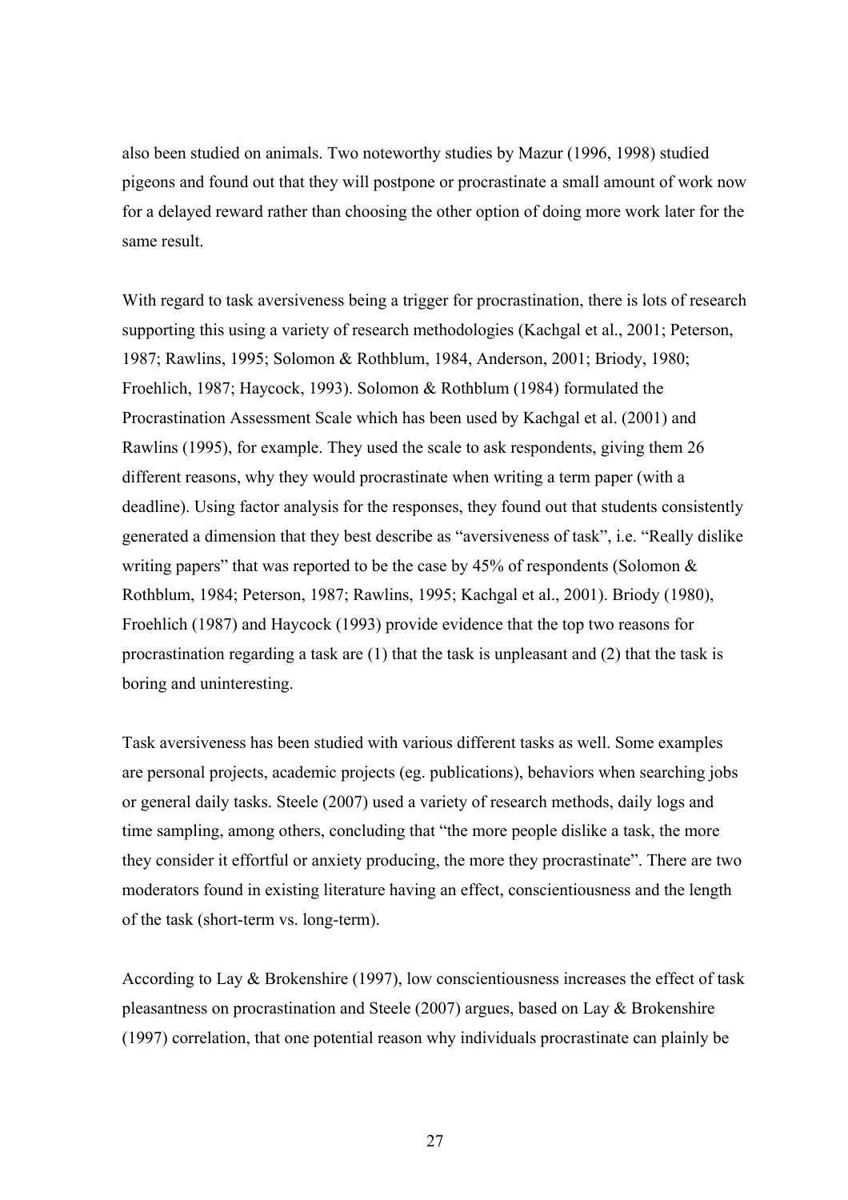also been studied on animals. Two noteworthy studies by Mazur (1996, 1998) studied pigeons and found out that they will postpone or procrastinate a small amount of work now for a delayed reward rather than choosing the other option of doing more work later for the same result.

With regard to task aversiveness being a trigger for procrastination, there is lots of research supporting this using a variety of research methodologies (Kachgal et al., 2001; Peterson, 1987; Rawlins, 1995; Solomon & Rothblum, 1984, Anderson, 2001; Briody, 1980; Froehlich, 1987; Haycock, 1993). Solomon & Rothblum (1984) formulated the Procrastination Assessment Scale which has been used by Kachgal et al. (2001) and Rawlins (1995), for example. They used the scale to ask respondents, giving them 26 different reasons, why they would procrastinate when writing a term paper (with a deadline). Using factor analysis for the responses, they found out that students consistently generated a dimension that they best describe as "aversiveness of task", i.e. "Really dislike writing papers" that was reported to be the case by 45% of respondents (Solomon & Rothblum, 1984; Peterson, 1987; Rawlins, 1995; Kachgal et al., 2001). Briody (1980), Froehlich (1987) and Haycock (1993) provide evidence that the top two reasons for procrastination regarding a task are (1) that the task is unpleasant and (2) that the task is boring and uninteresting.

Task aversiveness has been studied with various different tasks as well. Some examples are personal projects, academic projects (eg. publications), behaviors when searching jobs or general daily tasks. Steele (2007) used a variety of research methods, daily logs and time sampling, among others, concluding that "the more people dislike a task, the more they consider it effortful or anxiety producing, the more they procrastinate". There are two moderators found in existing literature having an effect, conscientiousness and the length of the task (short-term vs. long-term).

According to Lay & Brokenshire (1997), low conscientiousness increases the effect of task pleasantness on procrastination and Steele (2007) argues, based on Lay & Brokenshire (1997) correlation, that one potential reason why individuals procrastinate can plainly be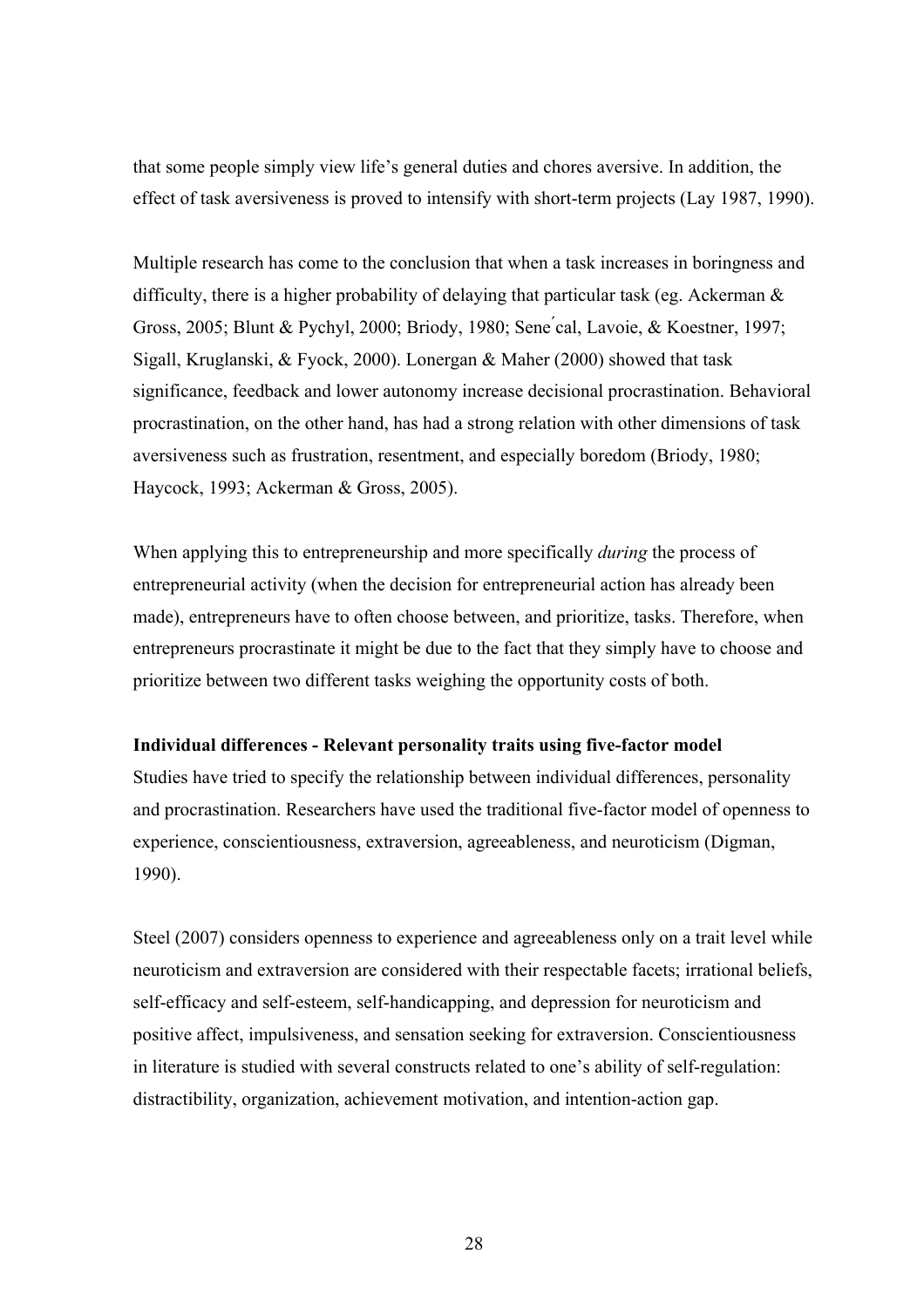that some people simply view life's general duties and chores aversive. In addition, the effect of task aversiveness is proved to intensify with short-term projects (Lay 1987, 1990).

Multiple research has come to the conclusion that when a task increases in boringness and difficulty, there is a higher probability of delaying that particular task (eg. Ackerman & Gross, 2005; Blunt & Pychyl, 2000; Briody, 1980; Sénécal, Lavoie, & Koestner, 1997; Sigall, Kruglanski, & Fyock, 2000). Lonergan & Maher (2000) showed that task significance, feedback and lower autonomy increase decisional procrastination. Behavioral procrastination, on the other hand, has had a strong relation with other dimensions of task aversiveness such as frustration, resentment, and especially boredom (Briody, 1980; Haycock, 1993; Ackerman & Gross, 2005).

When applying this to entrepreneurship and more specifically *during* the process of entrepreneurial activity (when the decision for entrepreneurial action has already been made), entrepreneurs have to often choose between, and prioritize, tasks. Therefore, when entrepreneurs procrastinate it might be due to the fact that they simply have to choose and prioritize between two different tasks weighing the opportunity costs of both.

**Individual differences - Relevant personality traits using five-factor model**

Studies have tried to specify the relationship between individual differences, personality and procrastination. Researchers have used the traditional five-factor model of openness to experience, conscientiousness, extraversion, agreeableness, and neuroticism (Digman, 1990).

Steel (2007) considers openness to experience and agreeableness only on a trait level while neuroticism and extraversion are considered with their respectable facets; irrational beliefs, self-efficacy and self-esteem, self-handicapping, and depression for neuroticism and positive affect, impulsiveness, and sensation seeking for extraversion. Conscientiousness in literature is studied with several constructs related to one's ability of self-regulation: distractibility, organization, achievement motivation, and intention-action gap.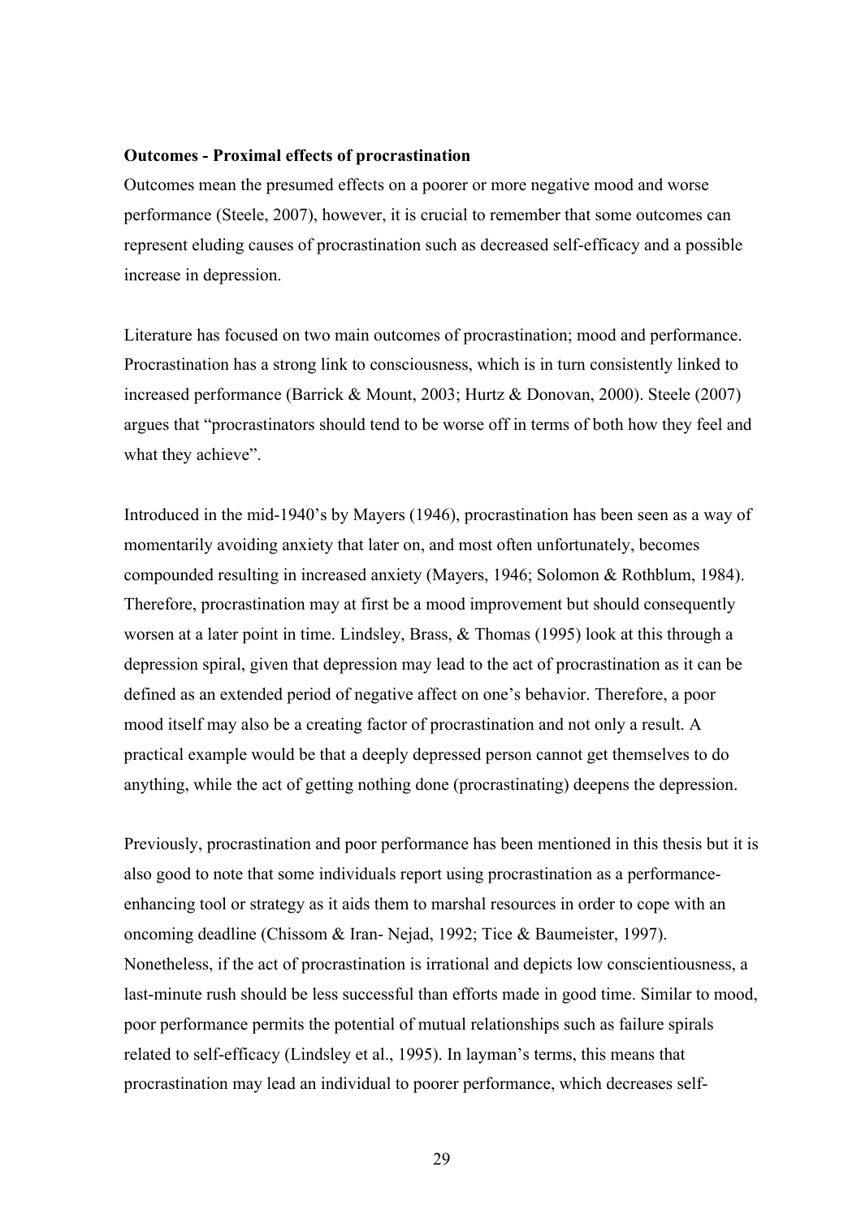**Outcomes - Proximal effects of procrastination**

Outcomes mean the presumed effects on a poorer or more negative mood and worse performance (Steele, 2007), however, it is crucial to remember that some outcomes can represent eluding causes of procrastination such as decreased self-efficacy and a possible increase in depression.

Literature has focused on two main outcomes of procrastination; mood and performance. Procrastination has a strong link to consciousness, which is in turn consistently linked to increased performance (Barrick & Mount, 2003; Hurtz & Donovan, 2000). Steele (2007) argues that "procrastinators should tend to be worse off in terms of both how they feel and what they achieve".

Introduced in the mid-1940's by Mayers (1946), procrastination has been seen as a way of momentarily avoiding anxiety that later on, and most often unfortunately, becomes compounded resulting in increased anxiety (Mayers, 1946; Solomon & Rothblum, 1984). Therefore, procrastination may at first be a mood improvement but should consequently worsen at a later point in time. Lindsley, Brass, & Thomas (1995) look at this through a depression spiral, given that depression may lead to the act of procrastination as it can be defined as an extended period of negative affect on one's behavior. Therefore, a poor mood itself may also be a creating factor of procrastination and not only a result. A practical example would be that a deeply depressed person cannot get themselves to do anything, while the act of getting nothing done (procrastinating) deepens the depression.

Previously, procrastination and poor performance has been mentioned in this thesis but it is also good to note that some individuals report using procrastination as a performance-enhancing tool or strategy as it aids them to marshal resources in order to cope with an oncoming deadline (Chissom & Iran- Nejad, 1992; Tice & Baumeister, 1997). Nonetheless, if the act of procrastination is irrational and depicts low conscientiousness, a last-minute rush should be less successful than efforts made in good time. Similar to mood, poor performance permits the potential of mutual relationships such as failure spirals related to self-efficacy (Lindsley et al., 1995). In layman's terms, this means that procrastination may lead an individual to poorer performance, which decreases self-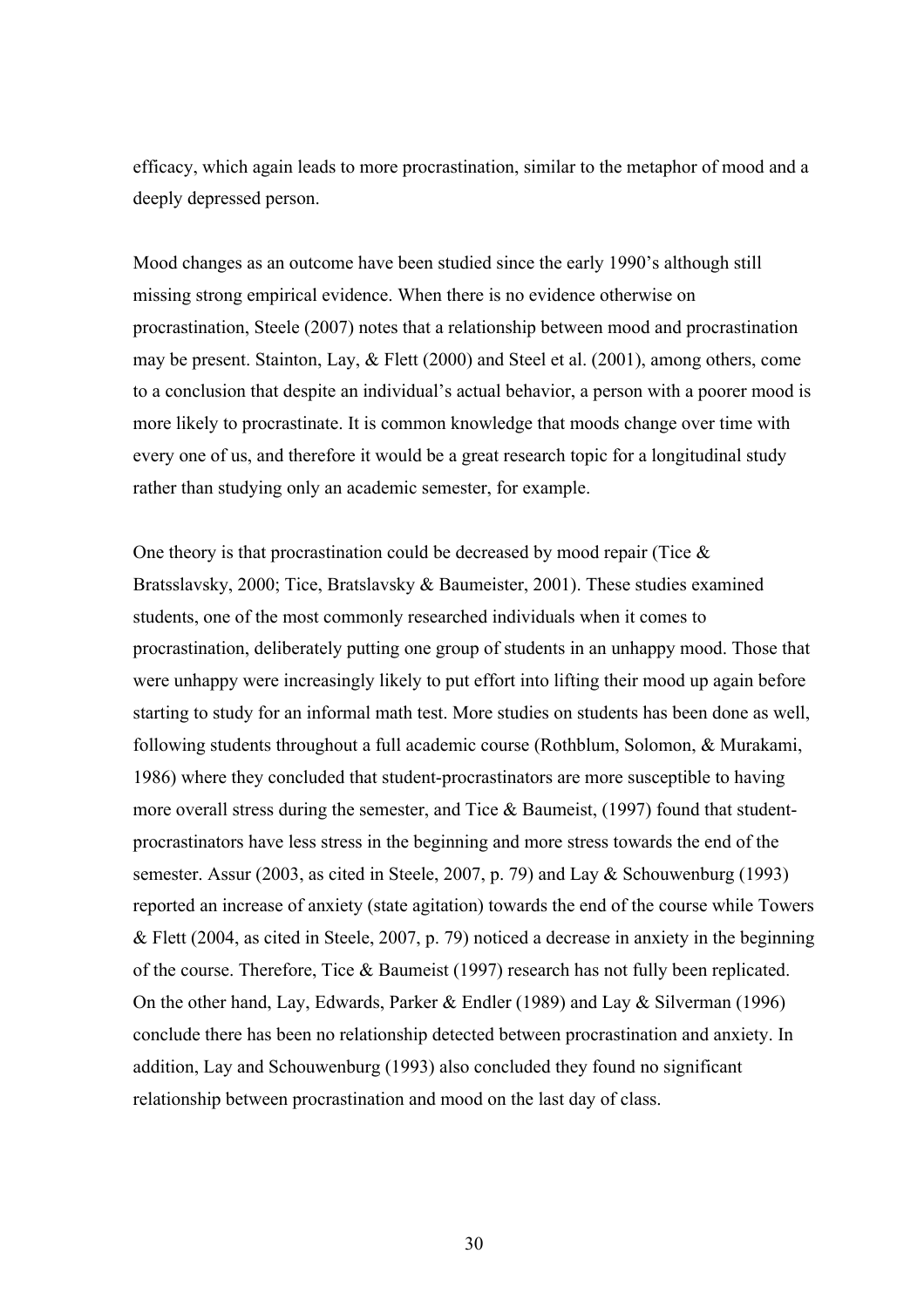efficacy, which again leads to more procrastination, similar to the metaphor of mood and a deeply depressed person.

Mood changes as an outcome have been studied since the early 1990's although still missing strong empirical evidence. When there is no evidence otherwise on procrastination, Steele (2007) notes that a relationship between mood and procrastination may be present. Stainton, Lay, & Flett (2000) and Steel et al. (2001), among others, come to a conclusion that despite an individual's actual behavior, a person with a poorer mood is more likely to procrastinate. It is common knowledge that moods change over time with every one of us, and therefore it would be a great research topic for a longitudinal study rather than studying only an academic semester, for example.

One theory is that procrastination could be decreased by mood repair (Tice & Bratsslavsky, 2000; Tice, Bratslavsky & Baumeister, 2001). These studies examined students, one of the most commonly researched individuals when it comes to procrastination, deliberately putting one group of students in an unhappy mood. Those that were unhappy were increasingly likely to put effort into lifting their mood up again before starting to study for an informal math test. More studies on students has been done as well, following students throughout a full academic course (Rothblum, Solomon, & Murakami, 1986) where they concluded that student-procrastinators are more susceptible to having more overall stress during the semester, and Tice & Baumeist, (1997) found that student-procrastinators have less stress in the beginning and more stress towards the end of the semester. Assur (2003, as cited in Steele, 2007, p. 79) and Lay & Schouwenburg (1993) reported an increase of anxiety (state agitation) towards the end of the course while Towers & Flett (2004, as cited in Steele, 2007, p. 79) noticed a decrease in anxiety in the beginning of the course. Therefore, Tice & Baumeist (1997) research has not fully been replicated. On the other hand, Lay, Edwards, Parker & Endler (1989) and Lay & Silverman (1996) conclude there has been no relationship detected between procrastination and anxiety. In addition, Lay and Schouwenburg (1993) also concluded they found no significant relationship between procrastination and mood on the last day of class.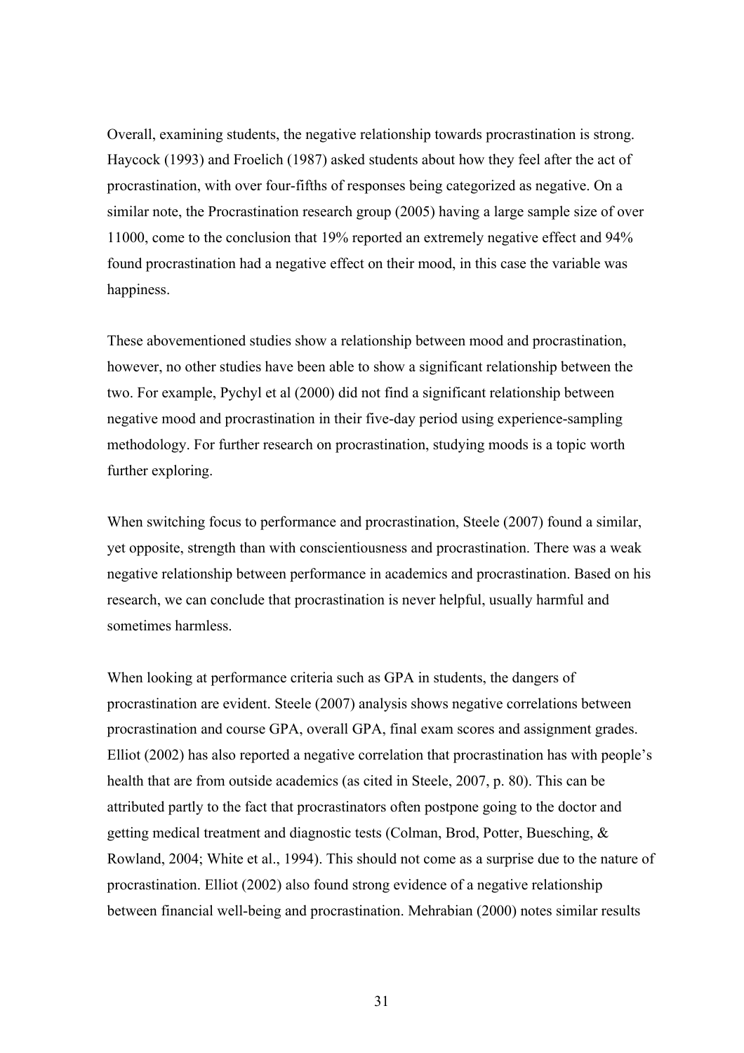Overall, examining students, the negative relationship towards procrastination is strong. Haycock (1993) and Froelich (1987) asked students about how they feel after the act of procrastination, with over four-fifths of responses being categorized as negative. On a similar note, the Procrastination research group (2005) having a large sample size of over 11000, come to the conclusion that 19% reported an extremely negative effect and 94% found procrastination had a negative effect on their mood, in this case the variable was happiness.

These abovementioned studies show a relationship between mood and procrastination, however, no other studies have been able to show a significant relationship between the two. For example, Pychyl et al (2000) did not find a significant relationship between negative mood and procrastination in their five-day period using experience-sampling methodology. For further research on procrastination, studying moods is a topic worth further exploring.

When switching focus to performance and procrastination, Steele (2007) found a similar, yet opposite, strength than with conscientiousness and procrastination. There was a weak negative relationship between performance in academics and procrastination. Based on his research, we can conclude that procrastination is never helpful, usually harmful and sometimes harmless.

When looking at performance criteria such as GPA in students, the dangers of procrastination are evident. Steele (2007) analysis shows negative correlations between procrastination and course GPA, overall GPA, final exam scores and assignment grades. Elliot (2002) has also reported a negative correlation that procrastination has with people's health that are from outside academics (as cited in Steele, 2007, p. 80). This can be attributed partly to the fact that procrastinators often postpone going to the doctor and getting medical treatment and diagnostic tests (Colman, Brod, Potter, Buesching, & Rowland, 2004; White et al., 1994). This should not come as a surprise due to the nature of procrastination. Elliot (2002) also found strong evidence of a negative relationship between financial well-being and procrastination. Mehrabian (2000) notes similar results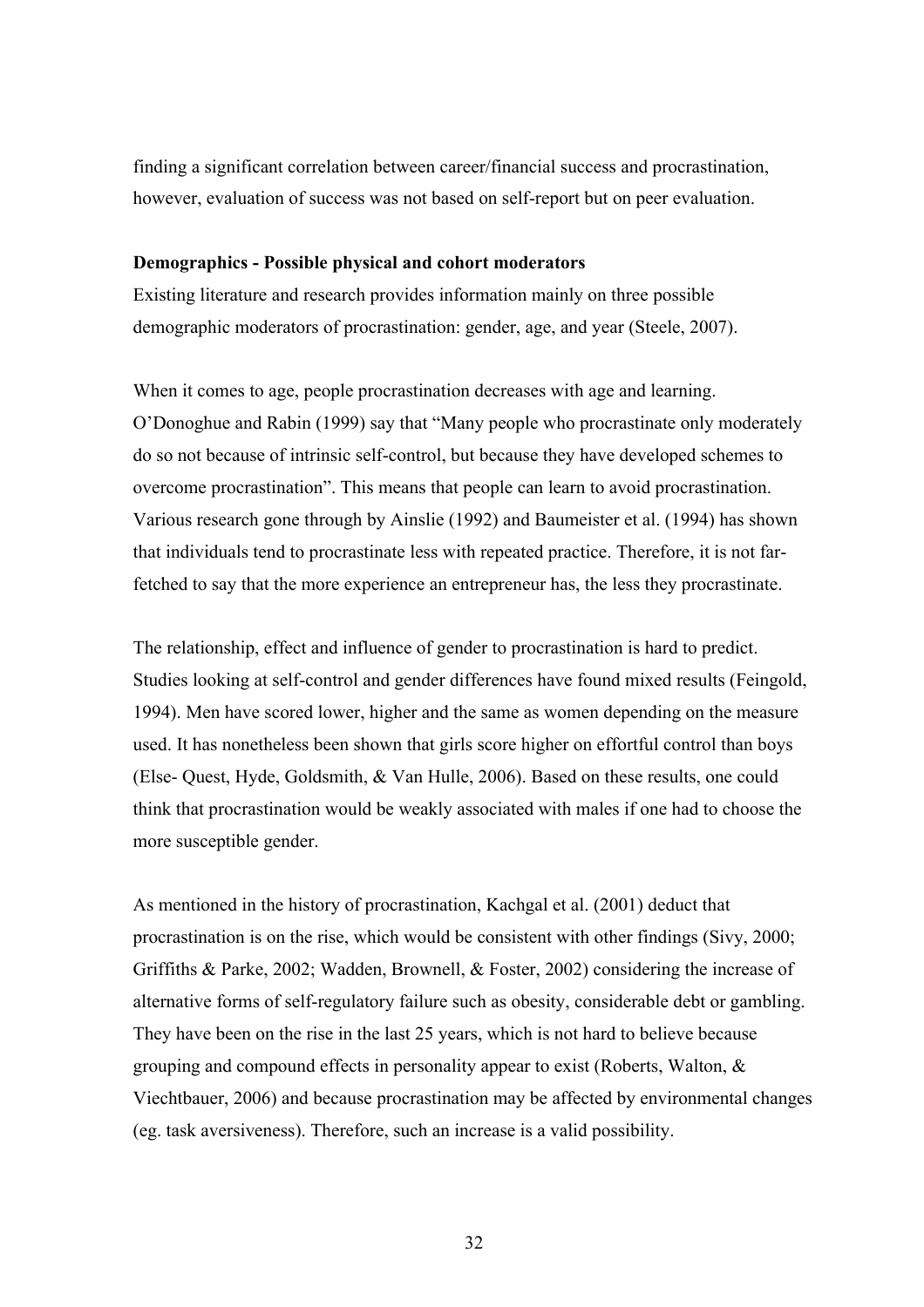finding a significant correlation between career/financial success and procrastination, however, evaluation of success was not based on self-report but on peer evaluation.

**Demographics - Possible physical and cohort moderators**

Existing literature and research provides information mainly on three possible demographic moderators of procrastination: gender, age, and year (Steele, 2007).

When it comes to age, people procrastination decreases with age and learning. O'Donoghue and Rabin (1999) say that "Many people who procrastinate only moderately do so not because of intrinsic self-control, but because they have developed schemes to overcome procrastination". This means that people can learn to avoid procrastination. Various research gone through by Ainslie (1992) and Baumeister et al. (1994) has shown that individuals tend to procrastinate less with repeated practice. Therefore, it is not far-fetched to say that the more experience an entrepreneur has, the less they procrastinate.

The relationship, effect and influence of gender to procrastination is hard to predict. Studies looking at self-control and gender differences have found mixed results (Feingold, 1994). Men have scored lower, higher and the same as women depending on the measure used. It has nonetheless been shown that girls score higher on effortful control than boys (Else- Quest, Hyde, Goldsmith, & Van Hulle, 2006). Based on these results, one could think that procrastination would be weakly associated with males if one had to choose the more susceptible gender.

As mentioned in the history of procrastination, Kachgal et al. (2001) deduct that procrastination is on the rise, which would be consistent with other findings (Sivy, 2000; Griffiths & Parke, 2002; Wadden, Brownell, & Foster, 2002) considering the increase of alternative forms of self-regulatory failure such as obesity, considerable debt or gambling. They have been on the rise in the last 25 years, which is not hard to believe because grouping and compound effects in personality appear to exist (Roberts, Walton, & Viechtbauer, 2006) and because procrastination may be affected by environmental changes (eg. task aversiveness). Therefore, such an increase is a valid possibility.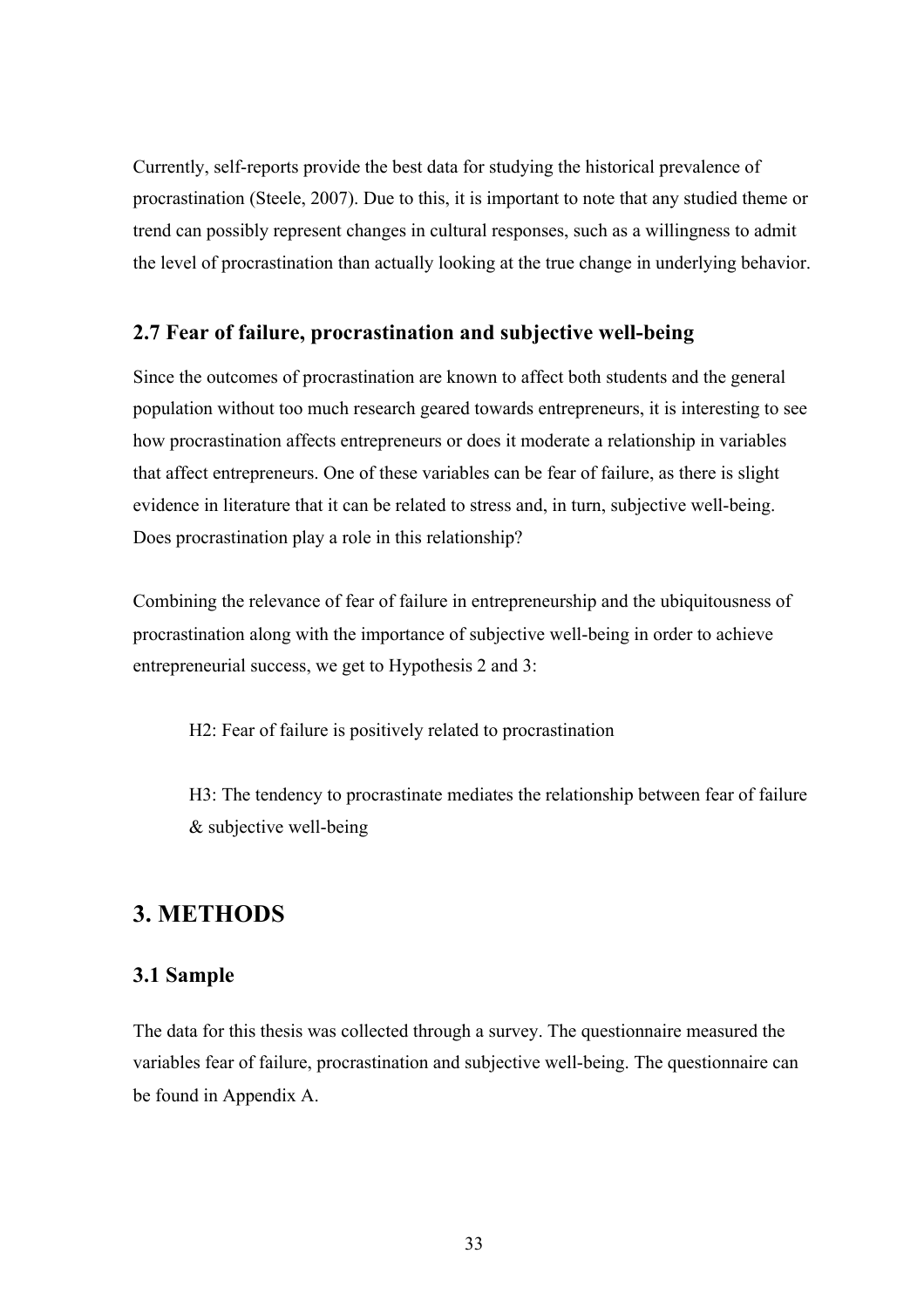Currently, self-reports provide the best data for studying the historical prevalence of procrastination (Steele, 2007). Due to this, it is important to note that any studied theme or trend can possibly represent changes in cultural responses, such as a willingness to admit the level of procrastination than actually looking at the true change in underlying behavior.

### 2.7 Fear of failure, procrastination and subjective well-being

Since the outcomes of procrastination are known to affect both students and the general population without too much research geared towards entrepreneurs, it is interesting to see how procrastination affects entrepreneurs or does it moderate a relationship in variables that affect entrepreneurs. One of these variables can be fear of failure, as there is slight evidence in literature that it can be related to stress and, in turn, subjective well-being. Does procrastination play a role in this relationship?

Combining the relevance of fear of failure in entrepreneurship and the ubiquitousness of procrastination along with the importance of subjective well-being in order to achieve entrepreneurial success, we get to Hypothesis 2 and 3:

> H2: Fear of failure is positively related to procrastination
>
> H3: The tendency to procrastinate mediates the relationship between fear of failure & subjective well-being

## 3. METHODS

### 3.1 Sample

The data for this thesis was collected through a survey. The questionnaire measured the variables fear of failure, procrastination and subjective well-being. The questionnaire can be found in Appendix A.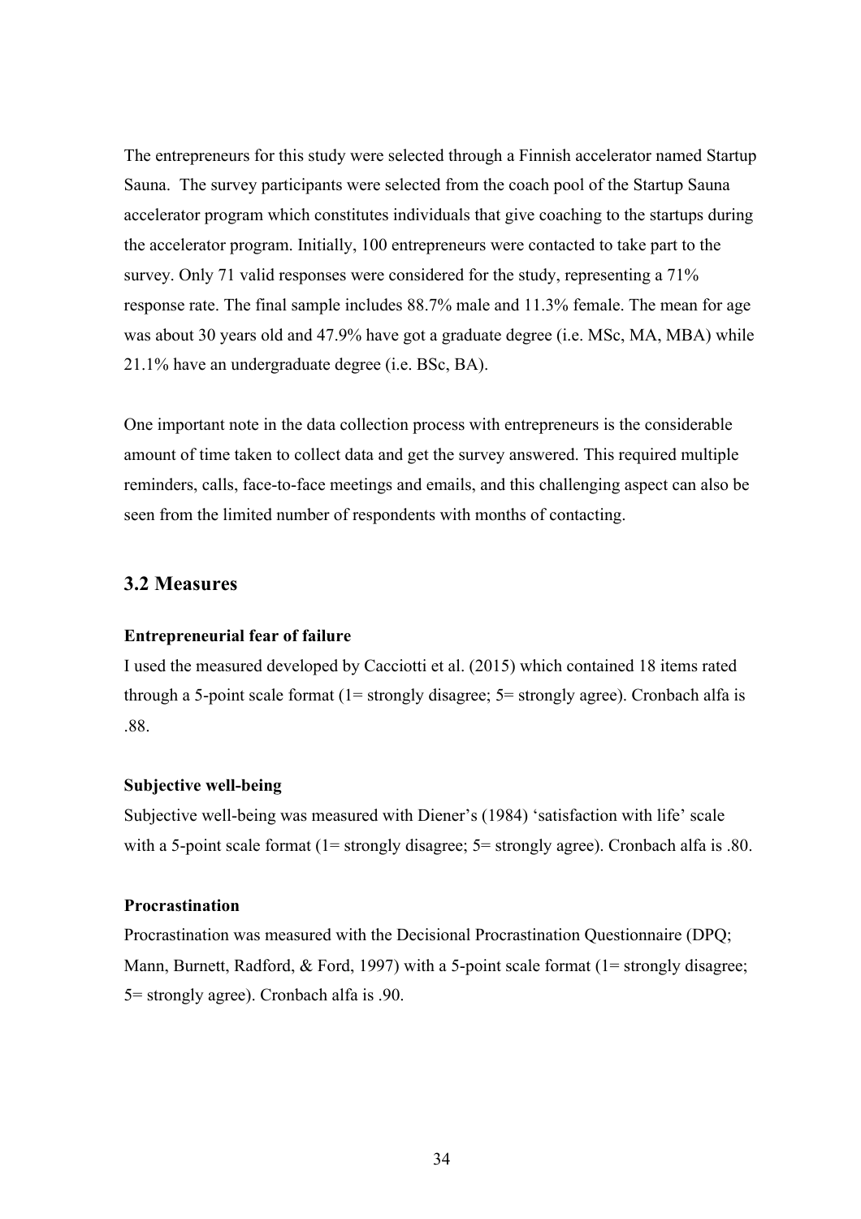The entrepreneurs for this study were selected through a Finnish accelerator named Startup Sauna. The survey participants were selected from the coach pool of the Startup Sauna accelerator program which constitutes individuals that give coaching to the startups during the accelerator program. Initially, 100 entrepreneurs were contacted to take part to the survey. Only 71 valid responses were considered for the study, representing a 71% response rate. The final sample includes 88.7% male and 11.3% female. The mean for age was about 30 years old and 47.9% have got a graduate degree (i.e. MSc, MA, MBA) while 21.1% have an undergraduate degree (i.e. BSc, BA).

One important note in the data collection process with entrepreneurs is the considerable amount of time taken to collect data and get the survey answered. This required multiple reminders, calls, face-to-face meetings and emails, and this challenging aspect can also be seen from the limited number of respondents with months of contacting.

## 3.2 Measures

**Entrepreneurial fear of failure**

I used the measured developed by Cacciotti et al. (2015) which contained 18 items rated through a 5-point scale format (1= strongly disagree; 5= strongly agree). Cronbach alfa is .88.

**Subjective well-being**

Subjective well-being was measured with Diener's (1984) 'satisfaction with life' scale with a 5-point scale format (1= strongly disagree; 5= strongly agree). Cronbach alfa is .80.

**Procrastination**

Procrastination was measured with the Decisional Procrastination Questionnaire (DPQ; Mann, Burnett, Radford, & Ford, 1997) with a 5-point scale format (1= strongly disagree; 5= strongly agree). Cronbach alfa is .90.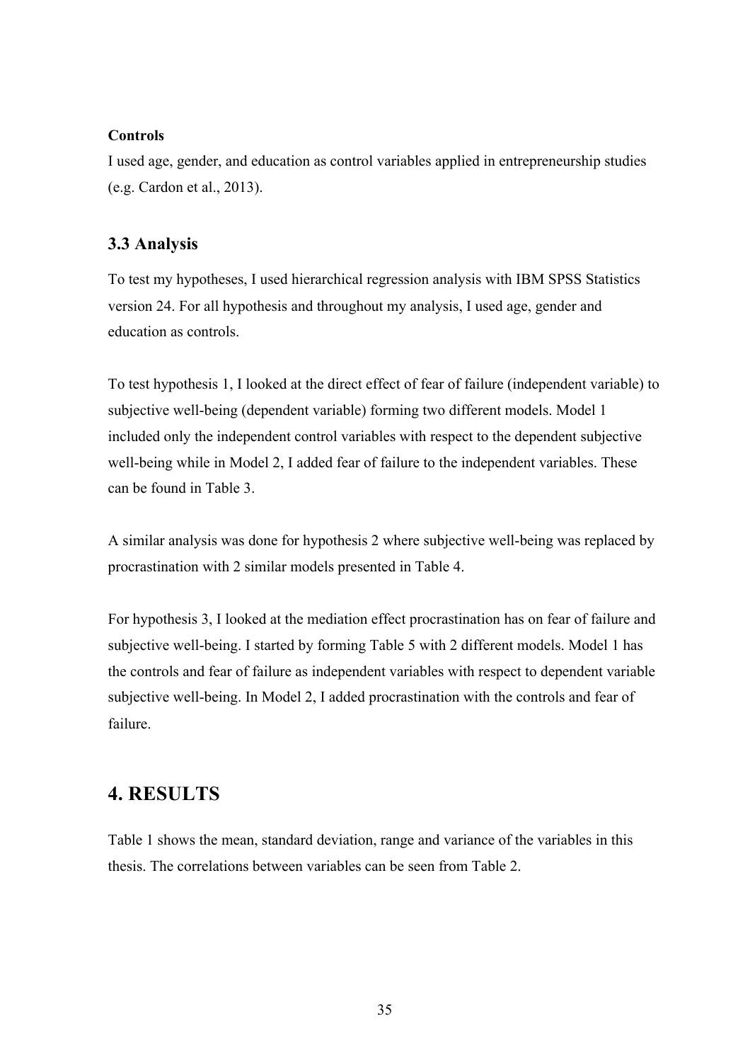**Controls**

I used age, gender, and education as control variables applied in entrepreneurship studies (e.g. Cardon et al., 2013).

## 3.3 Analysis

To test my hypotheses, I used hierarchical regression analysis with IBM SPSS Statistics version 24. For all hypothesis and throughout my analysis, I used age, gender and education as controls.

To test hypothesis 1, I looked at the direct effect of fear of failure (independent variable) to subjective well-being (dependent variable) forming two different models. Model 1 included only the independent control variables with respect to the dependent subjective well-being while in Model 2, I added fear of failure to the independent variables. These can be found in Table 3.

A similar analysis was done for hypothesis 2 where subjective well-being was replaced by procrastination with 2 similar models presented in Table 4.

For hypothesis 3, I looked at the mediation effect procrastination has on fear of failure and subjective well-being. I started by forming Table 5 with 2 different models. Model 1 has the controls and fear of failure as independent variables with respect to dependent variable subjective well-being. In Model 2, I added procrastination with the controls and fear of failure.

# 4. RESULTS

Table 1 shows the mean, standard deviation, range and variance of the variables in this thesis. The correlations between variables can be seen from Table 2.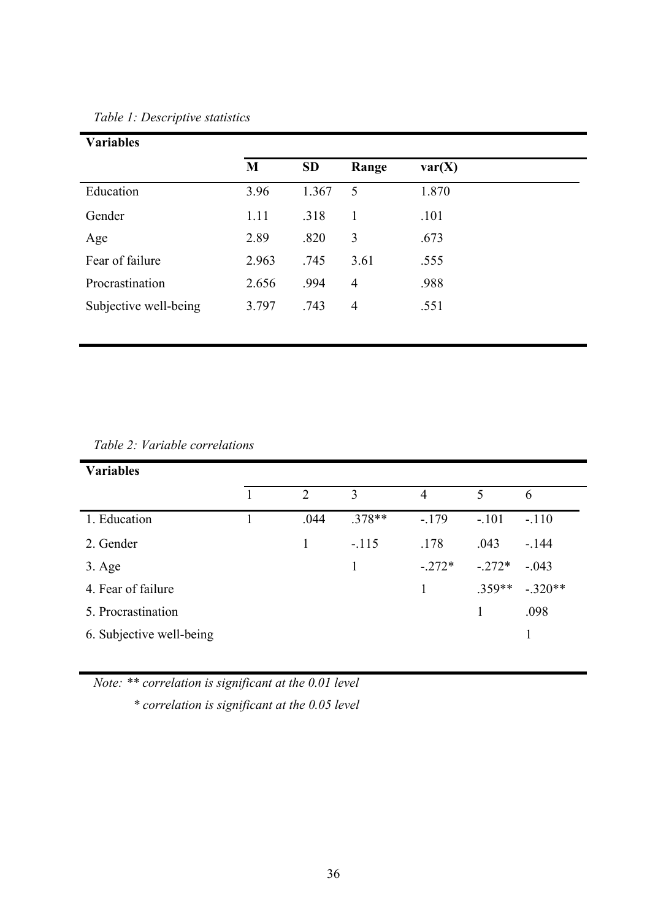*Table 1: Descriptive statistics*

| **Variables** | **M** | **SD** | **Range** | **var(X)** |
|---|---|---|---|---|
| Education | 3.96 | 1.367 | 5 | 1.870 |
| Gender | 1.11 | .318 | 1 | .101 |
| Age | 2.89 | .820 | 3 | .673 |
| Fear of failure | 2.963 | .745 | 3.61 | .555 |
| Procrastination | 2.656 | .994 | 4 | .988 |
| Subjective well-being | 3.797 | .743 | 4 | .551 |

*Table 2: Variable correlations*

| **Variables** | 1 | 2 | 3 | 4 | 5 | 6 |
|---|---|---|---|---|---|---|
| 1. Education | 1 | .044 | .378** | -.179 | -.101 | -.110 |
| 2. Gender | | 1 | -.115 | .178 | .043 | -.144 |
| 3. Age | | | 1 | -.272* | -.272* | -.043 |
| 4. Fear of failure | | | | 1 | .359** | -.320** |
| 5. Procrastination | | | | | 1 | .098 |
| 6. Subjective well-being | | | | | | 1 |

*Note: ** correlation is significant at the 0.01 level*

*\* correlation is significant at the 0.05 level*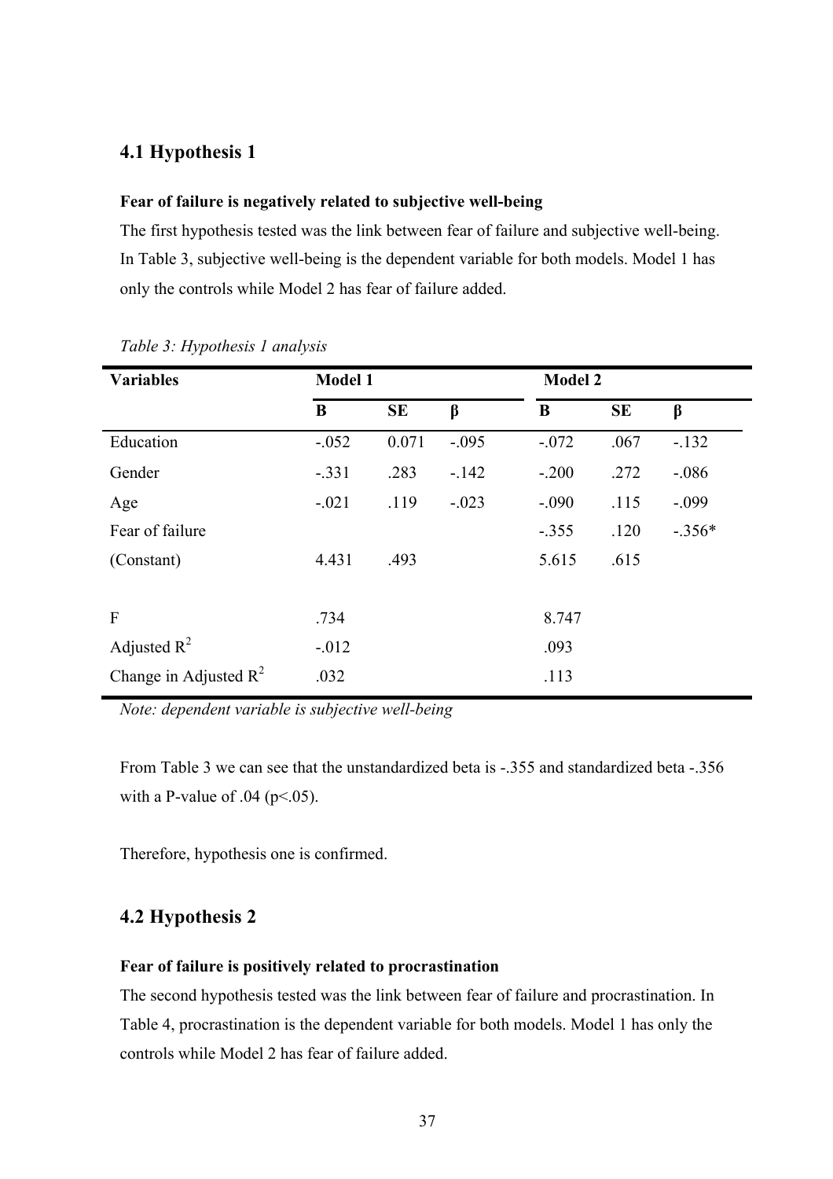## 4.1 Hypothesis 1

**Fear of failure is negatively related to subjective well-being**

The first hypothesis tested was the link between fear of failure and subjective well-being. In Table 3, subjective well-being is the dependent variable for both models. Model 1 has only the controls while Model 2 has fear of failure added.

*Table 3: Hypothesis 1 analysis*

| Variables | Model 1 | | | Model 2 | | |
|---|---|---|---|---|---|---|
| | B | SE | β | B | SE | β |
| Education | -.052 | 0.071 | -.095 | -.072 | .067 | -.132 |
| Gender | -.331 | .283 | -.142 | -.200 | .272 | -.086 |
| Age | -.021 | .119 | -.023 | -.090 | .115 | -.099 |
| Fear of failure | | | | -.355 | .120 | -.356* |
| (Constant) | 4.431 | .493 | | 5.615 | .615 | |
| | | | | | | |
| F | .734 | | | 8.747 | | |
| Adjusted $R^2$ | -.012 | | | .093 | | |
| Change in Adjusted $R^2$ | .032 | | | .113 | | |

*Note: dependent variable is subjective well-being*

From Table 3 we can see that the unstandardized beta is -.355 and standardized beta -.356 with a P-value of .04 ($p<.05$).

Therefore, hypothesis one is confirmed.

## 4.2 Hypothesis 2

**Fear of failure is positively related to procrastination**

The second hypothesis tested was the link between fear of failure and procrastination. In Table 4, procrastination is the dependent variable for both models. Model 1 has only the controls while Model 2 has fear of failure added.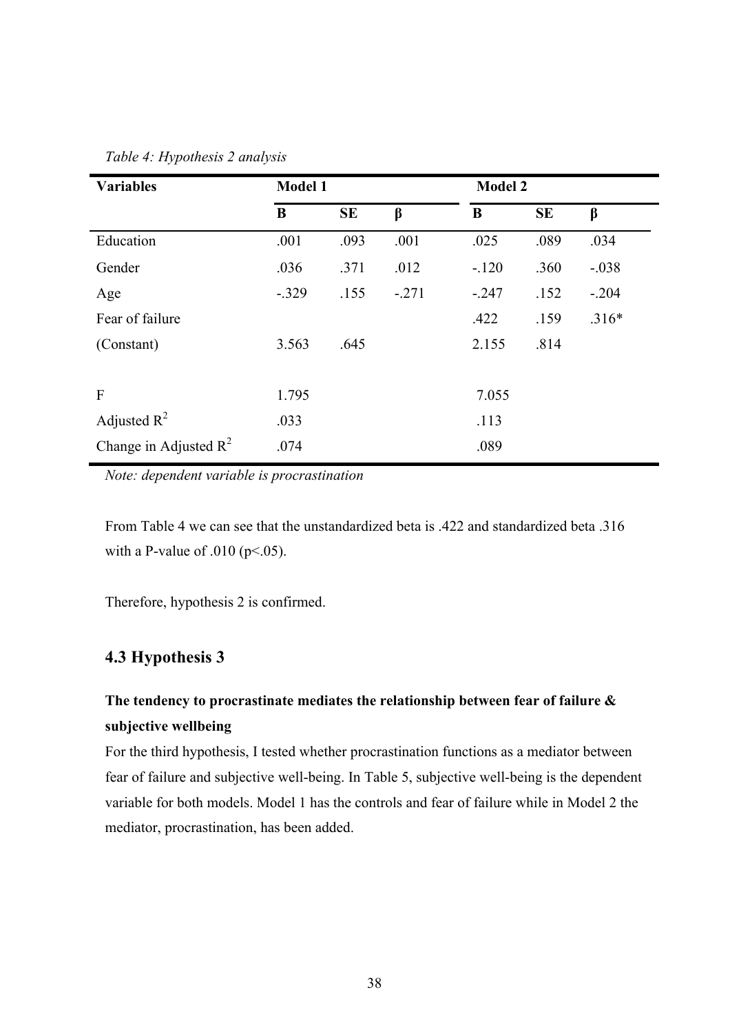*Table 4: Hypothesis 2 analysis*

| Variables | Model 1 | | | Model 2 | | |
|---|---|---|---|---|---|---|
| | B | SE | β | B | SE | β |
| Education | .001 | .093 | .001 | .025 | .089 | .034 |
| Gender | .036 | .371 | .012 | -.120 | .360 | -.038 |
| Age | -.329 | .155 | -.271 | -.247 | .152 | -.204 |
| Fear of failure | | | | .422 | .159 | .316* |
| (Constant) | 3.563 | .645 | | 2.155 | .814 | |
| | | | | | | |
| F | 1.795 | | | 7.055 | | |
| Adjusted $R^2$ | .033 | | | .113 | | |
| Change in Adjusted $R^2$ | .074 | | | .089 | | |

*Note: dependent variable is procrastination*

From Table 4 we can see that the unstandardized beta is .422 and standardized beta .316 with a P-value of .010 ($p<.05$).

Therefore, hypothesis 2 is confirmed.

## 4.3 Hypothesis 3

**The tendency to procrastinate mediates the relationship between fear of failure & subjective wellbeing**

For the third hypothesis, I tested whether procrastination functions as a mediator between fear of failure and subjective well-being. In Table 5, subjective well-being is the dependent variable for both models. Model 1 has the controls and fear of failure while in Model 2 the mediator, procrastination, has been added.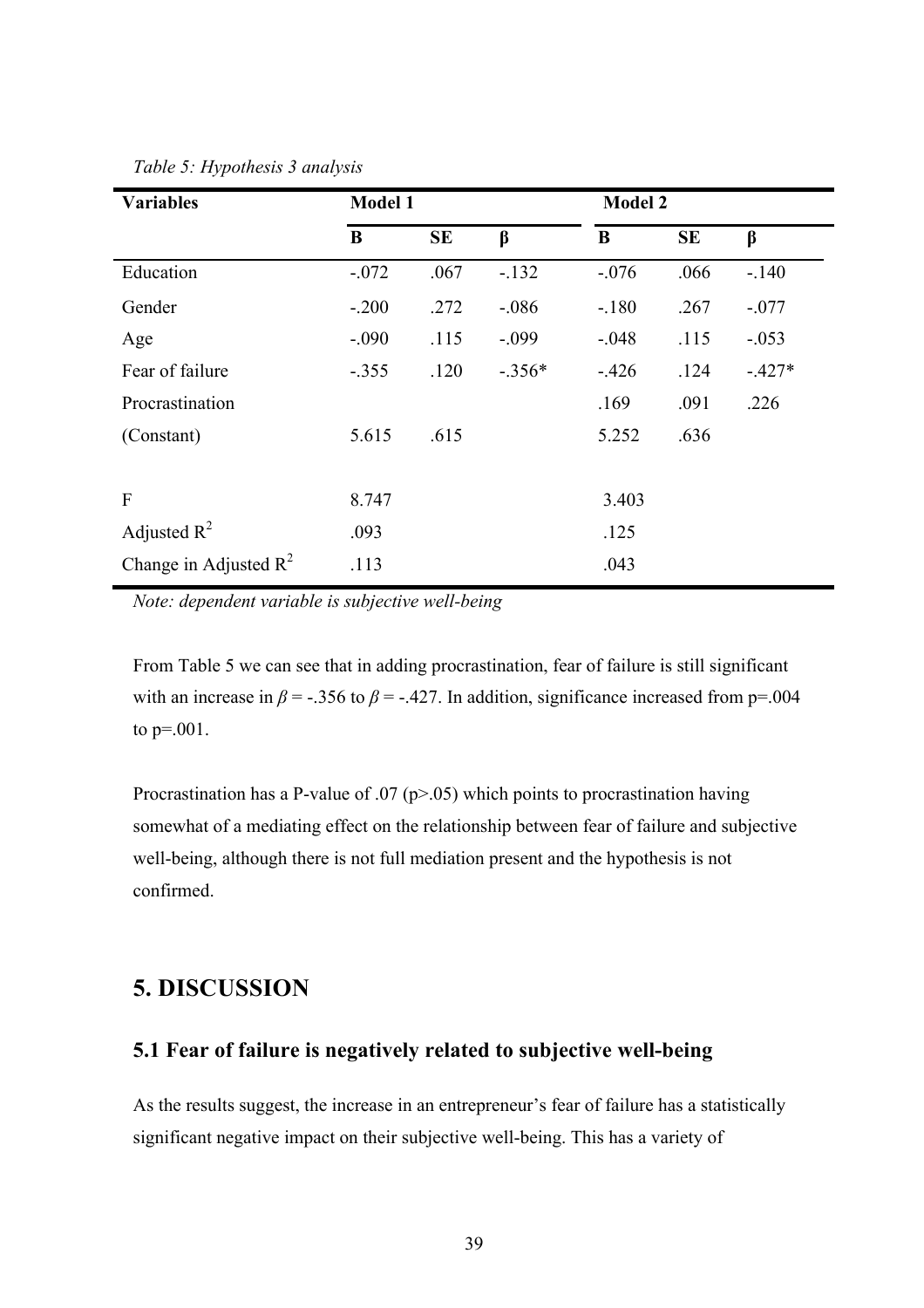*Table 5: Hypothesis 3 analysis*

| Variables | Model 1 | | | Model 2 | | |
|---|---|---|---|---|---|---|
| | **B** | **SE** | **β** | **B** | **SE** | **β** |
| Education | -.072 | .067 | -.132 | -.076 | .066 | -.140 |
| Gender | -.200 | .272 | -.086 | -.180 | .267 | -.077 |
| Age | -.090 | .115 | -.099 | -.048 | .115 | -.053 |
| Fear of failure | -.355 | .120 | -.356* | -.426 | .124 | -.427* |
| Procrastination | | | | .169 | .091 | .226 |
| (Constant) | 5.615 | .615 | | 5.252 | .636 | |
| | | | | | | |
| F | 8.747 | | | 3.403 | | |
| Adjusted $R^2$ | .093 | | | .125 | | |
| Change in Adjusted $R^2$ | .113 | | | .043 | | |

*Note: dependent variable is subjective well-being*

From Table 5 we can see that in adding procrastination, fear of failure is still significant with an increase in $\beta$ = -.356 to $\beta$ = -.427. In addition, significance increased from p=.004 to p=.001.

Procrastination has a P-value of .07 ($p>.05$) which points to procrastination having somewhat of a mediating effect on the relationship between fear of failure and subjective well-being, although there is not full mediation present and the hypothesis is not confirmed.

## 5. DISCUSSION

### 5.1 Fear of failure is negatively related to subjective well-being

As the results suggest, the increase in an entrepreneur's fear of failure has a statistically significant negative impact on their subjective well-being. This has a variety of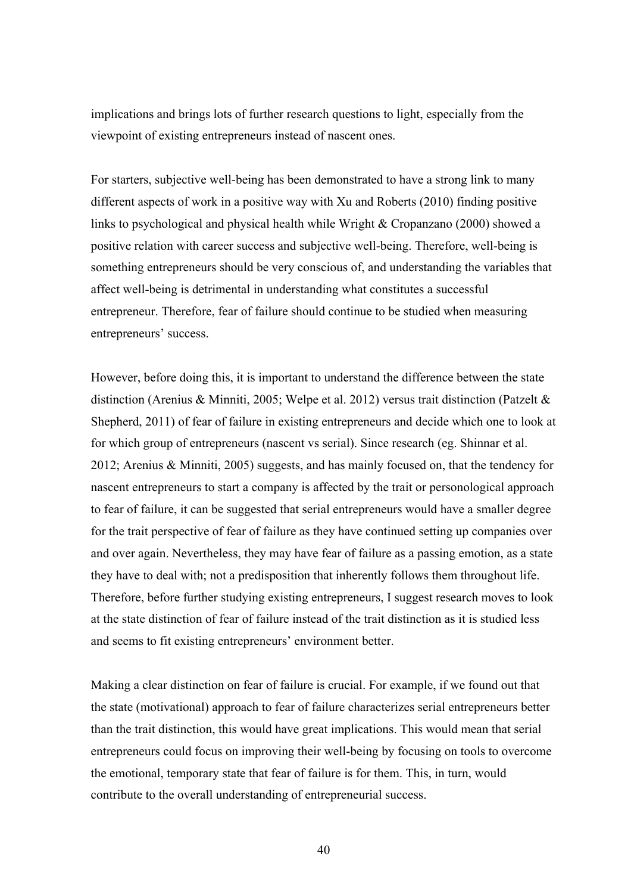implications and brings lots of further research questions to light, especially from the viewpoint of existing entrepreneurs instead of nascent ones.

For starters, subjective well-being has been demonstrated to have a strong link to many different aspects of work in a positive way with Xu and Roberts (2010) finding positive links to psychological and physical health while Wright & Cropanzano (2000) showed a positive relation with career success and subjective well-being. Therefore, well-being is something entrepreneurs should be very conscious of, and understanding the variables that affect well-being is detrimental in understanding what constitutes a successful entrepreneur. Therefore, fear of failure should continue to be studied when measuring entrepreneurs' success.

However, before doing this, it is important to understand the difference between the state distinction (Arenius & Minniti, 2005; Welpe et al. 2012) versus trait distinction (Patzelt & Shepherd, 2011) of fear of failure in existing entrepreneurs and decide which one to look at for which group of entrepreneurs (nascent vs serial). Since research (eg. Shinnar et al. 2012; Arenius & Minniti, 2005) suggests, and has mainly focused on, that the tendency for nascent entrepreneurs to start a company is affected by the trait or personological approach to fear of failure, it can be suggested that serial entrepreneurs would have a smaller degree for the trait perspective of fear of failure as they have continued setting up companies over and over again. Nevertheless, they may have fear of failure as a passing emotion, as a state they have to deal with; not a predisposition that inherently follows them throughout life. Therefore, before further studying existing entrepreneurs, I suggest research moves to look at the state distinction of fear of failure instead of the trait distinction as it is studied less and seems to fit existing entrepreneurs' environment better.

Making a clear distinction on fear of failure is crucial. For example, if we found out that the state (motivational) approach to fear of failure characterizes serial entrepreneurs better than the trait distinction, this would have great implications. This would mean that serial entrepreneurs could focus on improving their well-being by focusing on tools to overcome the emotional, temporary state that fear of failure is for them. This, in turn, would contribute to the overall understanding of entrepreneurial success.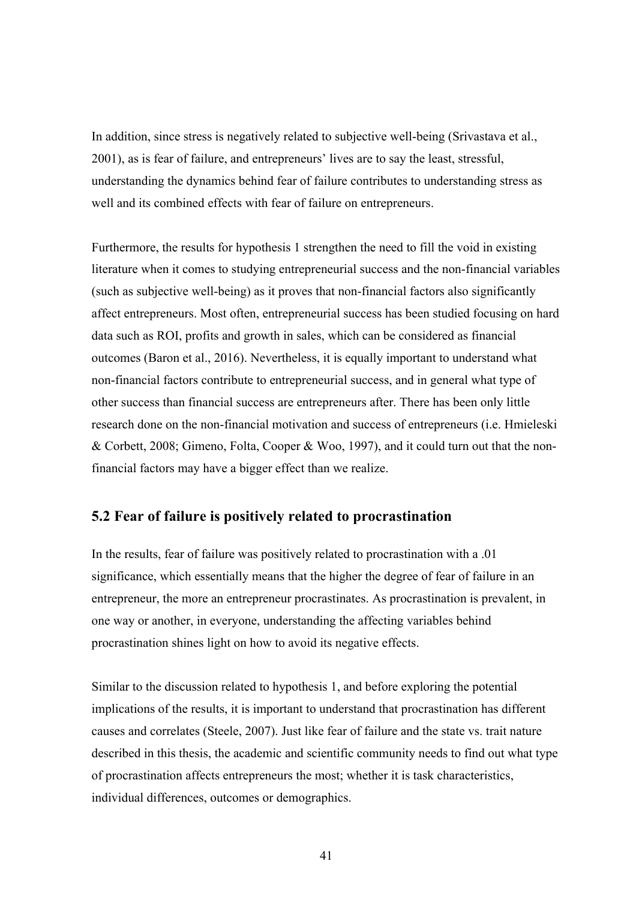In addition, since stress is negatively related to subjective well-being (Srivastava et al., 2001), as is fear of failure, and entrepreneurs' lives are to say the least, stressful, understanding the dynamics behind fear of failure contributes to understanding stress as well and its combined effects with fear of failure on entrepreneurs.

Furthermore, the results for hypothesis 1 strengthen the need to fill the void in existing literature when it comes to studying entrepreneurial success and the non-financial variables (such as subjective well-being) as it proves that non-financial factors also significantly affect entrepreneurs. Most often, entrepreneurial success has been studied focusing on hard data such as ROI, profits and growth in sales, which can be considered as financial outcomes (Baron et al., 2016). Nevertheless, it is equally important to understand what non-financial factors contribute to entrepreneurial success, and in general what type of other success than financial success are entrepreneurs after. There has been only little research done on the non-financial motivation and success of entrepreneurs (i.e. Hmieleski & Corbett, 2008; Gimeno, Folta, Cooper & Woo, 1997), and it could turn out that the non-financial factors may have a bigger effect than we realize.

## 5.2 Fear of failure is positively related to procrastination

In the results, fear of failure was positively related to procrastination with a .01 significance, which essentially means that the higher the degree of fear of failure in an entrepreneur, the more an entrepreneur procrastinates. As procrastination is prevalent, in one way or another, in everyone, understanding the affecting variables behind procrastination shines light on how to avoid its negative effects.

Similar to the discussion related to hypothesis 1, and before exploring the potential implications of the results, it is important to understand that procrastination has different causes and correlates (Steele, 2007). Just like fear of failure and the state vs. trait nature described in this thesis, the academic and scientific community needs to find out what type of procrastination affects entrepreneurs the most; whether it is task characteristics, individual differences, outcomes or demographics.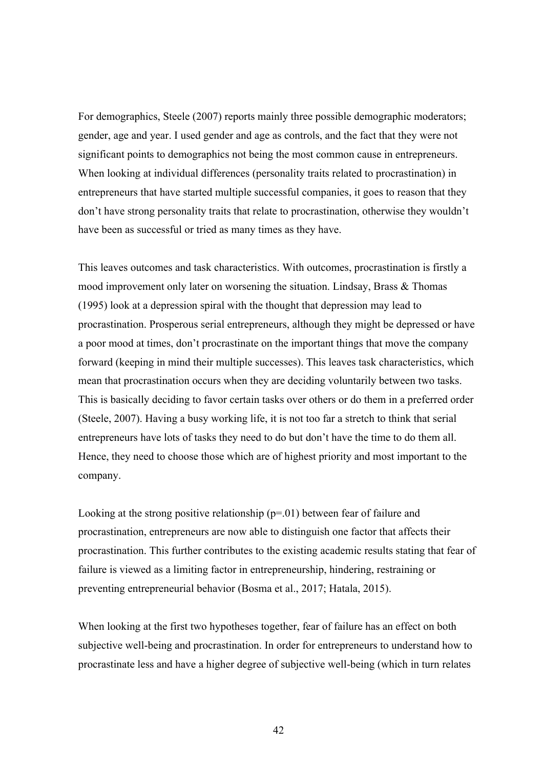For demographics, Steele (2007) reports mainly three possible demographic moderators; gender, age and year. I used gender and age as controls, and the fact that they were not significant points to demographics not being the most common cause in entrepreneurs. When looking at individual differences (personality traits related to procrastination) in entrepreneurs that have started multiple successful companies, it goes to reason that they don't have strong personality traits that relate to procrastination, otherwise they wouldn't have been as successful or tried as many times as they have.

This leaves outcomes and task characteristics. With outcomes, procrastination is firstly a mood improvement only later on worsening the situation. Lindsay, Brass & Thomas (1995) look at a depression spiral with the thought that depression may lead to procrastination. Prosperous serial entrepreneurs, although they might be depressed or have a poor mood at times, don't procrastinate on the important things that move the company forward (keeping in mind their multiple successes). This leaves task characteristics, which mean that procrastination occurs when they are deciding voluntarily between two tasks. This is basically deciding to favor certain tasks over others or do them in a preferred order (Steele, 2007). Having a busy working life, it is not too far a stretch to think that serial entrepreneurs have lots of tasks they need to do but don't have the time to do them all. Hence, they need to choose those which are of highest priority and most important to the company.

Looking at the strong positive relationship ($p=.01$) between fear of failure and procrastination, entrepreneurs are now able to distinguish one factor that affects their procrastination. This further contributes to the existing academic results stating that fear of failure is viewed as a limiting factor in entrepreneurship, hindering, restraining or preventing entrepreneurial behavior (Bosma et al., 2017; Hatala, 2015).

When looking at the first two hypotheses together, fear of failure has an effect on both subjective well-being and procrastination. In order for entrepreneurs to understand how to procrastinate less and have a higher degree of subjective well-being (which in turn relates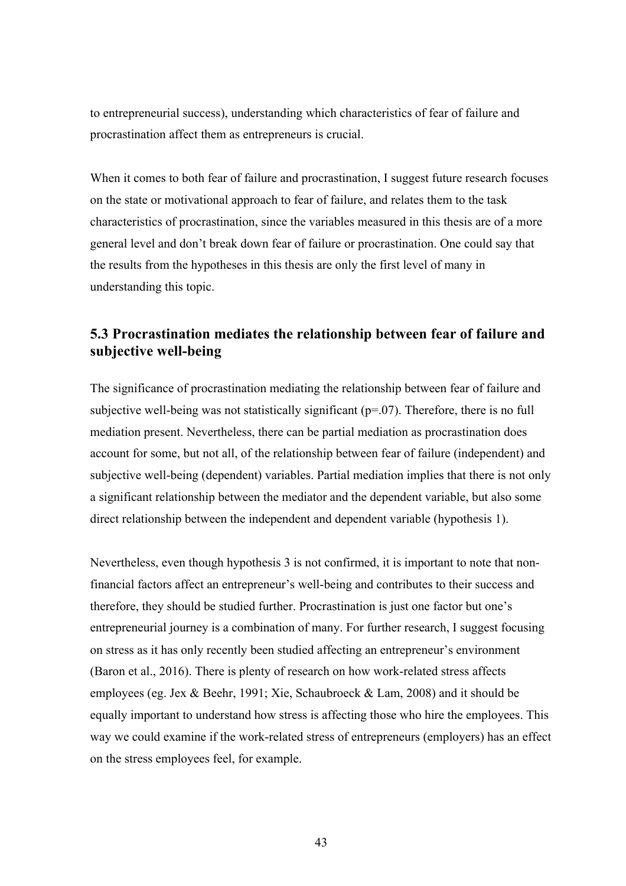to entrepreneurial success), understanding which characteristics of fear of failure and procrastination affect them as entrepreneurs is crucial.

When it comes to both fear of failure and procrastination, I suggest future research focuses on the state or motivational approach to fear of failure, and relates them to the task characteristics of procrastination, since the variables measured in this thesis are of a more general level and don't break down fear of failure or procrastination. One could say that the results from the hypotheses in this thesis are only the first level of many in understanding this topic.

## 5.3 Procrastination mediates the relationship between fear of failure and subjective well-being

The significance of procrastination mediating the relationship between fear of failure and subjective well-being was not statistically significant ($p=.07$). Therefore, there is no full mediation present. Nevertheless, there can be partial mediation as procrastination does account for some, but not all, of the relationship between fear of failure (independent) and subjective well-being (dependent) variables. Partial mediation implies that there is not only a significant relationship between the mediator and the dependent variable, but also some direct relationship between the independent and dependent variable (hypothesis 1).

Nevertheless, even though hypothesis 3 is not confirmed, it is important to note that non-financial factors affect an entrepreneur's well-being and contributes to their success and therefore, they should be studied further. Procrastination is just one factor but one's entrepreneurial journey is a combination of many. For further research, I suggest focusing on stress as it has only recently been studied affecting an entrepreneur's environment (Baron et al., 2016). There is plenty of research on how work-related stress affects employees (eg. Jex & Beehr, 1991; Xie, Schaubroeck & Lam, 2008) and it should be equally important to understand how stress is affecting those who hire the employees. This way we could examine if the work-related stress of entrepreneurs (employers) has an effect on the stress employees feel, for example.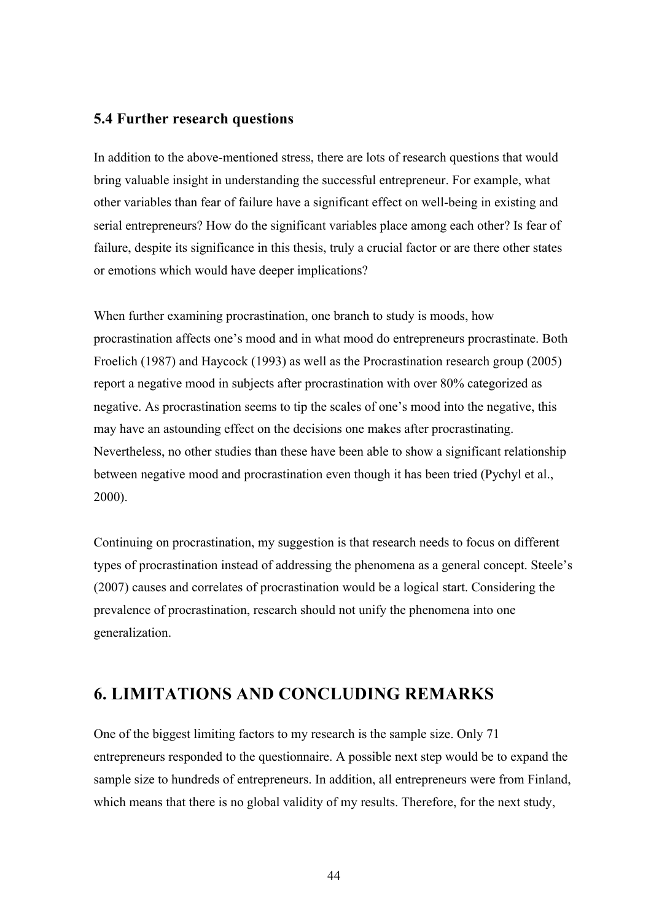### 5.4 Further research questions

In addition to the above-mentioned stress, there are lots of research questions that would bring valuable insight in understanding the successful entrepreneur. For example, what other variables than fear of failure have a significant effect on well-being in existing and serial entrepreneurs? How do the significant variables place among each other? Is fear of failure, despite its significance in this thesis, truly a crucial factor or are there other states or emotions which would have deeper implications?

When further examining procrastination, one branch to study is moods, how procrastination affects one's mood and in what mood do entrepreneurs procrastinate. Both Froelich (1987) and Haycock (1993) as well as the Procrastination research group (2005) report a negative mood in subjects after procrastination with over 80% categorized as negative. As procrastination seems to tip the scales of one's mood into the negative, this may have an astounding effect on the decisions one makes after procrastinating. Nevertheless, no other studies than these have been able to show a significant relationship between negative mood and procrastination even though it has been tried (Pychyl et al., 2000).

Continuing on procrastination, my suggestion is that research needs to focus on different types of procrastination instead of addressing the phenomena as a general concept. Steele's (2007) causes and correlates of procrastination would be a logical start. Considering the prevalence of procrastination, research should not unify the phenomena into one generalization.

## 6. LIMITATIONS AND CONCLUDING REMARKS

One of the biggest limiting factors to my research is the sample size. Only 71 entrepreneurs responded to the questionnaire. A possible next step would be to expand the sample size to hundreds of entrepreneurs. In addition, all entrepreneurs were from Finland, which means that there is no global validity of my results. Therefore, for the next study,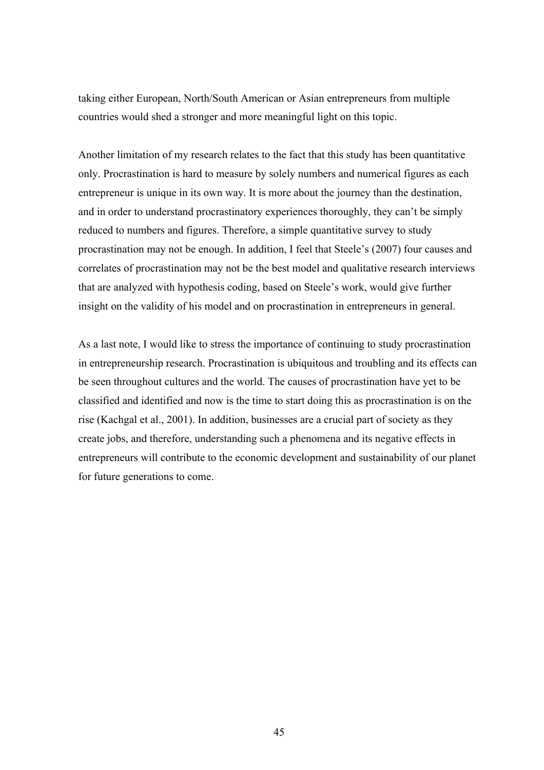taking either European, North/South American or Asian entrepreneurs from multiple countries would shed a stronger and more meaningful light on this topic.

Another limitation of my research relates to the fact that this study has been quantitative only. Procrastination is hard to measure by solely numbers and numerical figures as each entrepreneur is unique in its own way. It is more about the journey than the destination, and in order to understand procrastinatory experiences thoroughly, they can't be simply reduced to numbers and figures. Therefore, a simple quantitative survey to study procrastination may not be enough. In addition, I feel that Steele's (2007) four causes and correlates of procrastination may not be the best model and qualitative research interviews that are analyzed with hypothesis coding, based on Steele's work, would give further insight on the validity of his model and on procrastination in entrepreneurs in general.

As a last note, I would like to stress the importance of continuing to study procrastination in entrepreneurship research. Procrastination is ubiquitous and troubling and its effects can be seen throughout cultures and the world. The causes of procrastination have yet to be classified and identified and now is the time to start doing this as procrastination is on the rise (Kachgal et al., 2001). In addition, businesses are a crucial part of society as they create jobs, and therefore, understanding such a phenomena and its negative effects in entrepreneurs will contribute to the economic development and sustainability of our planet for future generations to come.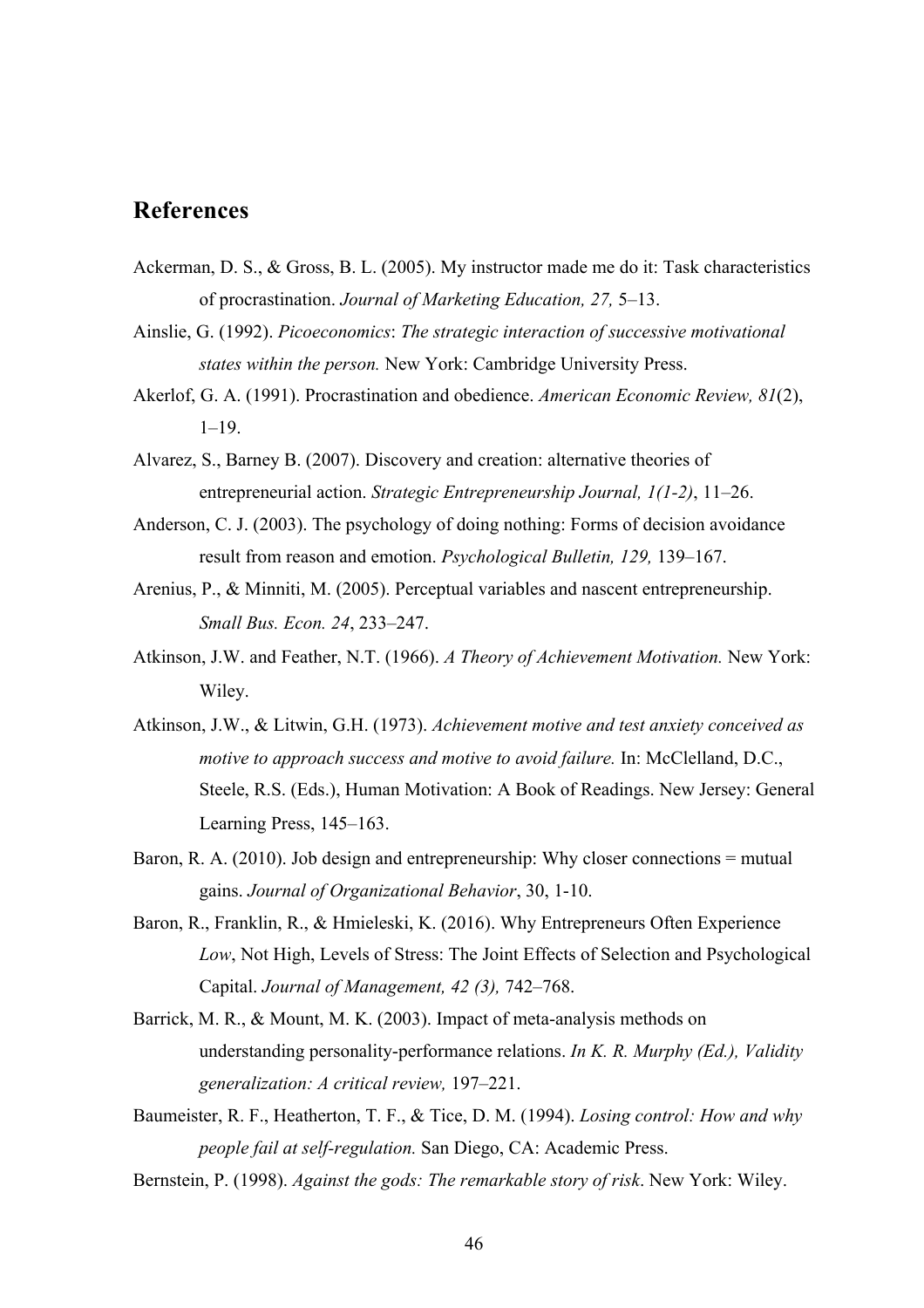## References

Ackerman, D. S., & Gross, B. L. (2005). My instructor made me do it: Task characteristics of procrastination. *Journal of Marketing Education, 27,* 5–13.

Ainslie, G. (1992). *Picoeconomics*: *The strategic interaction of successive motivational states within the person.* New York: Cambridge University Press.

Akerlof, G. A. (1991). Procrastination and obedience. *American Economic Review, 81*(2), 1–19.

Alvarez, S., Barney B. (2007). Discovery and creation: alternative theories of entrepreneurial action. *Strategic Entrepreneurship Journal, 1(1-2)*, 11–26.

Anderson, C. J. (2003). The psychology of doing nothing: Forms of decision avoidance result from reason and emotion. *Psychological Bulletin, 129,* 139–167.

Arenius, P., & Minniti, M. (2005). Perceptual variables and nascent entrepreneurship. *Small Bus. Econ. 24*, 233–247.

Atkinson, J.W. and Feather, N.T. (1966). *A Theory of Achievement Motivation.* New York: Wiley.

Atkinson, J.W., & Litwin, G.H. (1973). *Achievement motive and test anxiety conceived as motive to approach success and motive to avoid failure.* In: McClelland, D.C., Steele, R.S. (Eds.), Human Motivation: A Book of Readings. New Jersey: General Learning Press, 145–163.

Baron, R. A. (2010). Job design and entrepreneurship: Why closer connections = mutual gains. *Journal of Organizational Behavior*, 30, 1-10.

Baron, R., Franklin, R., & Hmieleski, K. (2016). Why Entrepreneurs Often Experience *Low*, Not High, Levels of Stress: The Joint Effects of Selection and Psychological Capital. *Journal of Management, 42 (3),* 742–768.

Barrick, M. R., & Mount, M. K. (2003). Impact of meta-analysis methods on understanding personality-performance relations. *In K. R. Murphy (Ed.), Validity generalization: A critical review,* 197–221.

Baumeister, R. F., Heatherton, T. F., & Tice, D. M. (1994). *Losing control: How and why people fail at self-regulation.* San Diego, CA: Academic Press.

Bernstein, P. (1998). *Against the gods: The remarkable story of risk*. New York: Wiley.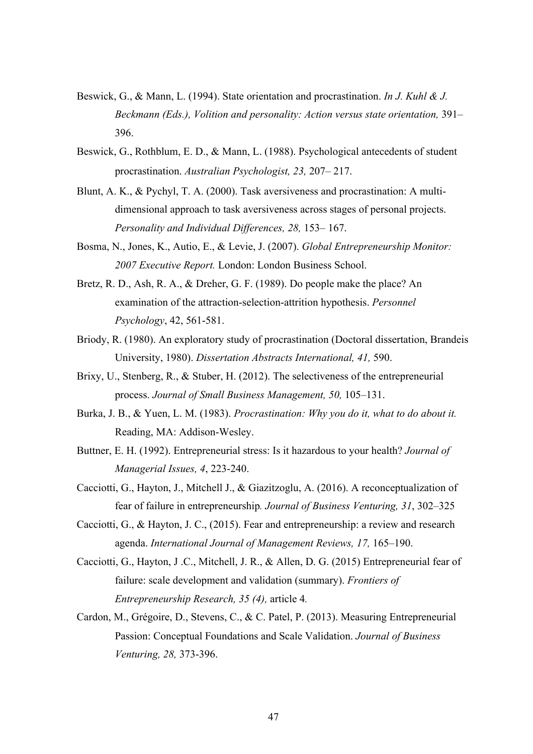Beswick, G., & Mann, L. (1994). State orientation and procrastination. *In J. Kuhl & J. Beckmann (Eds.), Volition and personality: Action versus state orientation,* 391–396.

Beswick, G., Rothblum, E. D., & Mann, L. (1988). Psychological antecedents of student procrastination. *Australian Psychologist, 23,* 207– 217.

Blunt, A. K., & Pychyl, T. A. (2000). Task aversiveness and procrastination: A multi-dimensional approach to task aversiveness across stages of personal projects. *Personality and Individual Differences, 28,* 153– 167.

Bosma, N., Jones, K., Autio, E., & Levie, J. (2007). *Global Entrepreneurship Monitor: 2007 Executive Report.* London: London Business School.

Bretz, R. D., Ash, R. A., & Dreher, G. F. (1989). Do people make the place? An examination of the attraction-selection-attrition hypothesis. *Personnel Psychology*, 42, 561-581.

Briody, R. (1980). An exploratory study of procrastination (Doctoral dissertation, Brandeis University, 1980). *Dissertation Abstracts International, 41,* 590.

Brixy, U., Stenberg, R., & Stuber, H. (2012). The selectiveness of the entrepreneurial process. *Journal of Small Business Management, 50,* 105–131.

Burka, J. B., & Yuen, L. M. (1983). *Procrastination: Why you do it, what to do about it.* Reading, MA: Addison-Wesley.

Buttner, E. H. (1992). Entrepreneurial stress: Is it hazardous to your health? *Journal of Managerial Issues, 4*, 223-240.

Cacciotti, G., Hayton, J., Mitchell J., & Giazitzoglu, A. (2016). A reconceptualization of fear of failure in entrepreneurship*. Journal of Business Venturing, 31*, 302–325

Cacciotti, G., & Hayton, J. C., (2015). Fear and entrepreneurship: a review and research agenda. *International Journal of Management Reviews, 17,* 165–190.

Cacciotti, G., Hayton, J .C., Mitchell, J. R., & Allen, D. G. (2015) Entrepreneurial fear of failure: scale development and validation (summary). *Frontiers of Entrepreneurship Research, 35 (4),* article 4*.*

Cardon, M., Grégoire, D., Stevens, C., & C. Patel, P. (2013). Measuring Entrepreneurial Passion: Conceptual Foundations and Scale Validation. *Journal of Business Venturing, 28,* 373-396.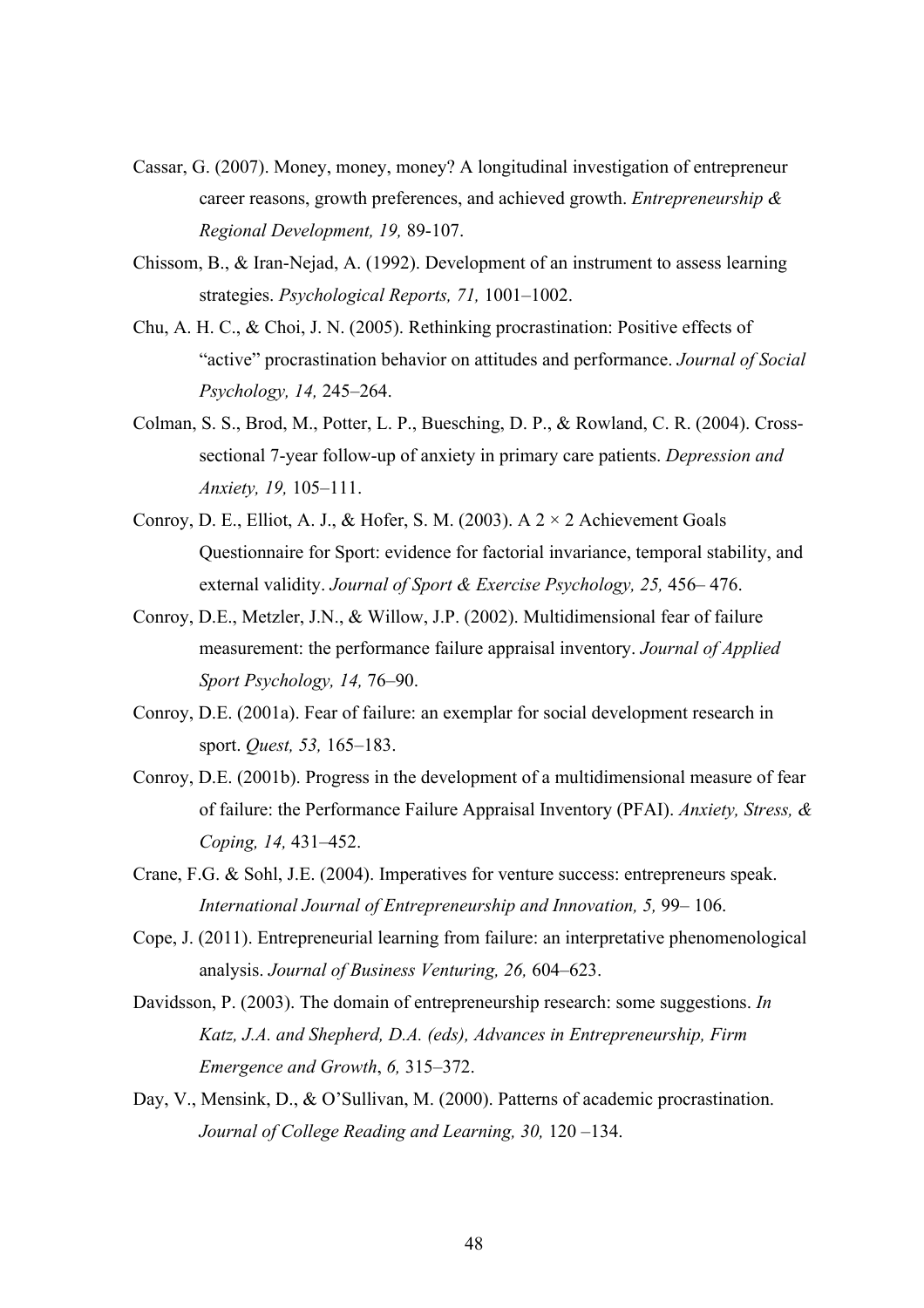Cassar, G. (2007). Money, money, money? A longitudinal investigation of entrepreneur career reasons, growth preferences, and achieved growth. *Entrepreneurship & Regional Development, 19,* 89-107.

Chissom, B., & Iran-Nejad, A. (1992). Development of an instrument to assess learning strategies. *Psychological Reports, 71,* 1001–1002.

Chu, A. H. C., & Choi, J. N. (2005). Rethinking procrastination: Positive effects of "active" procrastination behavior on attitudes and performance. *Journal of Social Psychology, 14,* 245–264.

Colman, S. S., Brod, M., Potter, L. P., Buesching, D. P., & Rowland, C. R. (2004). Cross-sectional 7-year follow-up of anxiety in primary care patients. *Depression and Anxiety, 19,* 105–111.

Conroy, D. E., Elliot, A. J., & Hofer, S. M. (2003). A 2 × 2 Achievement Goals Questionnaire for Sport: evidence for factorial invariance, temporal stability, and external validity. *Journal of Sport & Exercise Psychology, 25,* 456– 476.

Conroy, D.E., Metzler, J.N., & Willow, J.P. (2002). Multidimensional fear of failure measurement: the performance failure appraisal inventory. *Journal of Applied Sport Psychology, 14,* 76–90.

Conroy, D.E. (2001a). Fear of failure: an exemplar for social development research in sport. *Quest, 53,* 165–183.

Conroy, D.E. (2001b). Progress in the development of a multidimensional measure of fear of failure: the Performance Failure Appraisal Inventory (PFAI). *Anxiety, Stress, & Coping, 14,* 431–452.

Crane, F.G. & Sohl, J.E. (2004). Imperatives for venture success: entrepreneurs speak. *International Journal of Entrepreneurship and Innovation, 5,* 99– 106.

Cope, J. (2011). Entrepreneurial learning from failure: an interpretative phenomenological analysis. *Journal of Business Venturing, 26,* 604–623.

Davidsson, P. (2003). The domain of entrepreneurship research: some suggestions. *In Katz, J.A. and Shepherd, D.A. (eds), Advances in Entrepreneurship, Firm Emergence and Growth*, *6,* 315–372.

Day, V., Mensink, D., & O'Sullivan, M. (2000). Patterns of academic procrastination. *Journal of College Reading and Learning, 30,* 120 –134.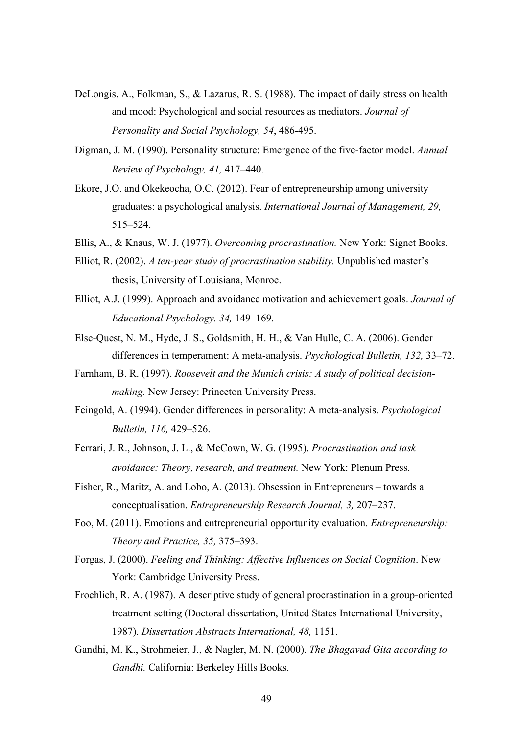DeLongis, A., Folkman, S., & Lazarus, R. S. (1988). The impact of daily stress on health and mood: Psychological and social resources as mediators. *Journal of Personality and Social Psychology, 54*, 486-495.

Digman, J. M. (1990). Personality structure: Emergence of the five-factor model. *Annual Review of Psychology, 41,* 417–440.

Ekore, J.O. and Okekeocha, O.C. (2012). Fear of entrepreneurship among university graduates: a psychological analysis. *International Journal of Management, 29,* 515–524.

Ellis, A., & Knaus, W. J. (1977). *Overcoming procrastination.* New York: Signet Books.

Elliot, R. (2002). *A ten-year study of procrastination stability.* Unpublished master's thesis, University of Louisiana, Monroe.

Elliot, A.J. (1999). Approach and avoidance motivation and achievement goals. *Journal of Educational Psychology. 34,* 149–169.

Else-Quest, N. M., Hyde, J. S., Goldsmith, H. H., & Van Hulle, C. A. (2006). Gender differences in temperament: A meta-analysis. *Psychological Bulletin, 132,* 33–72.

Farnham, B. R. (1997). *Roosevelt and the Munich crisis: A study of political decision-making.* New Jersey: Princeton University Press.

Feingold, A. (1994). Gender differences in personality: A meta-analysis. *Psychological Bulletin, 116,* 429–526.

Ferrari, J. R., Johnson, J. L., & McCown, W. G. (1995). *Procrastination and task avoidance: Theory, research, and treatment.* New York: Plenum Press.

Fisher, R., Maritz, A. and Lobo, A. (2013). Obsession in Entrepreneurs – towards a conceptualisation. *Entrepreneurship Research Journal, 3,* 207–237.

Foo, M. (2011). Emotions and entrepreneurial opportunity evaluation. *Entrepreneurship: Theory and Practice, 35,* 375–393.

Forgas, J. (2000). *Feeling and Thinking: Affective Influences on Social Cognition*. New York: Cambridge University Press.

Froehlich, R. A. (1987). A descriptive study of general procrastination in a group-oriented treatment setting (Doctoral dissertation, United States International University, 1987). *Dissertation Abstracts International, 48,* 1151.

Gandhi, M. K., Strohmeier, J., & Nagler, M. N. (2000). *The Bhagavad Gita according to Gandhi.* California: Berkeley Hills Books.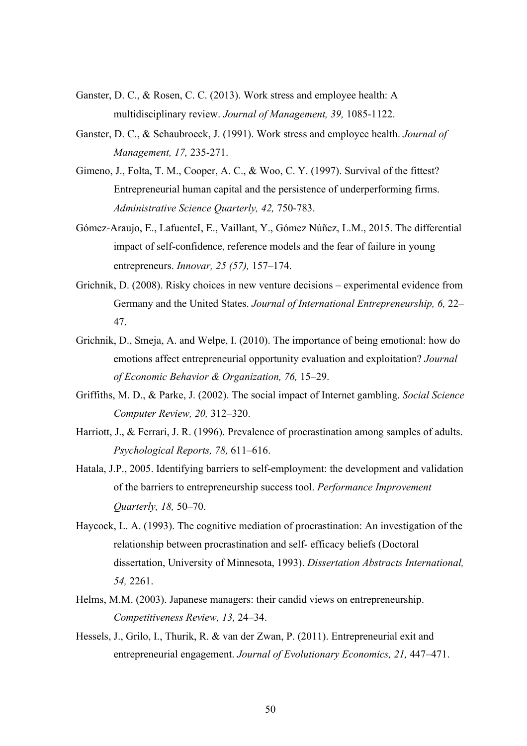Ganster, D. C., & Rosen, C. C. (2013). Work stress and employee health: A multidisciplinary review. *Journal of Management, 39,* 1085-1122.

Ganster, D. C., & Schaubroeck, J. (1991). Work stress and employee health. *Journal of Management, 17,* 235-271.

Gimeno, J., Folta, T. M., Cooper, A. C., & Woo, C. Y. (1997). Survival of the fittest? Entrepreneurial human capital and the persistence of underperforming firms. *Administrative Science Quarterly, 42,* 750-783.

Gómez-Araujo, E., LafuenteI, E., Vaillant, Y., Gómez Núñez, L.M., 2015. The differential impact of self-confidence, reference models and the fear of failure in young entrepreneurs. *Innovar, 25 (57),* 157–174.

Grichnik, D. (2008). Risky choices in new venture decisions – experimental evidence from Germany and the United States. *Journal of International Entrepreneurship, 6,* 22–47.

Grichnik, D., Smeja, A. and Welpe, I. (2010). The importance of being emotional: how do emotions affect entrepreneurial opportunity evaluation and exploitation? *Journal of Economic Behavior & Organization, 76,* 15–29.

Griffiths, M. D., & Parke, J. (2002). The social impact of Internet gambling. *Social Science Computer Review, 20,* 312–320.

Harriott, J., & Ferrari, J. R. (1996). Prevalence of procrastination among samples of adults. *Psychological Reports, 78,* 611–616.

Hatala, J.P., 2005. Identifying barriers to self-employment: the development and validation of the barriers to entrepreneurship success tool. *Performance Improvement Quarterly, 18,* 50–70.

Haycock, L. A. (1993). The cognitive mediation of procrastination: An investigation of the relationship between procrastination and self- efficacy beliefs (Doctoral dissertation, University of Minnesota, 1993). *Dissertation Abstracts International, 54,* 2261.

Helms, M.M. (2003). Japanese managers: their candid views on entrepreneurship. *Competitiveness Review, 13,* 24–34.

Hessels, J., Grilo, I., Thurik, R. & van der Zwan, P. (2011). Entrepreneurial exit and entrepreneurial engagement. *Journal of Evolutionary Economics, 21,* 447–471.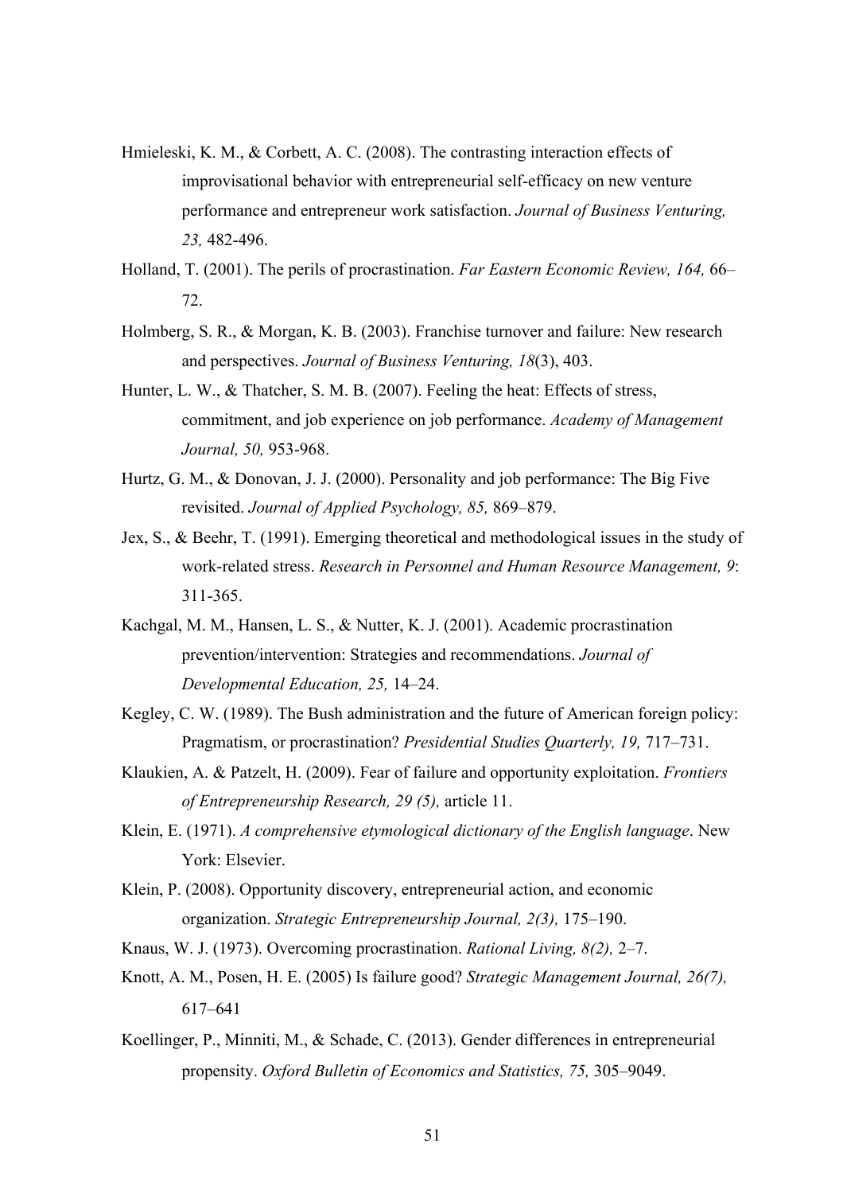Hmieleski, K. M., & Corbett, A. C. (2008). The contrasting interaction effects of improvisational behavior with entrepreneurial self-efficacy on new venture performance and entrepreneur work satisfaction. *Journal of Business Venturing, 23,* 482-496.

Holland, T. (2001). The perils of procrastination. *Far Eastern Economic Review, 164,* 66–72.

Holmberg, S. R., & Morgan, K. B. (2003). Franchise turnover and failure: New research and perspectives. *Journal of Business Venturing, 18*(3), 403.

Hunter, L. W., & Thatcher, S. M. B. (2007). Feeling the heat: Effects of stress, commitment, and job experience on job performance. *Academy of Management Journal, 50,* 953-968.

Hurtz, G. M., & Donovan, J. J. (2000). Personality and job performance: The Big Five revisited. *Journal of Applied Psychology, 85,* 869–879.

Jex, S., & Beehr, T. (1991). Emerging theoretical and methodological issues in the study of work-related stress. *Research in Personnel and Human Resource Management, 9*: 311-365.

Kachgal, M. M., Hansen, L. S., & Nutter, K. J. (2001). Academic procrastination prevention/intervention: Strategies and recommendations. *Journal of Developmental Education, 25,* 14–24.

Kegley, C. W. (1989). The Bush administration and the future of American foreign policy: Pragmatism, or procrastination? *Presidential Studies Quarterly, 19,* 717–731.

Klaukien, A. & Patzelt, H. (2009). Fear of failure and opportunity exploitation. *Frontiers of Entrepreneurship Research, 29 (5),* article 11.

Klein, E. (1971). *A comprehensive etymological dictionary of the English language*. New York: Elsevier.

Klein, P. (2008). Opportunity discovery, entrepreneurial action, and economic organization. *Strategic Entrepreneurship Journal, 2(3),* 175–190.

Knaus, W. J. (1973). Overcoming procrastination. *Rational Living, 8(2),* 2–7.

Knott, A. M., Posen, H. E. (2005) Is failure good? *Strategic Management Journal, 26(7),* 617–641

Koellinger, P., Minniti, M., & Schade, C. (2013). Gender differences in entrepreneurial propensity. *Oxford Bulletin of Economics and Statistics, 75,* 305–9049.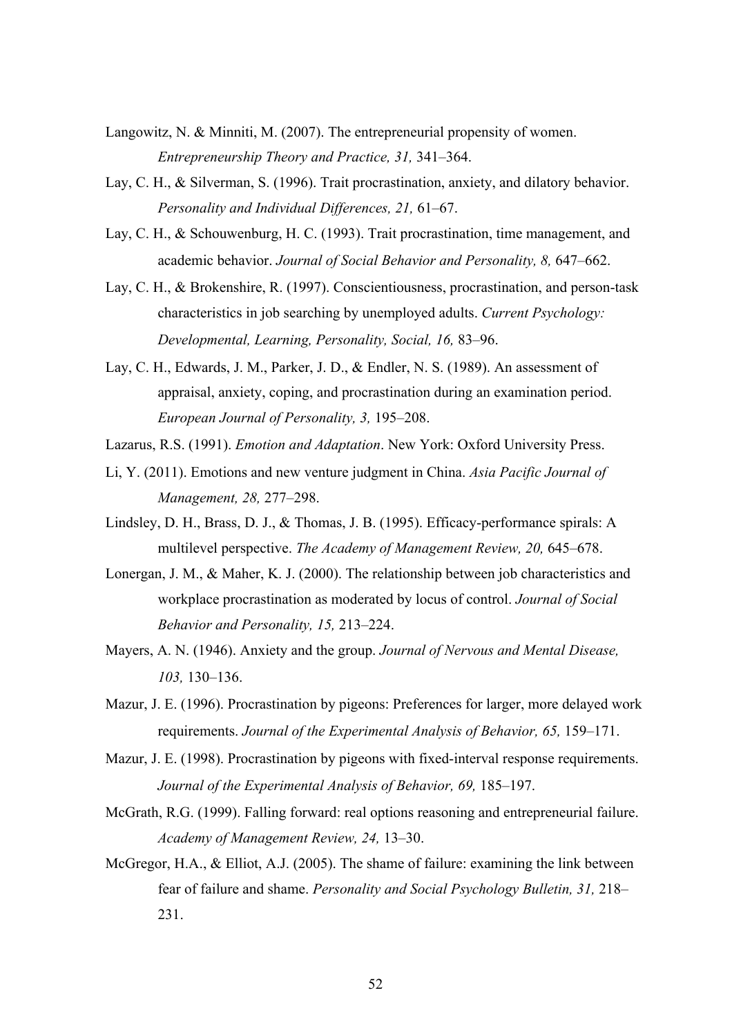Langowitz, N. & Minniti, M. (2007). The entrepreneurial propensity of women. *Entrepreneurship Theory and Practice, 31,* 341–364.

Lay, C. H., & Silverman, S. (1996). Trait procrastination, anxiety, and dilatory behavior. *Personality and Individual Differences, 21,* 61–67.

Lay, C. H., & Schouwenburg, H. C. (1993). Trait procrastination, time management, and academic behavior. *Journal of Social Behavior and Personality, 8,* 647–662.

Lay, C. H., & Brokenshire, R. (1997). Conscientiousness, procrastination, and person-task characteristics in job searching by unemployed adults. *Current Psychology: Developmental, Learning, Personality, Social, 16,* 83–96.

Lay, C. H., Edwards, J. M., Parker, J. D., & Endler, N. S. (1989). An assessment of appraisal, anxiety, coping, and procrastination during an examination period. *European Journal of Personality, 3,* 195–208.

Lazarus, R.S. (1991). *Emotion and Adaptation*. New York: Oxford University Press.

Li, Y. (2011). Emotions and new venture judgment in China. *Asia Pacific Journal of Management, 28,* 277–298.

Lindsley, D. H., Brass, D. J., & Thomas, J. B. (1995). Efficacy-performance spirals: A multilevel perspective. *The Academy of Management Review, 20,* 645–678.

Lonergan, J. M., & Maher, K. J. (2000). The relationship between job characteristics and workplace procrastination as moderated by locus of control. *Journal of Social Behavior and Personality, 15,* 213–224.

Mayers, A. N. (1946). Anxiety and the group. *Journal of Nervous and Mental Disease, 103,* 130–136.

Mazur, J. E. (1996). Procrastination by pigeons: Preferences for larger, more delayed work requirements. *Journal of the Experimental Analysis of Behavior, 65,* 159–171.

Mazur, J. E. (1998). Procrastination by pigeons with fixed-interval response requirements. *Journal of the Experimental Analysis of Behavior, 69,* 185–197.

McGrath, R.G. (1999). Falling forward: real options reasoning and entrepreneurial failure. *Academy of Management Review, 24,* 13–30.

McGregor, H.A., & Elliot, A.J. (2005). The shame of failure: examining the link between fear of failure and shame. *Personality and Social Psychology Bulletin, 31,* 218–231.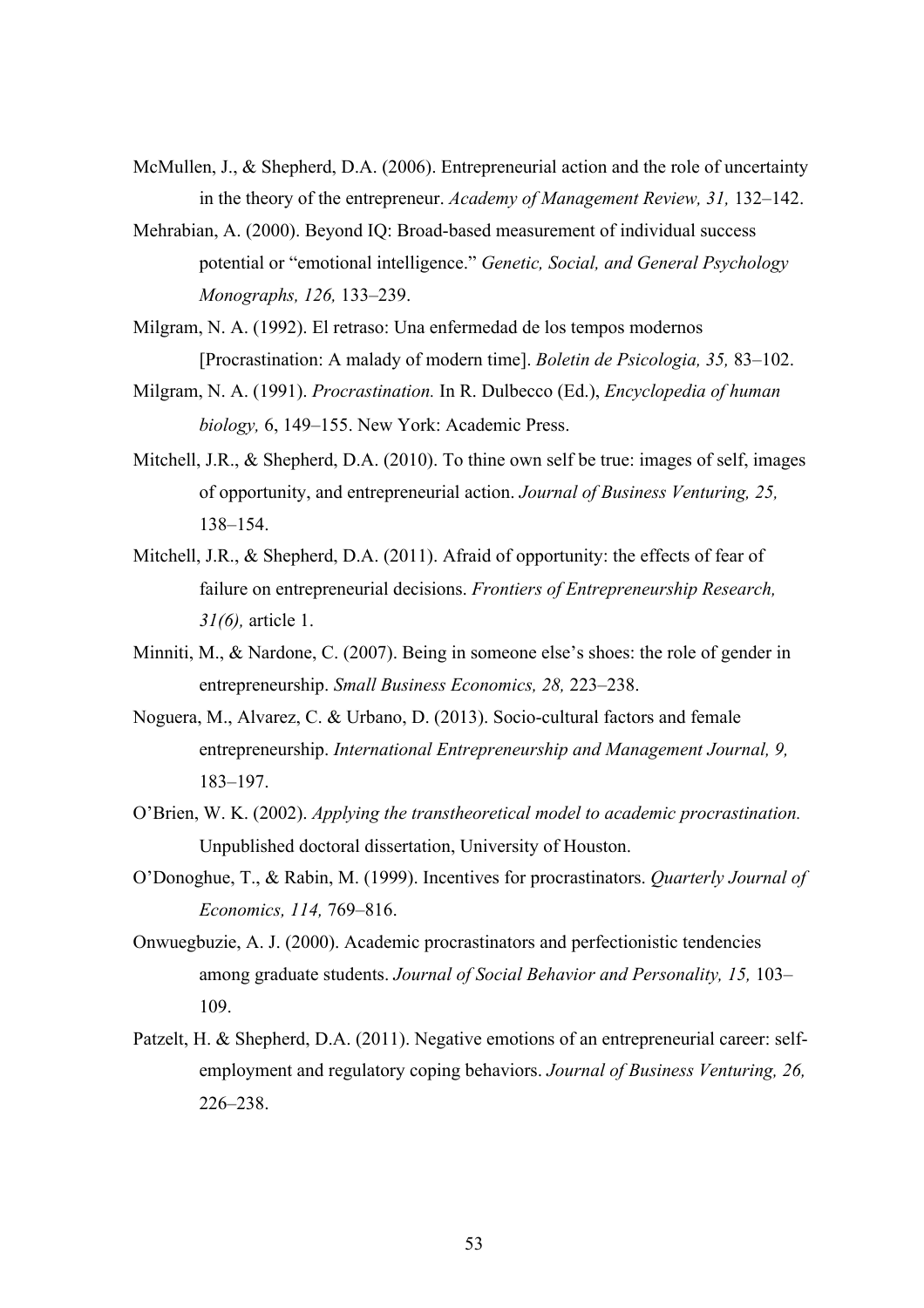McMullen, J., & Shepherd, D.A. (2006). Entrepreneurial action and the role of uncertainty in the theory of the entrepreneur. *Academy of Management Review, 31,* 132–142.

Mehrabian, A. (2000). Beyond IQ: Broad-based measurement of individual success potential or "emotional intelligence." *Genetic, Social, and General Psychology Monographs, 126,* 133–239.

Milgram, N. A. (1992). El retraso: Una enfermedad de los tempos modernos [Procrastination: A malady of modern time]. *Boletin de Psicologia, 35,* 83–102.

Milgram, N. A. (1991). *Procrastination.* In R. Dulbecco (Ed.), *Encyclopedia of human biology,* 6, 149–155. New York: Academic Press.

Mitchell, J.R., & Shepherd, D.A. (2010). To thine own self be true: images of self, images of opportunity, and entrepreneurial action. *Journal of Business Venturing, 25,* 138–154.

Mitchell, J.R., & Shepherd, D.A. (2011). Afraid of opportunity: the effects of fear of failure on entrepreneurial decisions. *Frontiers of Entrepreneurship Research, 31(6),* article 1.

Minniti, M., & Nardone, C. (2007). Being in someone else's shoes: the role of gender in entrepreneurship. *Small Business Economics, 28,* 223–238.

Noguera, M., Alvarez, C. & Urbano, D. (2013). Socio-cultural factors and female entrepreneurship. *International Entrepreneurship and Management Journal, 9,* 183–197.

O'Brien, W. K. (2002). *Applying the transtheoretical model to academic procrastination.* Unpublished doctoral dissertation, University of Houston.

O'Donoghue, T., & Rabin, M. (1999). Incentives for procrastinators. *Quarterly Journal of Economics, 114,* 769–816.

Onwuegbuzie, A. J. (2000). Academic procrastinators and perfectionistic tendencies among graduate students. *Journal of Social Behavior and Personality, 15,* 103–109.

Patzelt, H. & Shepherd, D.A. (2011). Negative emotions of an entrepreneurial career: self-employment and regulatory coping behaviors. *Journal of Business Venturing, 26,* 226–238.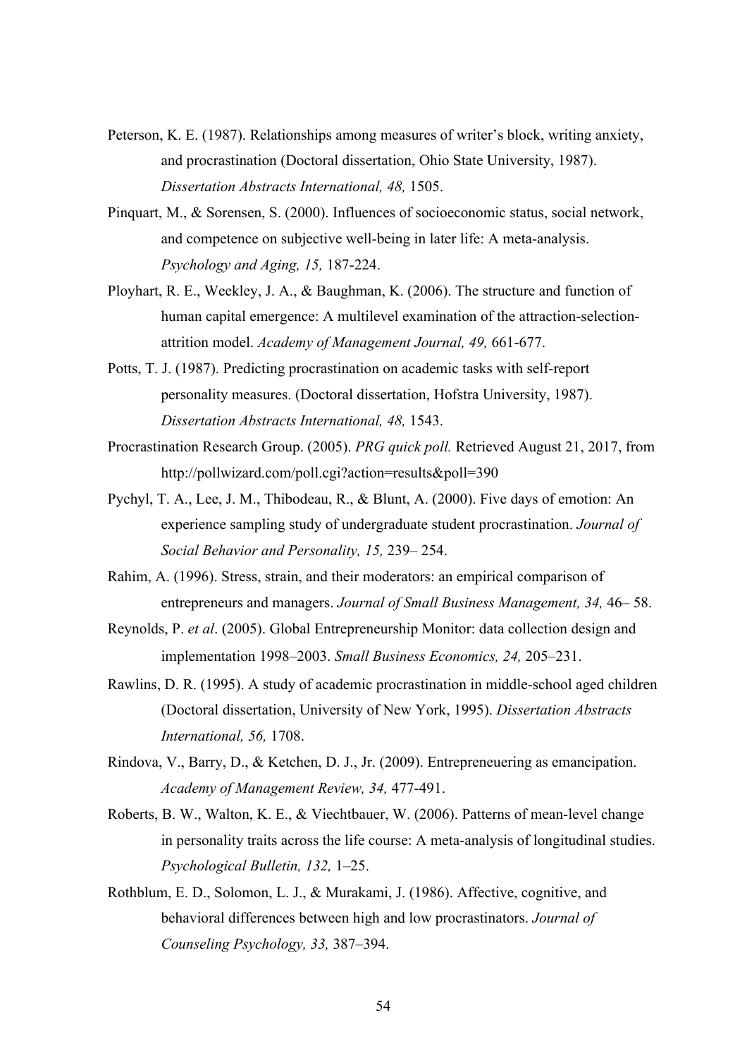Peterson, K. E. (1987). Relationships among measures of writer's block, writing anxiety, and procrastination (Doctoral dissertation, Ohio State University, 1987). *Dissertation Abstracts International, 48,* 1505.

Pinquart, M., & Sorensen, S. (2000). Influences of socioeconomic status, social network, and competence on subjective well-being in later life: A meta-analysis. *Psychology and Aging, 15,* 187-224.

Ployhart, R. E., Weekley, J. A., & Baughman, K. (2006). The structure and function of human capital emergence: A multilevel examination of the attraction-selection-attrition model. *Academy of Management Journal, 49,* 661-677.

Potts, T. J. (1987). Predicting procrastination on academic tasks with self-report personality measures. (Doctoral dissertation, Hofstra University, 1987). *Dissertation Abstracts International, 48,* 1543.

Procrastination Research Group. (2005). *PRG quick poll.* Retrieved August 21, 2017, from http://pollwizard.com/poll.cgi?action=results&poll=390

Pychyl, T. A., Lee, J. M., Thibodeau, R., & Blunt, A. (2000). Five days of emotion: An experience sampling study of undergraduate student procrastination. *Journal of Social Behavior and Personality, 15,* 239– 254.

Rahim, A. (1996). Stress, strain, and their moderators: an empirical comparison of entrepreneurs and managers. *Journal of Small Business Management, 34,* 46– 58.

Reynolds, P. *et al*. (2005). Global Entrepreneurship Monitor: data collection design and implementation 1998–2003. *Small Business Economics, 24,* 205–231.

Rawlins, D. R. (1995). A study of academic procrastination in middle-school aged children (Doctoral dissertation, University of New York, 1995). *Dissertation Abstracts International, 56,* 1708.

Rindova, V., Barry, D., & Ketchen, D. J., Jr. (2009). Entrepreneuering as emancipation. *Academy of Management Review, 34,* 477-491.

Roberts, B. W., Walton, K. E., & Viechtbauer, W. (2006). Patterns of mean-level change in personality traits across the life course: A meta-analysis of longitudinal studies. *Psychological Bulletin, 132,* 1–25.

Rothblum, E. D., Solomon, L. J., & Murakami, J. (1986). Affective, cognitive, and behavioral differences between high and low procrastinators. *Journal of Counseling Psychology, 33,* 387–394.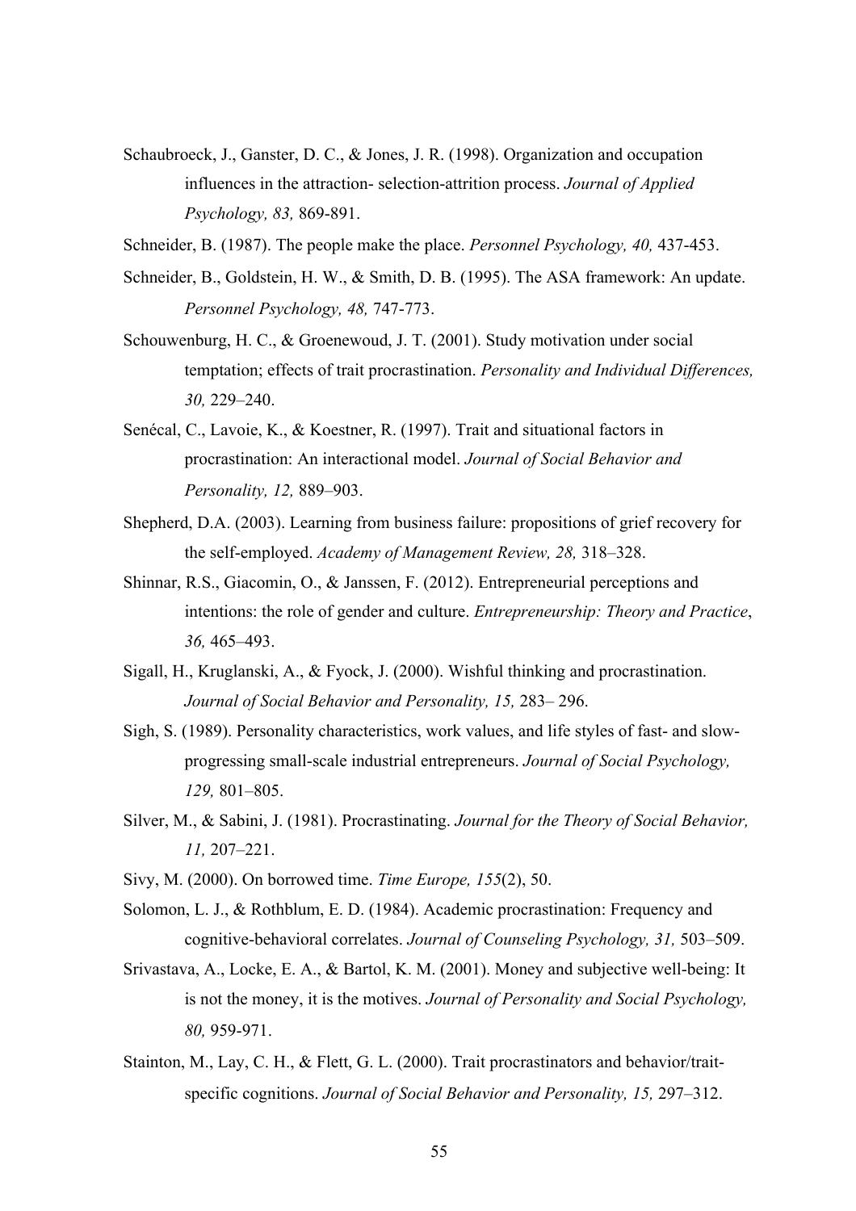Schaubroeck, J., Ganster, D. C., & Jones, J. R. (1998). Organization and occupation influences in the attraction- selection-attrition process. *Journal of Applied Psychology, 83,* 869-891.

Schneider, B. (1987). The people make the place. *Personnel Psychology, 40,* 437-453.

Schneider, B., Goldstein, H. W., & Smith, D. B. (1995). The ASA framework: An update. *Personnel Psychology, 48,* 747-773.

Schouwenburg, H. C., & Groenewoud, J. T. (2001). Study motivation under social temptation; effects of trait procrastination. *Personality and Individual Differences, 30,* 229–240.

Senécal, C., Lavoie, K., & Koestner, R. (1997). Trait and situational factors in procrastination: An interactional model. *Journal of Social Behavior and Personality, 12,* 889–903.

Shepherd, D.A. (2003). Learning from business failure: propositions of grief recovery for the self-employed. *Academy of Management Review, 28,* 318–328.

Shinnar, R.S., Giacomin, O., & Janssen, F. (2012). Entrepreneurial perceptions and intentions: the role of gender and culture. *Entrepreneurship: Theory and Practice*, *36,* 465–493.

Sigall, H., Kruglanski, A., & Fyock, J. (2000). Wishful thinking and procrastination. *Journal of Social Behavior and Personality, 15,* 283– 296.

Sigh, S. (1989). Personality characteristics, work values, and life styles of fast- and slow-progressing small-scale industrial entrepreneurs. *Journal of Social Psychology, 129,* 801–805.

Silver, M., & Sabini, J. (1981). Procrastinating. *Journal for the Theory of Social Behavior, 11,* 207–221.

Sivy, M. (2000). On borrowed time. *Time Europe, 155*(2), 50.

Solomon, L. J., & Rothblum, E. D. (1984). Academic procrastination: Frequency and cognitive-behavioral correlates. *Journal of Counseling Psychology, 31,* 503–509.

Srivastava, A., Locke, E. A., & Bartol, K. M. (2001). Money and subjective well-being: It is not the money, it is the motives. *Journal of Personality and Social Psychology, 80,* 959-971.

Stainton, M., Lay, C. H., & Flett, G. L. (2000). Trait procrastinators and behavior/trait-specific cognitions. *Journal of Social Behavior and Personality, 15,* 297–312.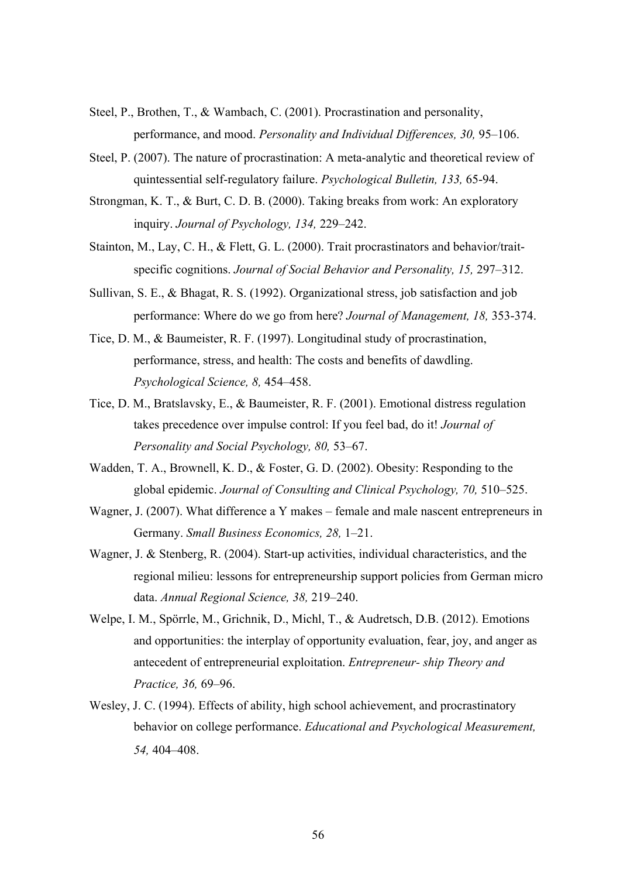Steel, P., Brothen, T., & Wambach, C. (2001). Procrastination and personality, performance, and mood. *Personality and Individual Differences, 30,* 95–106.

Steel, P. (2007). The nature of procrastination: A meta-analytic and theoretical review of quintessential self-regulatory failure. *Psychological Bulletin, 133,* 65-94.

Strongman, K. T., & Burt, C. D. B. (2000). Taking breaks from work: An exploratory inquiry. *Journal of Psychology, 134,* 229–242.

Stainton, M., Lay, C. H., & Flett, G. L. (2000). Trait procrastinators and behavior/trait-specific cognitions. *Journal of Social Behavior and Personality, 15,* 297–312.

Sullivan, S. E., & Bhagat, R. S. (1992). Organizational stress, job satisfaction and job performance: Where do we go from here? *Journal of Management, 18,* 353-374.

Tice, D. M., & Baumeister, R. F. (1997). Longitudinal study of procrastination, performance, stress, and health: The costs and benefits of dawdling. *Psychological Science, 8,* 454–458.

Tice, D. M., Bratslavsky, E., & Baumeister, R. F. (2001). Emotional distress regulation takes precedence over impulse control: If you feel bad, do it! *Journal of Personality and Social Psychology, 80,* 53–67.

Wadden, T. A., Brownell, K. D., & Foster, G. D. (2002). Obesity: Responding to the global epidemic. *Journal of Consulting and Clinical Psychology, 70,* 510–525.

Wagner, J. (2007). What difference a Y makes – female and male nascent entrepreneurs in Germany. *Small Business Economics, 28,* 1–21.

Wagner, J. & Stenberg, R. (2004). Start-up activities, individual characteristics, and the regional milieu: lessons for entrepreneurship support policies from German micro data. *Annual Regional Science, 38,* 219–240.

Welpe, I. M., Spörrle, M., Grichnik, D., Michl, T., & Audretsch, D.B. (2012). Emotions and opportunities: the interplay of opportunity evaluation, fear, joy, and anger as antecedent of entrepreneurial exploitation. *Entrepreneur- ship Theory and Practice, 36,* 69–96.

Wesley, J. C. (1994). Effects of ability, high school achievement, and procrastinatory behavior on college performance. *Educational and Psychological Measurement, 54,* 404–408.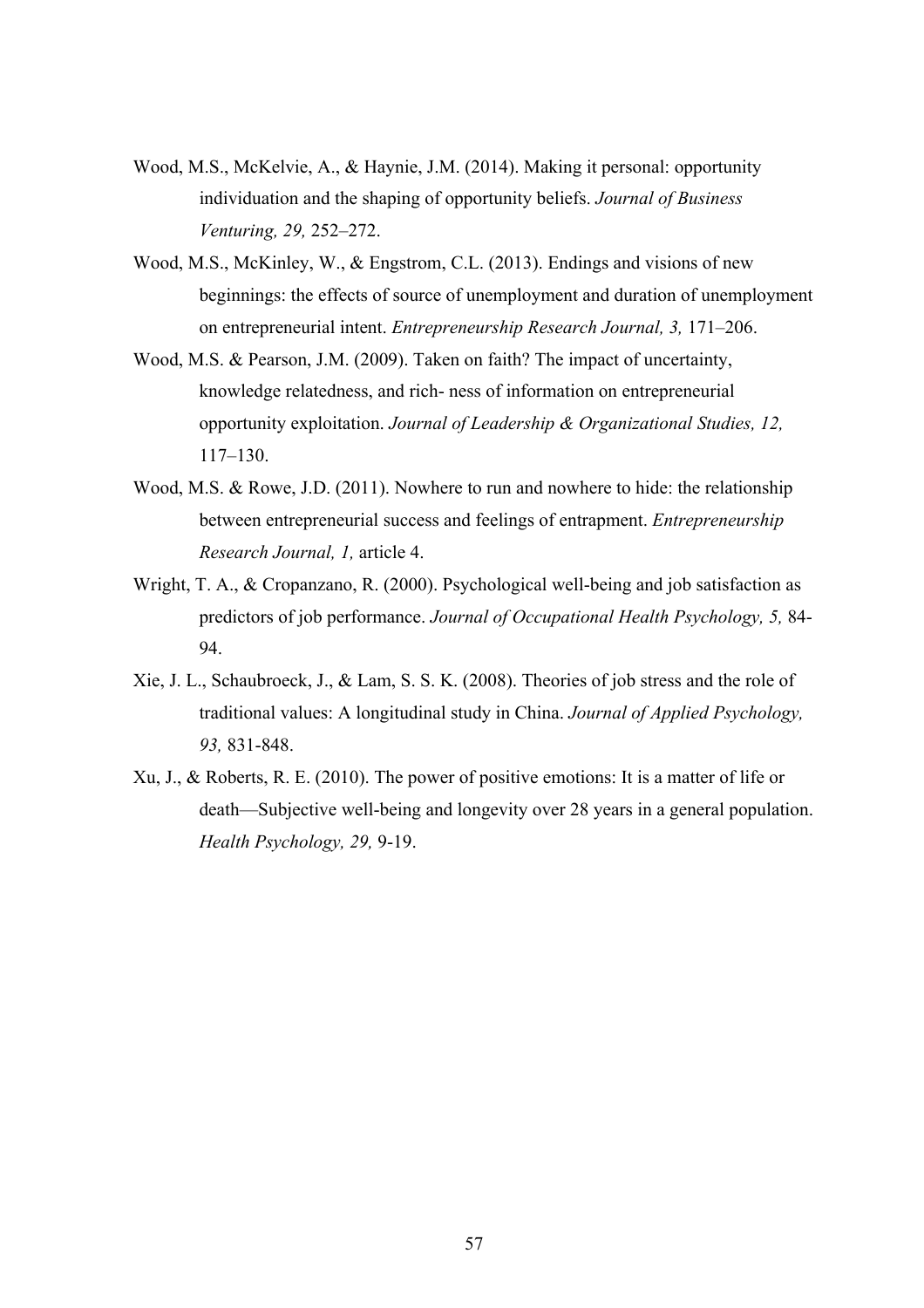Wood, M.S., McKelvie, A., & Haynie, J.M. (2014). Making it personal: opportunity individuation and the shaping of opportunity beliefs. *Journal of Business Venturing, 29,* 252–272.

Wood, M.S., McKinley, W., & Engstrom, C.L. (2013). Endings and visions of new beginnings: the effects of source of unemployment and duration of unemployment on entrepreneurial intent. *Entrepreneurship Research Journal, 3,* 171–206.

Wood, M.S. & Pearson, J.M. (2009). Taken on faith? The impact of uncertainty, knowledge relatedness, and rich- ness of information on entrepreneurial opportunity exploitation. *Journal of Leadership & Organizational Studies, 12,* 117–130.

Wood, M.S. & Rowe, J.D. (2011). Nowhere to run and nowhere to hide: the relationship between entrepreneurial success and feelings of entrapment. *Entrepreneurship Research Journal, 1,* article 4.

Wright, T. A., & Cropanzano, R. (2000). Psychological well-being and job satisfaction as predictors of job performance. *Journal of Occupational Health Psychology, 5,* 84-94.

Xie, J. L., Schaubroeck, J., & Lam, S. S. K. (2008). Theories of job stress and the role of traditional values: A longitudinal study in China. *Journal of Applied Psychology, 93,* 831-848.

Xu, J., & Roberts, R. E. (2010). The power of positive emotions: It is a matter of life or death—Subjective well-being and longevity over 28 years in a general population. *Health Psychology, 29,* 9-19.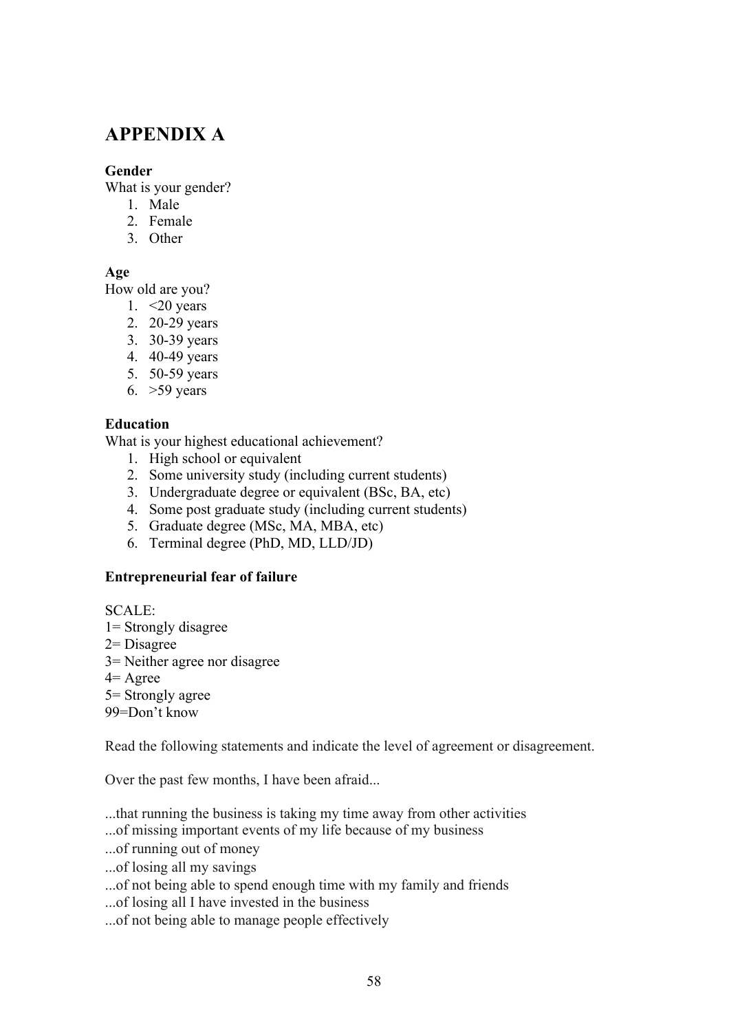# APPENDIX A

**Gender**

What is your gender?

1. Male
2. Female
3. Other

**Age**

How old are you?

1. <20 years
2. 20-29 years
3. 30-39 years
4. 40-49 years
5. 50-59 years
6. >59 years

**Education**

What is your highest educational achievement?

1. High school or equivalent
2. Some university study (including current students)
3. Undergraduate degree or equivalent (BSc, BA, etc)
4. Some post graduate study (including current students)
5. Graduate degree (MSc, MA, MBA, etc)
6. Terminal degree (PhD, MD, LLD/JD)

**Entrepreneurial fear of failure**

SCALE:
1= Strongly disagree
2= Disagree
3= Neither agree nor disagree
4= Agree
5= Strongly agree
99=Don't know

Read the following statements and indicate the level of agreement or disagreement.

Over the past few months, I have been afraid...

...that running the business is taking my time away from other activities
...of missing important events of my life because of my business
...of running out of money
...of losing all my savings
...of not being able to spend enough time with my family and friends
...of losing all I have invested in the business
...of not being able to manage people effectively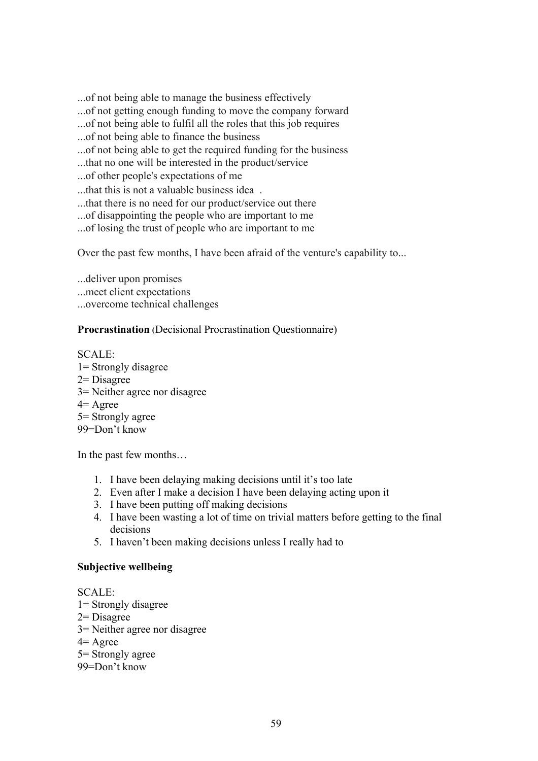...of not being able to manage the business effectively  
...of not getting enough funding to move the company forward  
...of not being able to fulfil all the roles that this job requires  
...of not being able to finance the business  
...of not being able to get the required funding for the business  
...that no one will be interested in the product/service  
...of other people's expectations of me  
...that this is not a valuable business idea .  
...that there is no need for our product/service out there  
...of disappointing the people who are important to me  
...of losing the trust of people who are important to me

Over the past few months, I have been afraid of the venture's capability to...

...deliver upon promises  
...meet client expectations  
...overcome technical challenges

**Procrastination** (Decisional Procrastination Questionnaire)

SCALE:  
1= Strongly disagree  
2= Disagree  
3= Neither agree nor disagree  
4= Agree  
5= Strongly agree  
99=Don't know

In the past few months…

1. I have been delaying making decisions until it's too late
2. Even after I make a decision I have been delaying acting upon it
3. I have been putting off making decisions
4. I have been wasting a lot of time on trivial matters before getting to the final decisions
5. I haven't been making decisions unless I really had to

**Subjective wellbeing**

SCALE:  
1= Strongly disagree  
2= Disagree  
3= Neither agree nor disagree  
4= Agree  
5= Strongly agree  
99=Don't know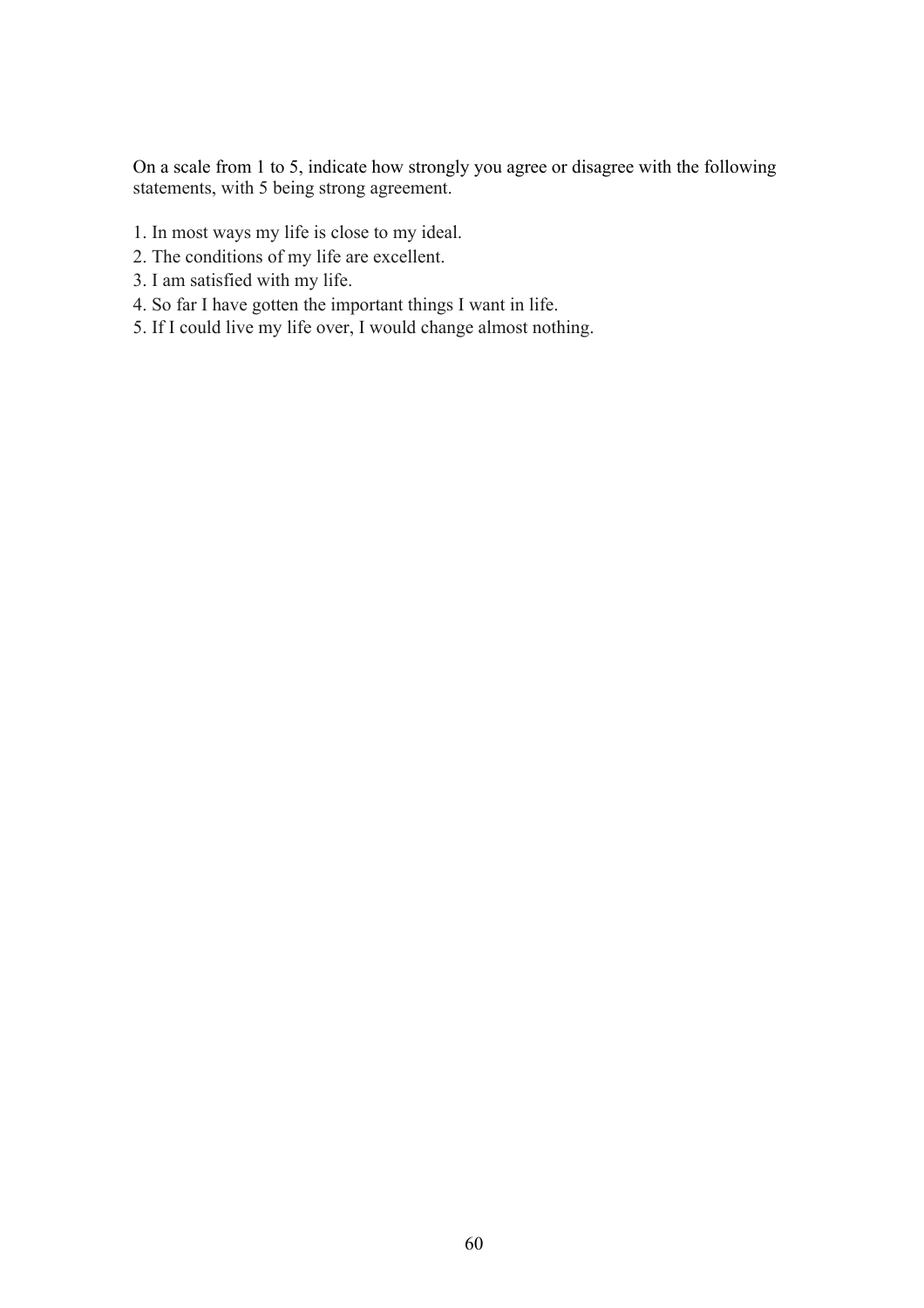On a scale from 1 to 5, indicate how strongly you agree or disagree with the following statements, with 5 being strong agreement.

1. In most ways my life is close to my ideal.
2. The conditions of my life are excellent.
3. I am satisfied with my life.
4. So far I have gotten the important things I want in life.
5. If I could live my life over, I would change almost nothing.